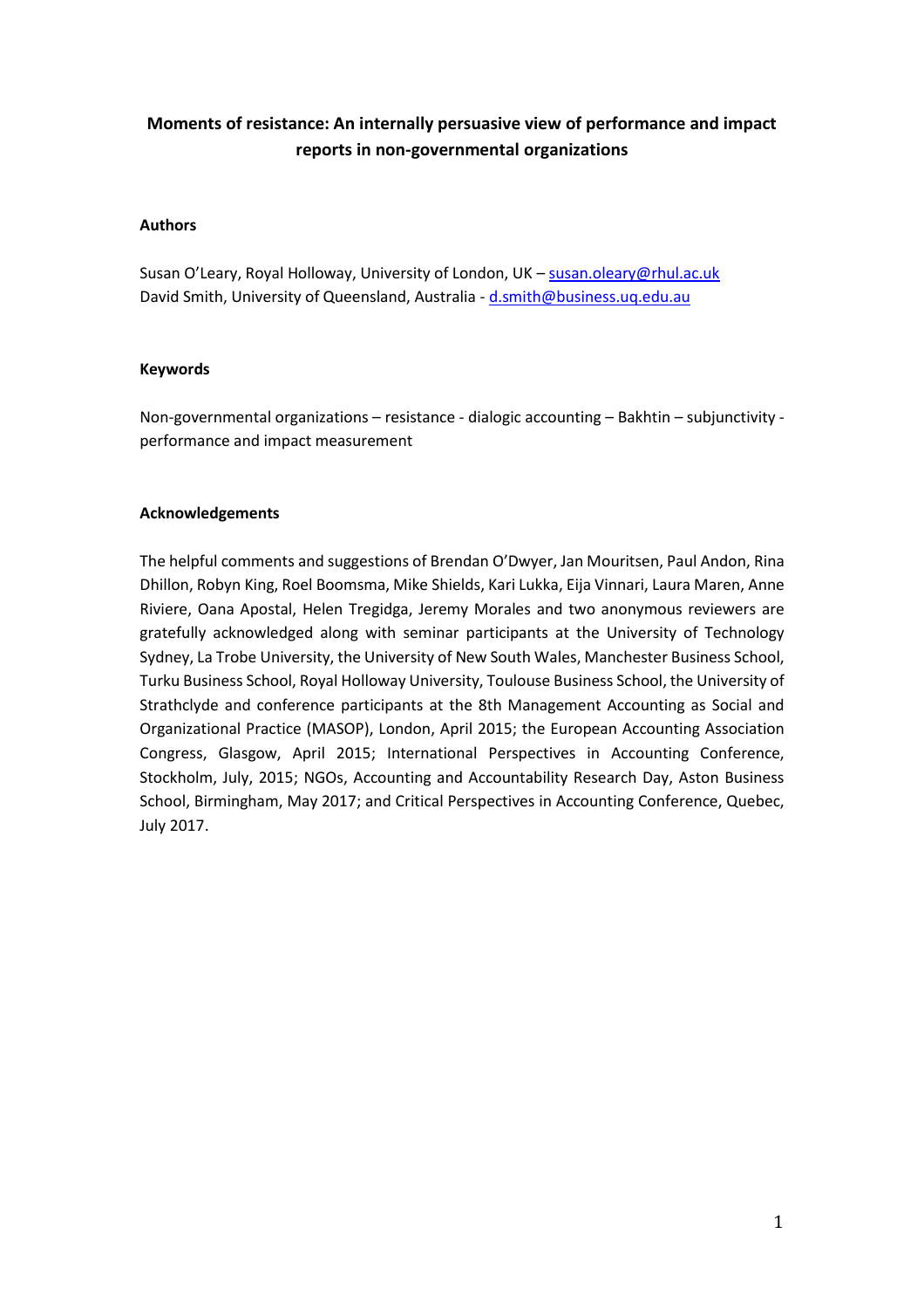# Moments of resistance: An internally persuasive view of performance and impact reports in non-governmental organizations

## Authors

Susan O'Leary, Royal Holloway, University of London, UK – susan.oleary@rhul.ac.uk
David Smith, University of Queensland, Australia - d.smith@business.uq.edu.au

## Keywords

Non-governmental organizations – resistance - dialogic accounting – Bakhtin – subjunctivity - performance and impact measurement

## Acknowledgements

The helpful comments and suggestions of Brendan O'Dwyer, Jan Mouritsen, Paul Andon, Rina Dhillon, Robyn King, Roel Boomsma, Mike Shields, Kari Lukka, Eija Vinnari, Laura Maren, Anne Riviere, Oana Apostal, Helen Tregidga, Jeremy Morales and two anonymous reviewers are gratefully acknowledged along with seminar participants at the University of Technology Sydney, La Trobe University, the University of New South Wales, Manchester Business School, Turku Business School, Royal Holloway University, Toulouse Business School, the University of Strathclyde and conference participants at the 8th Management Accounting as Social and Organizational Practice (MASOP), London, April 2015; the European Accounting Association Congress, Glasgow, April 2015; International Perspectives in Accounting Conference, Stockholm, July, 2015; NGOs, Accounting and Accountability Research Day, Aston Business School, Birmingham, May 2017; and Critical Perspectives in Accounting Conference, Quebec, July 2017.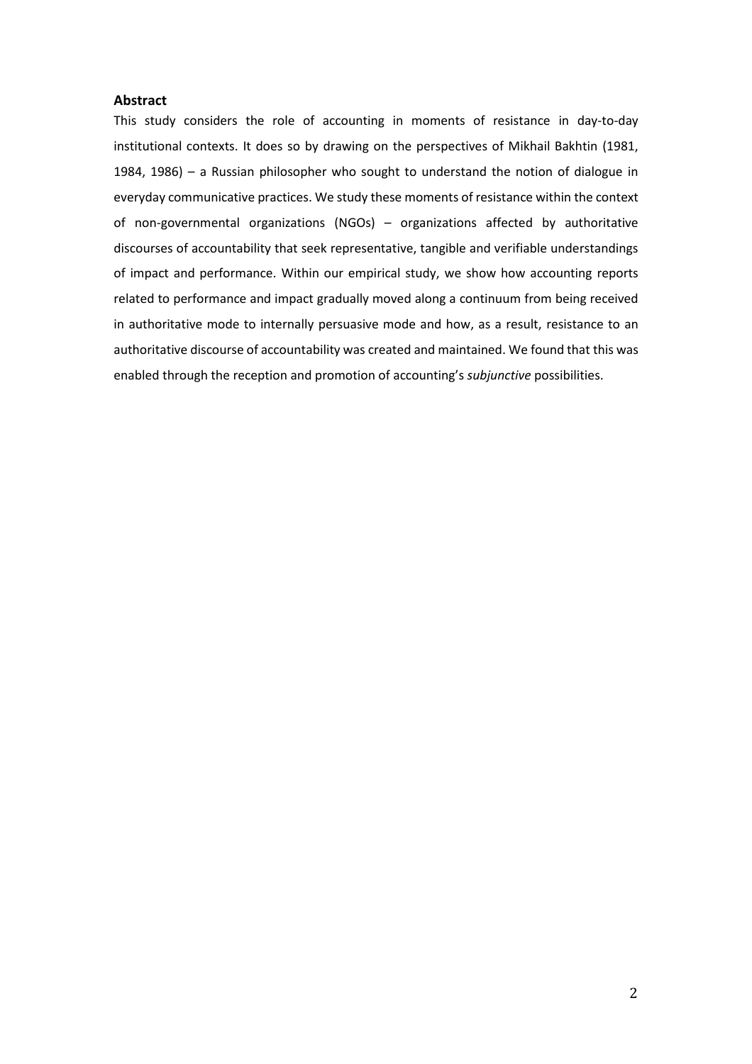## Abstract

This study considers the role of accounting in moments of resistance in day-to-day institutional contexts. It does so by drawing on the perspectives of Mikhail Bakhtin (1981, 1984, 1986) – a Russian philosopher who sought to understand the notion of dialogue in everyday communicative practices. We study these moments of resistance within the context of non-governmental organizations (NGOs) – organizations affected by authoritative discourses of accountability that seek representative, tangible and verifiable understandings of impact and performance. Within our empirical study, we show how accounting reports related to performance and impact gradually moved along a continuum from being received in authoritative mode to internally persuasive mode and how, as a result, resistance to an authoritative discourse of accountability was created and maintained. We found that this was enabled through the reception and promotion of accounting's *subjunctive* possibilities.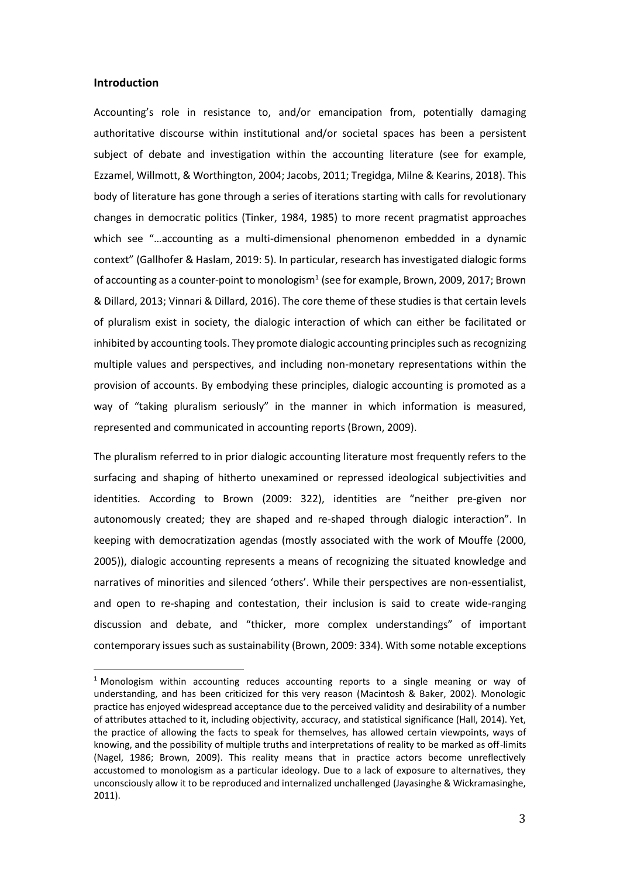## Introduction

Accounting's role in resistance to, and/or emancipation from, potentially damaging authoritative discourse within institutional and/or societal spaces has been a persistent subject of debate and investigation within the accounting literature (see for example, Ezzamel, Willmott, & Worthington, 2004; Jacobs, 2011; Tregidga, Milne & Kearins, 2018). This body of literature has gone through a series of iterations starting with calls for revolutionary changes in democratic politics (Tinker, 1984, 1985) to more recent pragmatist approaches which see "…accounting as a multi-dimensional phenomenon embedded in a dynamic context" (Gallhofer & Haslam, 2019: 5). In particular, research has investigated dialogic forms of accounting as a counter-point to monologism[1] (see for example, Brown, 2009, 2017; Brown & Dillard, 2013; Vinnari & Dillard, 2016). The core theme of these studies is that certain levels of pluralism exist in society, the dialogic interaction of which can either be facilitated or inhibited by accounting tools. They promote dialogic accounting principles such as recognizing multiple values and perspectives, and including non-monetary representations within the provision of accounts. By embodying these principles, dialogic accounting is promoted as a way of "taking pluralism seriously" in the manner in which information is measured, represented and communicated in accounting reports (Brown, 2009).

The pluralism referred to in prior dialogic accounting literature most frequently refers to the surfacing and shaping of hitherto unexamined or repressed ideological subjectivities and identities. According to Brown (2009: 322), identities are "neither pre-given nor autonomously created; they are shaped and re-shaped through dialogic interaction". In keeping with democratization agendas (mostly associated with the work of Mouffe (2000, 2005)), dialogic accounting represents a means of recognizing the situated knowledge and narratives of minorities and silenced 'others'. While their perspectives are non-essentialist, and open to re-shaping and contestation, their inclusion is said to create wide-ranging discussion and debate, and "thicker, more complex understandings" of important contemporary issues such as sustainability (Brown, 2009: 334). With some notable exceptions

[1] Monologism within accounting reduces accounting reports to a single meaning or way of understanding, and has been criticized for this very reason (Macintosh & Baker, 2002). Monologic practice has enjoyed widespread acceptance due to the perceived validity and desirability of a number of attributes attached to it, including objectivity, accuracy, and statistical significance (Hall, 2014). Yet, the practice of allowing the facts to speak for themselves, has allowed certain viewpoints, ways of knowing, and the possibility of multiple truths and interpretations of reality to be marked as off-limits (Nagel, 1986; Brown, 2009). This reality means that in practice actors become unreflectively accustomed to monologism as a particular ideology. Due to a lack of exposure to alternatives, they unconsciously allow it to be reproduced and internalized unchallenged (Jayasinghe & Wickramasinghe, 2011).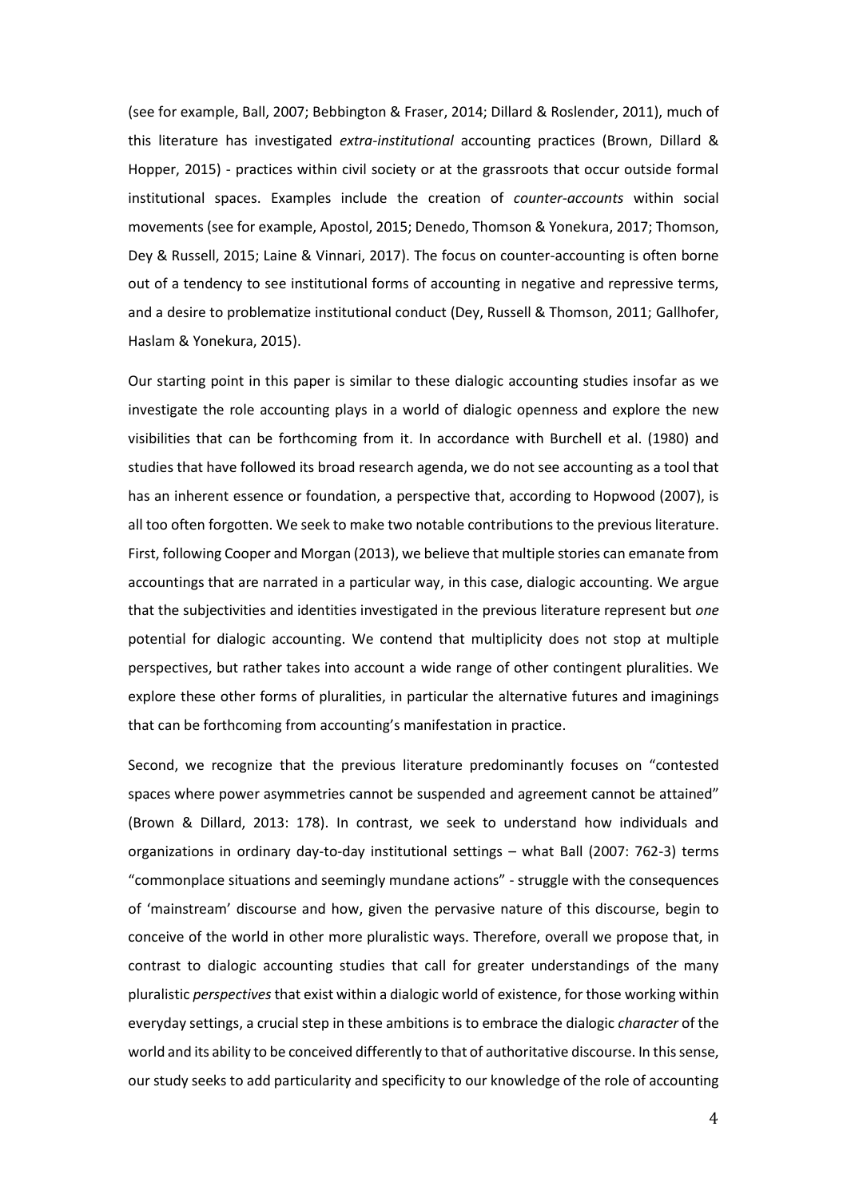(see for example, Ball, 2007; Bebbington & Fraser, 2014; Dillard & Roslender, 2011), much of this literature has investigated *extra-institutional* accounting practices (Brown, Dillard & Hopper, 2015) - practices within civil society or at the grassroots that occur outside formal institutional spaces. Examples include the creation of *counter-accounts* within social movements (see for example, Apostol, 2015; Denedo, Thomson & Yonekura, 2017; Thomson, Dey & Russell, 2015; Laine & Vinnari, 2017). The focus on counter-accounting is often borne out of a tendency to see institutional forms of accounting in negative and repressive terms, and a desire to problematize institutional conduct (Dey, Russell & Thomson, 2011; Gallhofer, Haslam & Yonekura, 2015).

Our starting point in this paper is similar to these dialogic accounting studies insofar as we investigate the role accounting plays in a world of dialogic openness and explore the new visibilities that can be forthcoming from it. In accordance with Burchell et al. (1980) and studies that have followed its broad research agenda, we do not see accounting as a tool that has an inherent essence or foundation, a perspective that, according to Hopwood (2007), is all too often forgotten. We seek to make two notable contributions to the previous literature. First, following Cooper and Morgan (2013), we believe that multiple stories can emanate from accountings that are narrated in a particular way, in this case, dialogic accounting. We argue that the subjectivities and identities investigated in the previous literature represent but *one* potential for dialogic accounting. We contend that multiplicity does not stop at multiple perspectives, but rather takes into account a wide range of other contingent pluralities. We explore these other forms of pluralities, in particular the alternative futures and imaginings that can be forthcoming from accounting's manifestation in practice.

Second, we recognize that the previous literature predominantly focuses on "contested spaces where power asymmetries cannot be suspended and agreement cannot be attained" (Brown & Dillard, 2013: 178). In contrast, we seek to understand how individuals and organizations in ordinary day-to-day institutional settings – what Ball (2007: 762-3) terms "commonplace situations and seemingly mundane actions" - struggle with the consequences of 'mainstream' discourse and how, given the pervasive nature of this discourse, begin to conceive of the world in other more pluralistic ways. Therefore, overall we propose that, in contrast to dialogic accounting studies that call for greater understandings of the many pluralistic *perspectives* that exist within a dialogic world of existence, for those working within everyday settings, a crucial step in these ambitions is to embrace the dialogic *character* of the world and its ability to be conceived differently to that of authoritative discourse. In this sense, our study seeks to add particularity and specificity to our knowledge of the role of accounting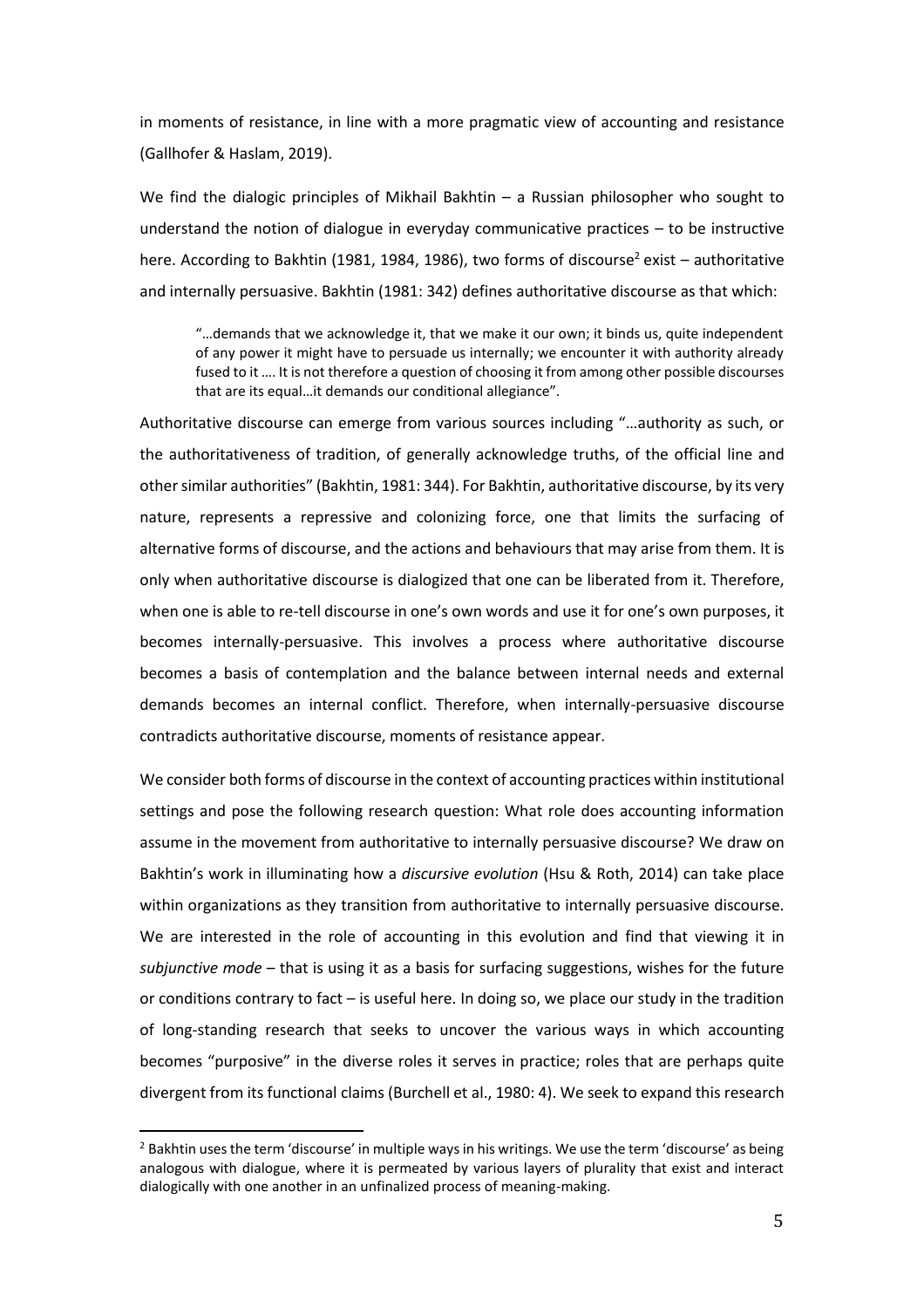in moments of resistance, in line with a more pragmatic view of accounting and resistance (Gallhofer & Haslam, 2019).

We find the dialogic principles of Mikhail Bakhtin – a Russian philosopher who sought to understand the notion of dialogue in everyday communicative practices – to be instructive here. According to Bakhtin (1981, 1984, 1986), two forms of discourse[2] exist – authoritative and internally persuasive. Bakhtin (1981: 342) defines authoritative discourse as that which:

> "…demands that we acknowledge it, that we make it our own; it binds us, quite independent of any power it might have to persuade us internally; we encounter it with authority already fused to it …. It is not therefore a question of choosing it from among other possible discourses that are its equal…it demands our conditional allegiance".

Authoritative discourse can emerge from various sources including "…authority as such, or the authoritativeness of tradition, of generally acknowledge truths, of the official line and other similar authorities" (Bakhtin, 1981: 344). For Bakhtin, authoritative discourse, by its very nature, represents a repressive and colonizing force, one that limits the surfacing of alternative forms of discourse, and the actions and behaviours that may arise from them. It is only when authoritative discourse is dialogized that one can be liberated from it. Therefore, when one is able to re-tell discourse in one's own words and use it for one's own purposes, it becomes internally-persuasive. This involves a process where authoritative discourse becomes a basis of contemplation and the balance between internal needs and external demands becomes an internal conflict. Therefore, when internally-persuasive discourse contradicts authoritative discourse, moments of resistance appear.

We consider both forms of discourse in the context of accounting practices within institutional settings and pose the following research question: What role does accounting information assume in the movement from authoritative to internally persuasive discourse? We draw on Bakhtin's work in illuminating how a *discursive evolution* (Hsu & Roth, 2014) can take place within organizations as they transition from authoritative to internally persuasive discourse. We are interested in the role of accounting in this evolution and find that viewing it in *subjunctive mode* – that is using it as a basis for surfacing suggestions, wishes for the future or conditions contrary to fact – is useful here. In doing so, we place our study in the tradition of long-standing research that seeks to uncover the various ways in which accounting becomes "purposive" in the diverse roles it serves in practice; roles that are perhaps quite divergent from its functional claims (Burchell et al., 1980: 4). We seek to expand this research

[2] Bakhtin uses the term 'discourse' in multiple ways in his writings. We use the term 'discourse' as being analogous with dialogue, where it is permeated by various layers of plurality that exist and interact dialogically with one another in an unfinalized process of meaning-making.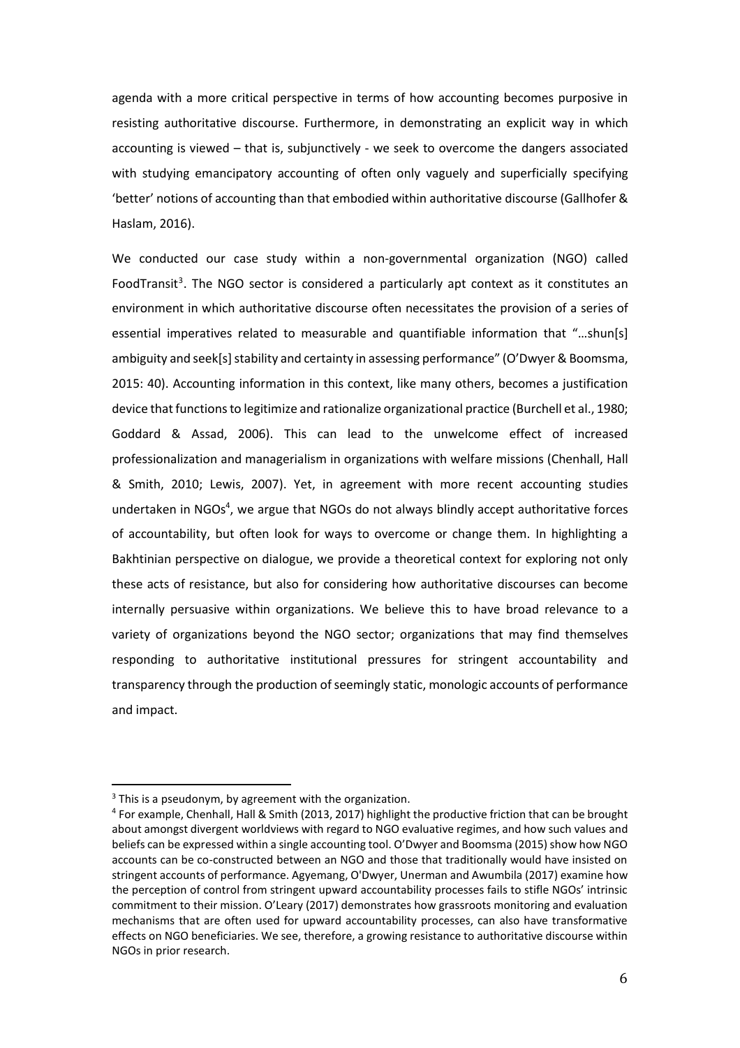agenda with a more critical perspective in terms of how accounting becomes purposive in resisting authoritative discourse. Furthermore, in demonstrating an explicit way in which accounting is viewed – that is, subjunctively - we seek to overcome the dangers associated with studying emancipatory accounting of often only vaguely and superficially specifying 'better' notions of accounting than that embodied within authoritative discourse (Gallhofer & Haslam, 2016).

We conducted our case study within a non-governmental organization (NGO) called FoodTransit[3]. The NGO sector is considered a particularly apt context as it constitutes an environment in which authoritative discourse often necessitates the provision of a series of essential imperatives related to measurable and quantifiable information that "…shun[s] ambiguity and seek[s] stability and certainty in assessing performance" (O'Dwyer & Boomsma, 2015: 40). Accounting information in this context, like many others, becomes a justification device that functions to legitimize and rationalize organizational practice (Burchell et al., 1980; Goddard & Assad, 2006). This can lead to the unwelcome effect of increased professionalization and managerialism in organizations with welfare missions (Chenhall, Hall & Smith, 2010; Lewis, 2007). Yet, in agreement with more recent accounting studies undertaken in NGOs[4], we argue that NGOs do not always blindly accept authoritative forces of accountability, but often look for ways to overcome or change them. In highlighting a Bakhtinian perspective on dialogue, we provide a theoretical context for exploring not only these acts of resistance, but also for considering how authoritative discourses can become internally persuasive within organizations. We believe this to have broad relevance to a variety of organizations beyond the NGO sector; organizations that may find themselves responding to authoritative institutional pressures for stringent accountability and transparency through the production of seemingly static, monologic accounts of performance and impact.

[3] This is a pseudonym, by agreement with the organization.

[4] For example, Chenhall, Hall & Smith (2013, 2017) highlight the productive friction that can be brought about amongst divergent worldviews with regard to NGO evaluative regimes, and how such values and beliefs can be expressed within a single accounting tool. O'Dwyer and Boomsma (2015) show how NGO accounts can be co-constructed between an NGO and those that traditionally would have insisted on stringent accounts of performance. Agyemang, O'Dwyer, Unerman and Awumbila (2017) examine how the perception of control from stringent upward accountability processes fails to stifle NGOs' intrinsic commitment to their mission. O'Leary (2017) demonstrates how grassroots monitoring and evaluation mechanisms that are often used for upward accountability processes, can also have transformative effects on NGO beneficiaries. We see, therefore, a growing resistance to authoritative discourse within NGOs in prior research.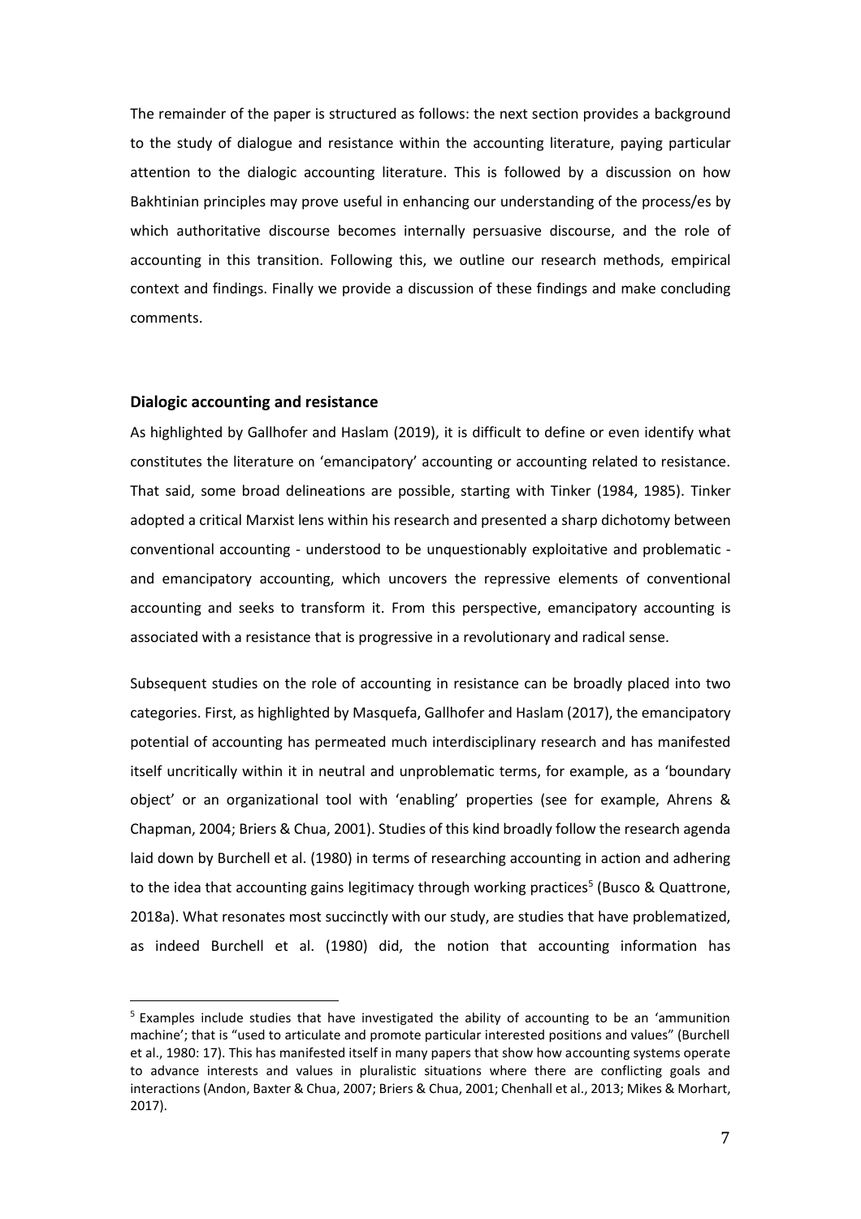The remainder of the paper is structured as follows: the next section provides a background to the study of dialogue and resistance within the accounting literature, paying particular attention to the dialogic accounting literature. This is followed by a discussion on how Bakhtinian principles may prove useful in enhancing our understanding of the process/es by which authoritative discourse becomes internally persuasive discourse, and the role of accounting in this transition. Following this, we outline our research methods, empirical context and findings. Finally we provide a discussion of these findings and make concluding comments.

## Dialogic accounting and resistance

As highlighted by Gallhofer and Haslam (2019), it is difficult to define or even identify what constitutes the literature on 'emancipatory' accounting or accounting related to resistance. That said, some broad delineations are possible, starting with Tinker (1984, 1985). Tinker adopted a critical Marxist lens within his research and presented a sharp dichotomy between conventional accounting - understood to be unquestionably exploitative and problematic - and emancipatory accounting, which uncovers the repressive elements of conventional accounting and seeks to transform it. From this perspective, emancipatory accounting is associated with a resistance that is progressive in a revolutionary and radical sense.

Subsequent studies on the role of accounting in resistance can be broadly placed into two categories. First, as highlighted by Masquefa, Gallhofer and Haslam (2017), the emancipatory potential of accounting has permeated much interdisciplinary research and has manifested itself uncritically within it in neutral and unproblematic terms, for example, as a 'boundary object' or an organizational tool with 'enabling' properties (see for example, Ahrens & Chapman, 2004; Briers & Chua, 2001). Studies of this kind broadly follow the research agenda laid down by Burchell et al. (1980) in terms of researching accounting in action and adhering to the idea that accounting gains legitimacy through working practices[5] (Busco & Quattrone, 2018a). What resonates most succinctly with our study, are studies that have problematized, as indeed Burchell et al. (1980) did, the notion that accounting information has

---

[5] Examples include studies that have investigated the ability of accounting to be an 'ammunition machine'; that is "used to articulate and promote particular interested positions and values" (Burchell et al., 1980: 17). This has manifested itself in many papers that show how accounting systems operate to advance interests and values in pluralistic situations where there are conflicting goals and interactions (Andon, Baxter & Chua, 2007; Briers & Chua, 2001; Chenhall et al., 2013; Mikes & Morhart, 2017).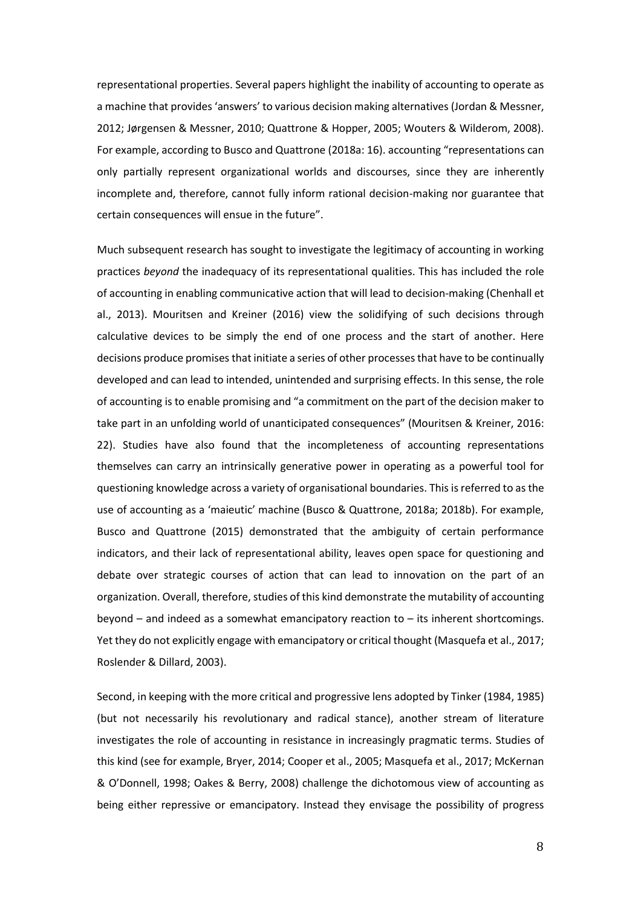representational properties. Several papers highlight the inability of accounting to operate as a machine that provides 'answers' to various decision making alternatives (Jordan & Messner, 2012; Jørgensen & Messner, 2010; Quattrone & Hopper, 2005; Wouters & Wilderom, 2008). For example, according to Busco and Quattrone (2018a: 16). accounting "representations can only partially represent organizational worlds and discourses, since they are inherently incomplete and, therefore, cannot fully inform rational decision-making nor guarantee that certain consequences will ensue in the future".

Much subsequent research has sought to investigate the legitimacy of accounting in working practices *beyond* the inadequacy of its representational qualities. This has included the role of accounting in enabling communicative action that will lead to decision-making (Chenhall et al., 2013). Mouritsen and Kreiner (2016) view the solidifying of such decisions through calculative devices to be simply the end of one process and the start of another. Here decisions produce promises that initiate a series of other processes that have to be continually developed and can lead to intended, unintended and surprising effects. In this sense, the role of accounting is to enable promising and "a commitment on the part of the decision maker to take part in an unfolding world of unanticipated consequences" (Mouritsen & Kreiner, 2016: 22). Studies have also found that the incompleteness of accounting representations themselves can carry an intrinsically generative power in operating as a powerful tool for questioning knowledge across a variety of organisational boundaries. This is referred to as the use of accounting as a 'maieutic' machine (Busco & Quattrone, 2018a; 2018b). For example, Busco and Quattrone (2015) demonstrated that the ambiguity of certain performance indicators, and their lack of representational ability, leaves open space for questioning and debate over strategic courses of action that can lead to innovation on the part of an organization. Overall, therefore, studies of this kind demonstrate the mutability of accounting beyond – and indeed as a somewhat emancipatory reaction to – its inherent shortcomings. Yet they do not explicitly engage with emancipatory or critical thought (Masquefa et al., 2017; Roslender & Dillard, 2003).

Second, in keeping with the more critical and progressive lens adopted by Tinker (1984, 1985) (but not necessarily his revolutionary and radical stance), another stream of literature investigates the role of accounting in resistance in increasingly pragmatic terms. Studies of this kind (see for example, Bryer, 2014; Cooper et al., 2005; Masquefa et al., 2017; McKernan & O'Donnell, 1998; Oakes & Berry, 2008) challenge the dichotomous view of accounting as being either repressive or emancipatory. Instead they envisage the possibility of progress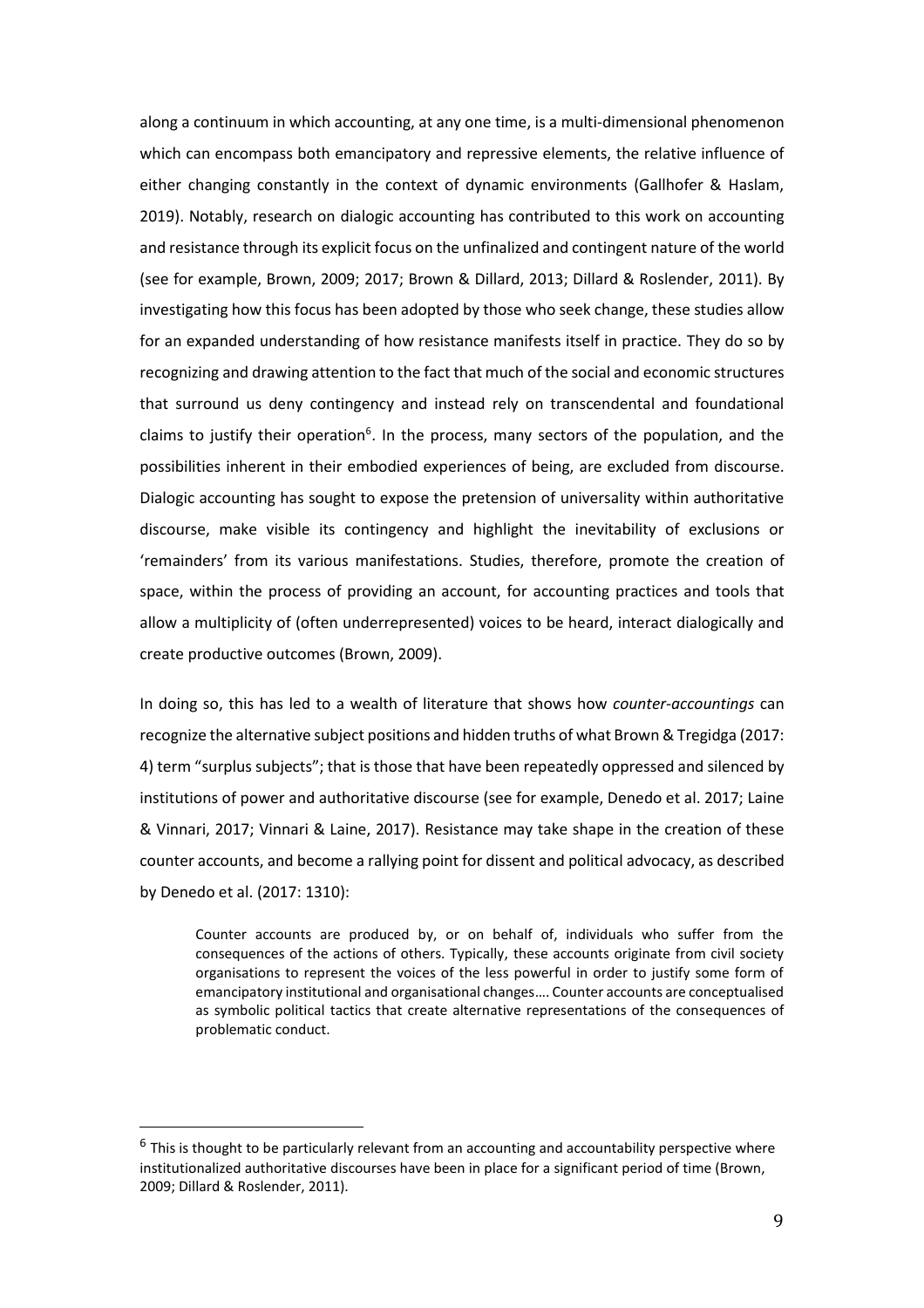along a continuum in which accounting, at any one time, is a multi-dimensional phenomenon which can encompass both emancipatory and repressive elements, the relative influence of either changing constantly in the context of dynamic environments (Gallhofer & Haslam, 2019). Notably, research on dialogic accounting has contributed to this work on accounting and resistance through its explicit focus on the unfinalized and contingent nature of the world (see for example, Brown, 2009; 2017; Brown & Dillard, 2013; Dillard & Roslender, 2011). By investigating how this focus has been adopted by those who seek change, these studies allow for an expanded understanding of how resistance manifests itself in practice. They do so by recognizing and drawing attention to the fact that much of the social and economic structures that surround us deny contingency and instead rely on transcendental and foundational claims to justify their operation[6]. In the process, many sectors of the population, and the possibilities inherent in their embodied experiences of being, are excluded from discourse. Dialogic accounting has sought to expose the pretension of universality within authoritative discourse, make visible its contingency and highlight the inevitability of exclusions or 'remainders' from its various manifestations. Studies, therefore, promote the creation of space, within the process of providing an account, for accounting practices and tools that allow a multiplicity of (often underrepresented) voices to be heard, interact dialogically and create productive outcomes (Brown, 2009).

In doing so, this has led to a wealth of literature that shows how *counter-accountings* can recognize the alternative subject positions and hidden truths of what Brown & Tregidga (2017: 4) term "surplus subjects"; that is those that have been repeatedly oppressed and silenced by institutions of power and authoritative discourse (see for example, Denedo et al. 2017; Laine & Vinnari, 2017; Vinnari & Laine, 2017). Resistance may take shape in the creation of these counter accounts, and become a rallying point for dissent and political advocacy, as described by Denedo et al. (2017: 1310):

> Counter accounts are produced by, or on behalf of, individuals who suffer from the consequences of the actions of others. Typically, these accounts originate from civil society organisations to represent the voices of the less powerful in order to justify some form of emancipatory institutional and organisational changes…. Counter accounts are conceptualised as symbolic political tactics that create alternative representations of the consequences of problematic conduct.

[6] This is thought to be particularly relevant from an accounting and accountability perspective where institutionalized authoritative discourses have been in place for a significant period of time (Brown, 2009; Dillard & Roslender, 2011).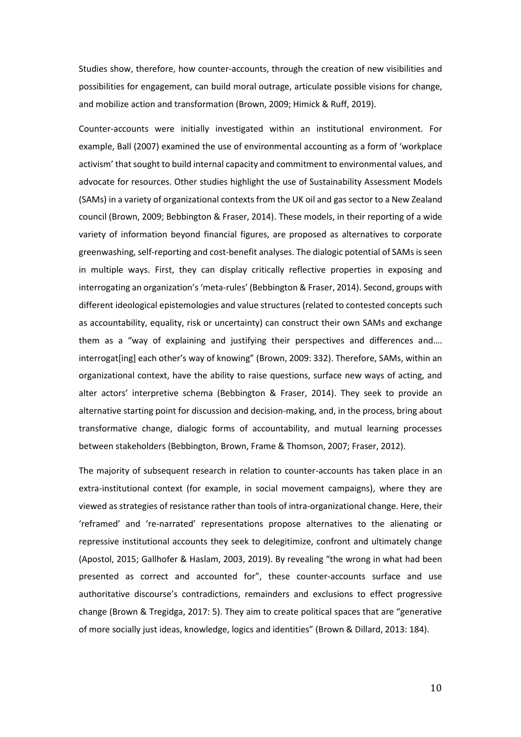Studies show, therefore, how counter-accounts, through the creation of new visibilities and possibilities for engagement, can build moral outrage, articulate possible visions for change, and mobilize action and transformation (Brown, 2009; Himick & Ruff, 2019).

Counter-accounts were initially investigated within an institutional environment. For example, Ball (2007) examined the use of environmental accounting as a form of 'workplace activism' that sought to build internal capacity and commitment to environmental values, and advocate for resources. Other studies highlight the use of Sustainability Assessment Models (SAMs) in a variety of organizational contexts from the UK oil and gas sector to a New Zealand council (Brown, 2009; Bebbington & Fraser, 2014). These models, in their reporting of a wide variety of information beyond financial figures, are proposed as alternatives to corporate greenwashing, self-reporting and cost-benefit analyses. The dialogic potential of SAMs is seen in multiple ways. First, they can display critically reflective properties in exposing and interrogating an organization's 'meta-rules' (Bebbington & Fraser, 2014). Second, groups with different ideological epistemologies and value structures (related to contested concepts such as accountability, equality, risk or uncertainty) can construct their own SAMs and exchange them as a "way of explaining and justifying their perspectives and differences and…. interrogat[ing] each other's way of knowing" (Brown, 2009: 332). Therefore, SAMs, within an organizational context, have the ability to raise questions, surface new ways of acting, and alter actors' interpretive schema (Bebbington & Fraser, 2014). They seek to provide an alternative starting point for discussion and decision-making, and, in the process, bring about transformative change, dialogic forms of accountability, and mutual learning processes between stakeholders (Bebbington, Brown, Frame & Thomson, 2007; Fraser, 2012).

The majority of subsequent research in relation to counter-accounts has taken place in an extra-institutional context (for example, in social movement campaigns), where they are viewed as strategies of resistance rather than tools of intra-organizational change. Here, their 'reframed' and 're-narrated' representations propose alternatives to the alienating or repressive institutional accounts they seek to delegitimize, confront and ultimately change (Apostol, 2015; Gallhofer & Haslam, 2003, 2019). By revealing "the wrong in what had been presented as correct and accounted for", these counter-accounts surface and use authoritative discourse's contradictions, remainders and exclusions to effect progressive change (Brown & Tregidga, 2017: 5). They aim to create political spaces that are "generative of more socially just ideas, knowledge, logics and identities" (Brown & Dillard, 2013: 184).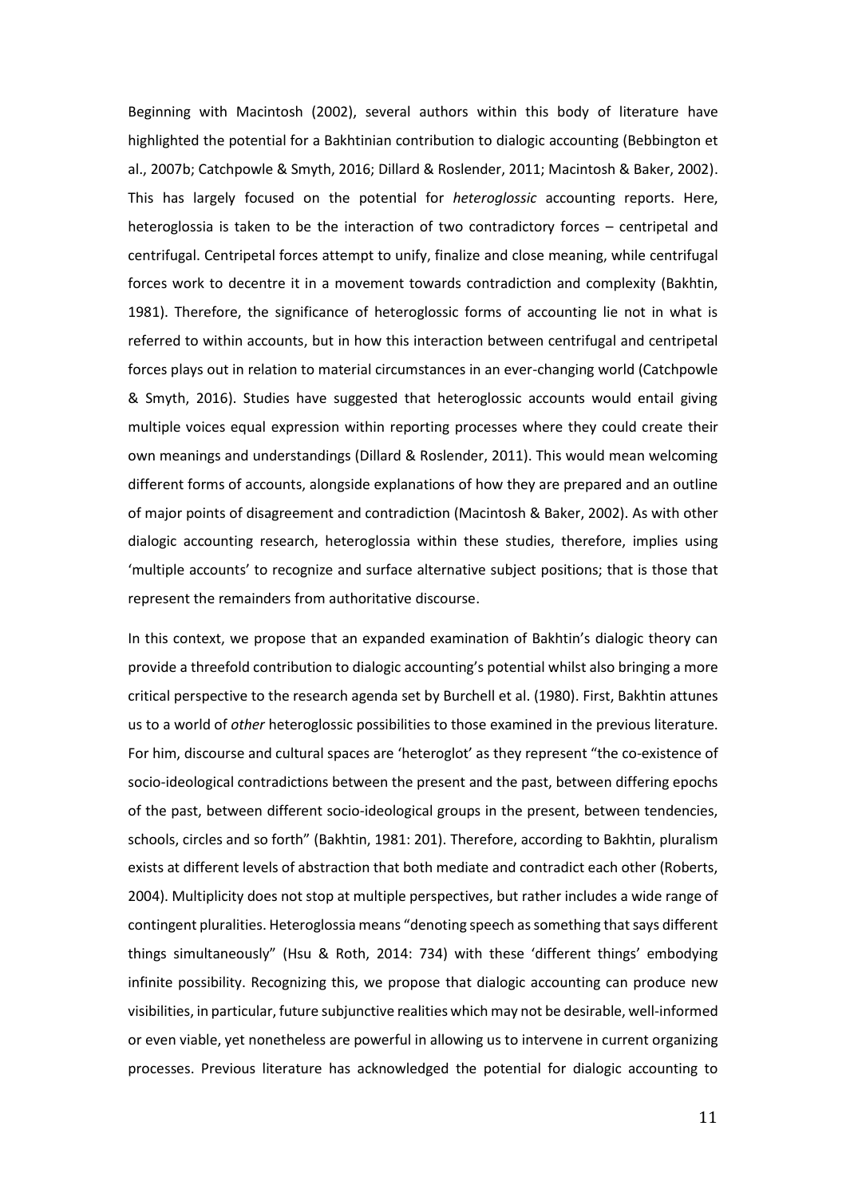Beginning with Macintosh (2002), several authors within this body of literature have highlighted the potential for a Bakhtinian contribution to dialogic accounting (Bebbington et al., 2007b; Catchpowle & Smyth, 2016; Dillard & Roslender, 2011; Macintosh & Baker, 2002). This has largely focused on the potential for *heteroglossic* accounting reports. Here, heteroglossia is taken to be the interaction of two contradictory forces – centripetal and centrifugal. Centripetal forces attempt to unify, finalize and close meaning, while centrifugal forces work to decentre it in a movement towards contradiction and complexity (Bakhtin, 1981). Therefore, the significance of heteroglossic forms of accounting lie not in what is referred to within accounts, but in how this interaction between centrifugal and centripetal forces plays out in relation to material circumstances in an ever-changing world (Catchpowle & Smyth, 2016). Studies have suggested that heteroglossic accounts would entail giving multiple voices equal expression within reporting processes where they could create their own meanings and understandings (Dillard & Roslender, 2011). This would mean welcoming different forms of accounts, alongside explanations of how they are prepared and an outline of major points of disagreement and contradiction (Macintosh & Baker, 2002). As with other dialogic accounting research, heteroglossia within these studies, therefore, implies using 'multiple accounts' to recognize and surface alternative subject positions; that is those that represent the remainders from authoritative discourse.

In this context, we propose that an expanded examination of Bakhtin's dialogic theory can provide a threefold contribution to dialogic accounting's potential whilst also bringing a more critical perspective to the research agenda set by Burchell et al. (1980). First, Bakhtin attunes us to a world of *other* heteroglossic possibilities to those examined in the previous literature. For him, discourse and cultural spaces are 'heteroglot' as they represent "the co-existence of socio-ideological contradictions between the present and the past, between differing epochs of the past, between different socio-ideological groups in the present, between tendencies, schools, circles and so forth" (Bakhtin, 1981: 201). Therefore, according to Bakhtin, pluralism exists at different levels of abstraction that both mediate and contradict each other (Roberts, 2004). Multiplicity does not stop at multiple perspectives, but rather includes a wide range of contingent pluralities. Heteroglossia means "denoting speech as something that says different things simultaneously" (Hsu & Roth, 2014: 734) with these 'different things' embodying infinite possibility. Recognizing this, we propose that dialogic accounting can produce new visibilities, in particular, future subjunctive realities which may not be desirable, well-informed or even viable, yet nonetheless are powerful in allowing us to intervene in current organizing processes. Previous literature has acknowledged the potential for dialogic accounting to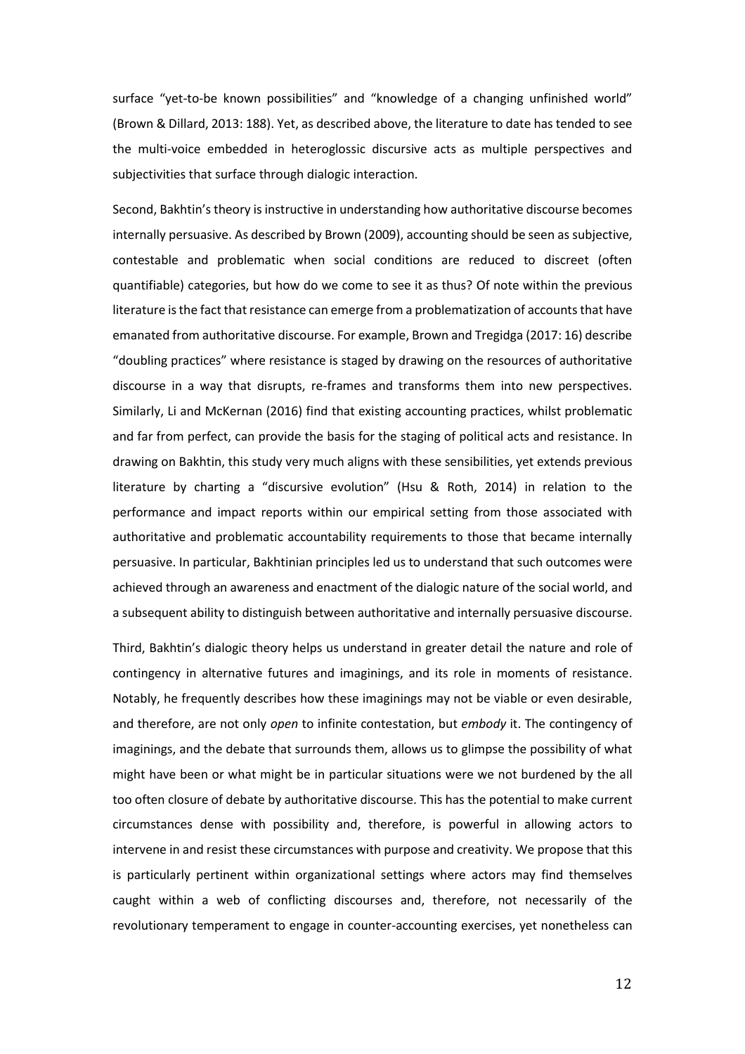surface “yet-to-be known possibilities” and “knowledge of a changing unfinished world” (Brown & Dillard, 2013: 188). Yet, as described above, the literature to date has tended to see the multi-voice embedded in heteroglossic discursive acts as multiple perspectives and subjectivities that surface through dialogic interaction.

Second, Bakhtin’s theory is instructive in understanding how authoritative discourse becomes internally persuasive. As described by Brown (2009), accounting should be seen as subjective, contestable and problematic when social conditions are reduced to discreet (often quantifiable) categories, but how do we come to see it as thus? Of note within the previous literature is the fact that resistance can emerge from a problematization of accounts that have emanated from authoritative discourse. For example, Brown and Tregidga (2017: 16) describe “doubling practices” where resistance is staged by drawing on the resources of authoritative discourse in a way that disrupts, re-frames and transforms them into new perspectives. Similarly, Li and McKernan (2016) find that existing accounting practices, whilst problematic and far from perfect, can provide the basis for the staging of political acts and resistance. In drawing on Bakhtin, this study very much aligns with these sensibilities, yet extends previous literature by charting a “discursive evolution” (Hsu & Roth, 2014) in relation to the performance and impact reports within our empirical setting from those associated with authoritative and problematic accountability requirements to those that became internally persuasive. In particular, Bakhtinian principles led us to understand that such outcomes were achieved through an awareness and enactment of the dialogic nature of the social world, and a subsequent ability to distinguish between authoritative and internally persuasive discourse.

Third, Bakhtin’s dialogic theory helps us understand in greater detail the nature and role of contingency in alternative futures and imaginings, and its role in moments of resistance. Notably, he frequently describes how these imaginings may not be viable or even desirable, and therefore, are not only *open* to infinite contestation, but *embody* it. The contingency of imaginings, and the debate that surrounds them, allows us to glimpse the possibility of what might have been or what might be in particular situations were we not burdened by the all too often closure of debate by authoritative discourse. This has the potential to make current circumstances dense with possibility and, therefore, is powerful in allowing actors to intervene in and resist these circumstances with purpose and creativity. We propose that this is particularly pertinent within organizational settings where actors may find themselves caught within a web of conflicting discourses and, therefore, not necessarily of the revolutionary temperament to engage in counter-accounting exercises, yet nonetheless can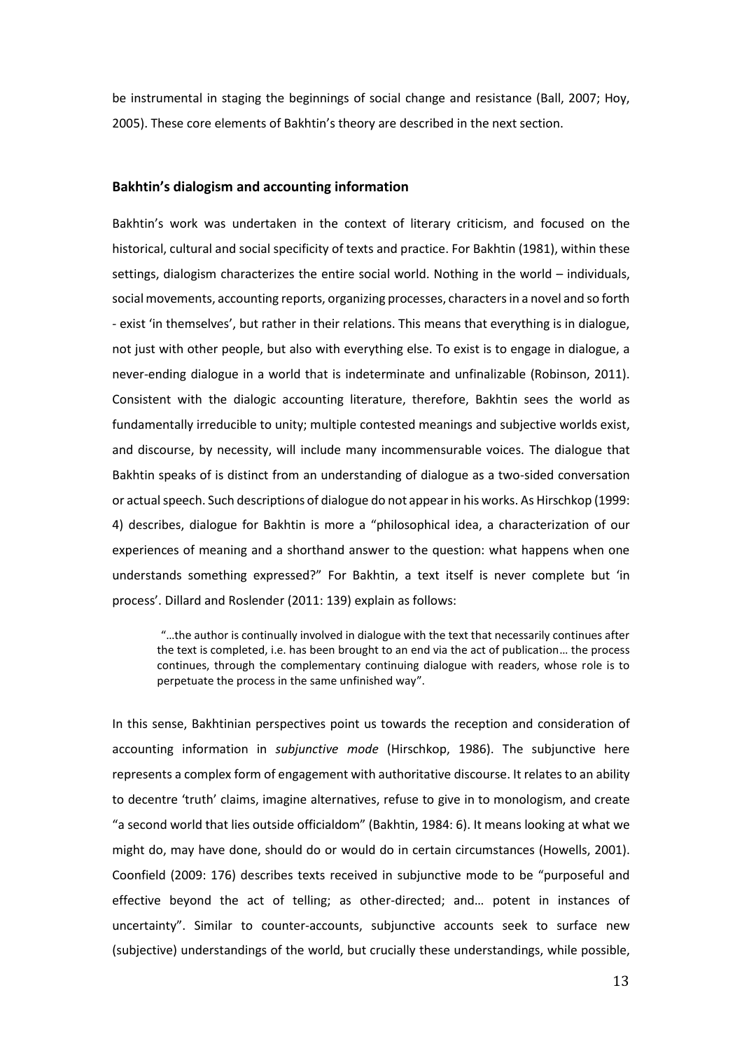be instrumental in staging the beginnings of social change and resistance (Ball, 2007; Hoy, 2005). These core elements of Bakhtin's theory are described in the next section.

## Bakhtin's dialogism and accounting information

Bakhtin's work was undertaken in the context of literary criticism, and focused on the historical, cultural and social specificity of texts and practice. For Bakhtin (1981), within these settings, dialogism characterizes the entire social world. Nothing in the world – individuals, social movements, accounting reports, organizing processes, characters in a novel and so forth - exist 'in themselves', but rather in their relations. This means that everything is in dialogue, not just with other people, but also with everything else. To exist is to engage in dialogue, a never-ending dialogue in a world that is indeterminate and unfinalizable (Robinson, 2011). Consistent with the dialogic accounting literature, therefore, Bakhtin sees the world as fundamentally irreducible to unity; multiple contested meanings and subjective worlds exist, and discourse, by necessity, will include many incommensurable voices. The dialogue that Bakhtin speaks of is distinct from an understanding of dialogue as a two-sided conversation or actual speech. Such descriptions of dialogue do not appear in his works. As Hirschkop (1999: 4) describes, dialogue for Bakhtin is more a "philosophical idea, a characterization of our experiences of meaning and a shorthand answer to the question: what happens when one understands something expressed?" For Bakhtin, a text itself is never complete but 'in process'. Dillard and Roslender (2011: 139) explain as follows:

> "…the author is continually involved in dialogue with the text that necessarily continues after the text is completed, i.e. has been brought to an end via the act of publication… the process continues, through the complementary continuing dialogue with readers, whose role is to perpetuate the process in the same unfinished way".

In this sense, Bakhtinian perspectives point us towards the reception and consideration of accounting information in *subjunctive mode* (Hirschkop, 1986). The subjunctive here represents a complex form of engagement with authoritative discourse. It relates to an ability to decentre 'truth' claims, imagine alternatives, refuse to give in to monologism, and create "a second world that lies outside officialdom" (Bakhtin, 1984: 6). It means looking at what we might do, may have done, should do or would do in certain circumstances (Howells, 2001). Coonfield (2009: 176) describes texts received in subjunctive mode to be "purposeful and effective beyond the act of telling; as other-directed; and… potent in instances of uncertainty". Similar to counter-accounts, subjunctive accounts seek to surface new (subjective) understandings of the world, but crucially these understandings, while possible,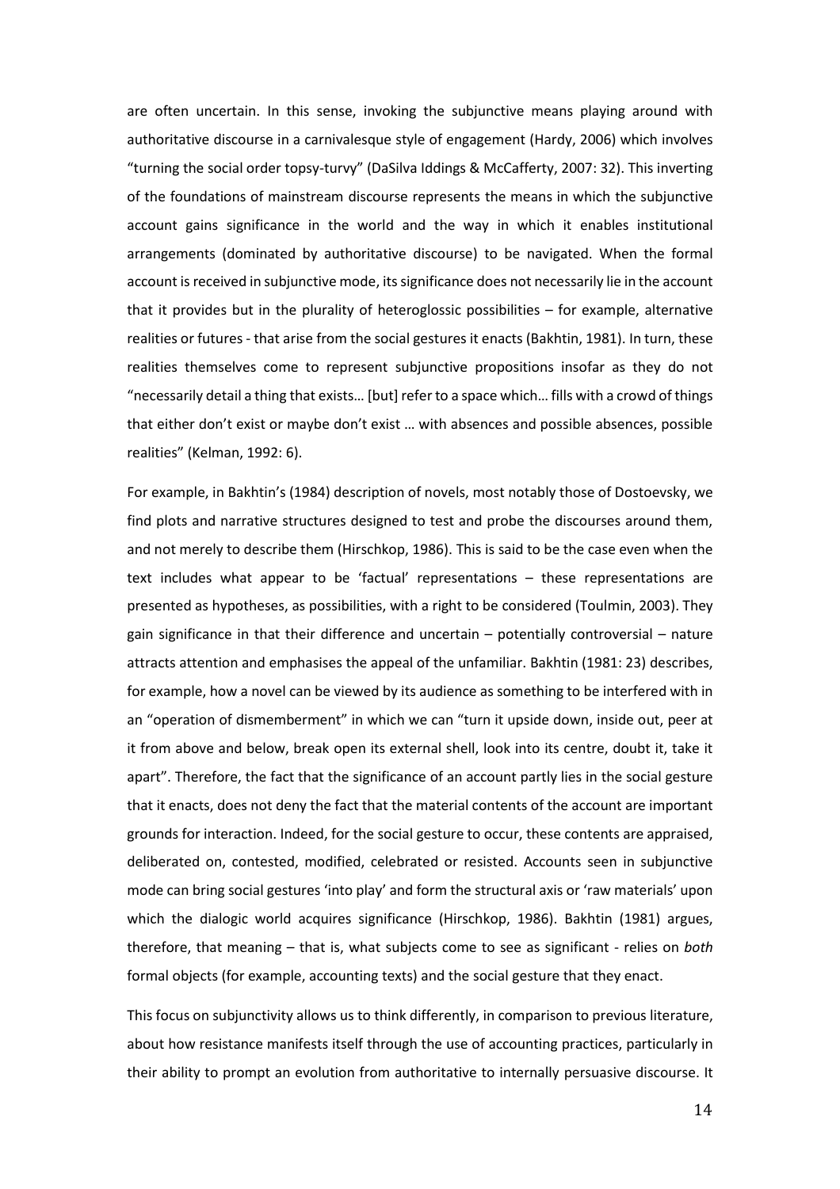are often uncertain. In this sense, invoking the subjunctive means playing around with authoritative discourse in a carnivalesque style of engagement (Hardy, 2006) which involves "turning the social order topsy-turvy" (DaSilva Iddings & McCafferty, 2007: 32). This inverting of the foundations of mainstream discourse represents the means in which the subjunctive account gains significance in the world and the way in which it enables institutional arrangements (dominated by authoritative discourse) to be navigated. When the formal account is received in subjunctive mode, its significance does not necessarily lie in the account that it provides but in the plurality of heteroglossic possibilities – for example, alternative realities or futures - that arise from the social gestures it enacts (Bakhtin, 1981). In turn, these realities themselves come to represent subjunctive propositions insofar as they do not "necessarily detail a thing that exists… [but] refer to a space which… fills with a crowd of things that either don't exist or maybe don't exist … with absences and possible absences, possible realities" (Kelman, 1992: 6).

For example, in Bakhtin's (1984) description of novels, most notably those of Dostoevsky, we find plots and narrative structures designed to test and probe the discourses around them, and not merely to describe them (Hirschkop, 1986). This is said to be the case even when the text includes what appear to be 'factual' representations – these representations are presented as hypotheses, as possibilities, with a right to be considered (Toulmin, 2003). They gain significance in that their difference and uncertain – potentially controversial – nature attracts attention and emphasises the appeal of the unfamiliar. Bakhtin (1981: 23) describes, for example, how a novel can be viewed by its audience as something to be interfered with in an "operation of dismemberment" in which we can "turn it upside down, inside out, peer at it from above and below, break open its external shell, look into its centre, doubt it, take it apart". Therefore, the fact that the significance of an account partly lies in the social gesture that it enacts, does not deny the fact that the material contents of the account are important grounds for interaction. Indeed, for the social gesture to occur, these contents are appraised, deliberated on, contested, modified, celebrated or resisted. Accounts seen in subjunctive mode can bring social gestures 'into play' and form the structural axis or 'raw materials' upon which the dialogic world acquires significance (Hirschkop, 1986). Bakhtin (1981) argues, therefore, that meaning – that is, what subjects come to see as significant - relies on *both* formal objects (for example, accounting texts) and the social gesture that they enact.

This focus on subjunctivity allows us to think differently, in comparison to previous literature, about how resistance manifests itself through the use of accounting practices, particularly in their ability to prompt an evolution from authoritative to internally persuasive discourse. It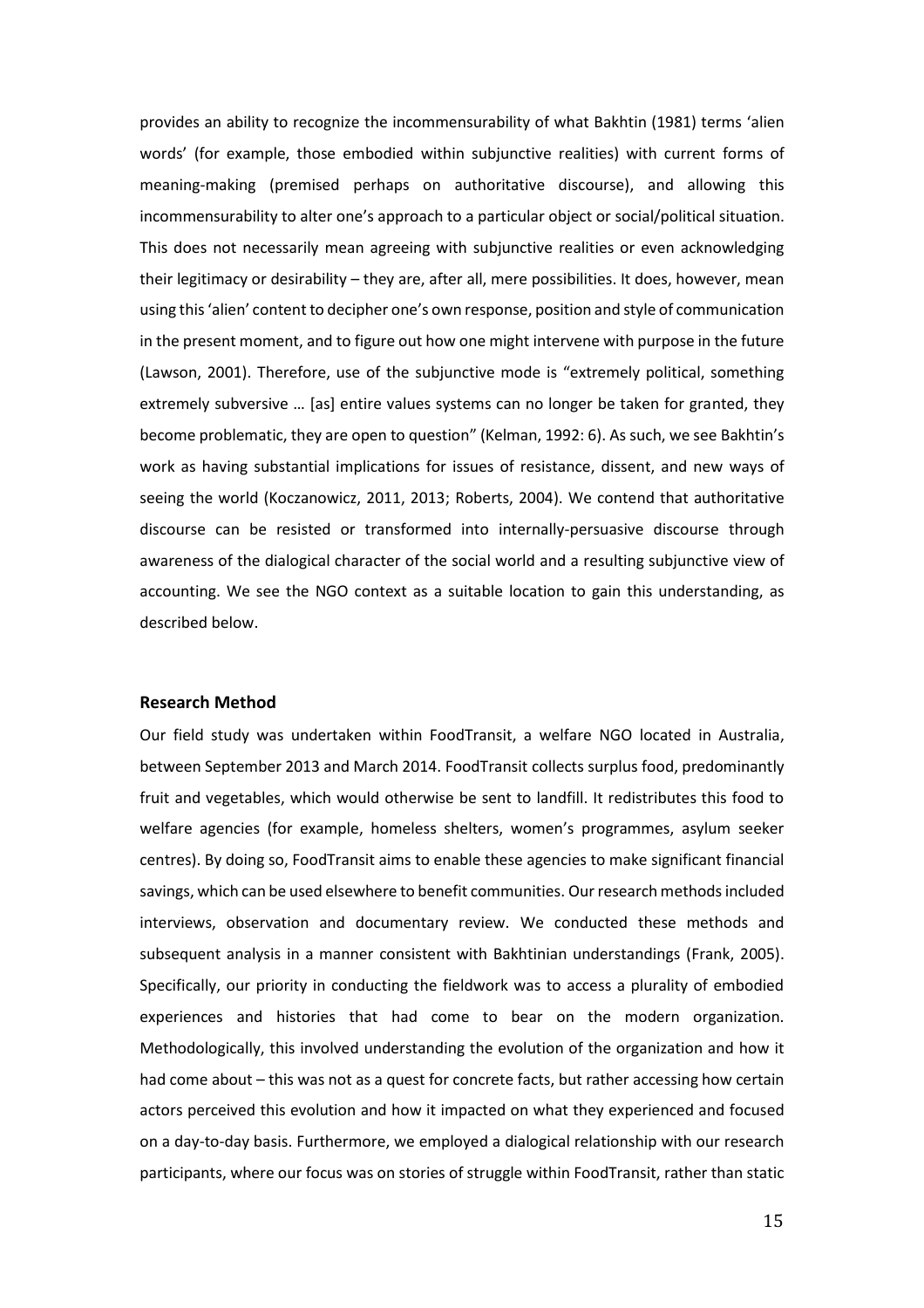provides an ability to recognize the incommensurability of what Bakhtin (1981) terms 'alien words' (for example, those embodied within subjunctive realities) with current forms of meaning-making (premised perhaps on authoritative discourse), and allowing this incommensurability to alter one's approach to a particular object or social/political situation. This does not necessarily mean agreeing with subjunctive realities or even acknowledging their legitimacy or desirability – they are, after all, mere possibilities. It does, however, mean using this 'alien' content to decipher one's own response, position and style of communication in the present moment, and to figure out how one might intervene with purpose in the future (Lawson, 2001). Therefore, use of the subjunctive mode is "extremely political, something extremely subversive … [as] entire values systems can no longer be taken for granted, they become problematic, they are open to question" (Kelman, 1992: 6). As such, we see Bakhtin's work as having substantial implications for issues of resistance, dissent, and new ways of seeing the world (Koczanowicz, 2011, 2013; Roberts, 2004). We contend that authoritative discourse can be resisted or transformed into internally-persuasive discourse through awareness of the dialogical character of the social world and a resulting subjunctive view of accounting. We see the NGO context as a suitable location to gain this understanding, as described below.

## Research Method

Our field study was undertaken within FoodTransit, a welfare NGO located in Australia, between September 2013 and March 2014. FoodTransit collects surplus food, predominantly fruit and vegetables, which would otherwise be sent to landfill. It redistributes this food to welfare agencies (for example, homeless shelters, women's programmes, asylum seeker centres). By doing so, FoodTransit aims to enable these agencies to make significant financial savings, which can be used elsewhere to benefit communities. Our research methods included interviews, observation and documentary review. We conducted these methods and subsequent analysis in a manner consistent with Bakhtinian understandings (Frank, 2005). Specifically, our priority in conducting the fieldwork was to access a plurality of embodied experiences and histories that had come to bear on the modern organization. Methodologically, this involved understanding the evolution of the organization and how it had come about – this was not as a quest for concrete facts, but rather accessing how certain actors perceived this evolution and how it impacted on what they experienced and focused on a day-to-day basis. Furthermore, we employed a dialogical relationship with our research participants, where our focus was on stories of struggle within FoodTransit, rather than static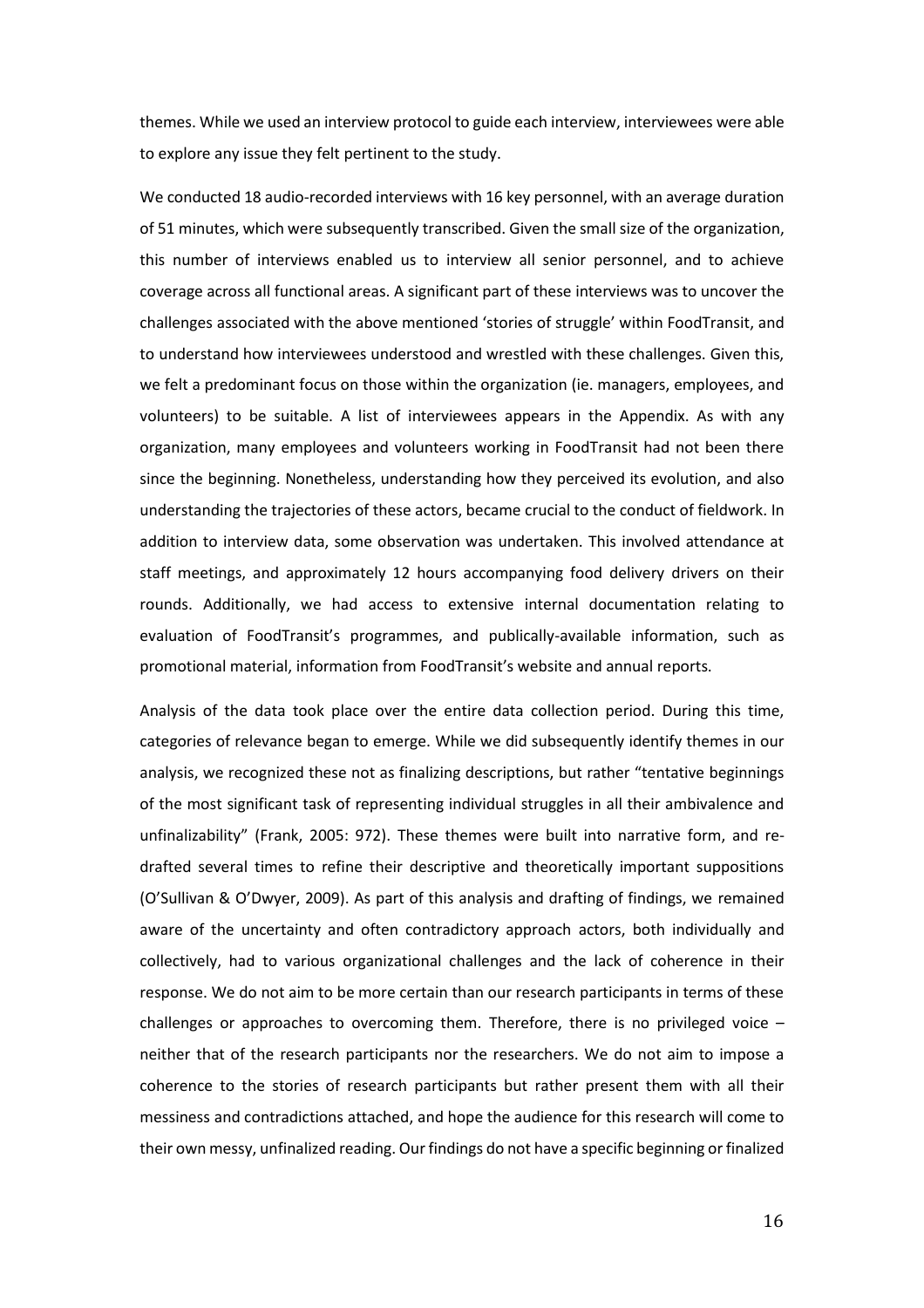themes. While we used an interview protocol to guide each interview, interviewees were able to explore any issue they felt pertinent to the study.

We conducted 18 audio-recorded interviews with 16 key personnel, with an average duration of 51 minutes, which were subsequently transcribed. Given the small size of the organization, this number of interviews enabled us to interview all senior personnel, and to achieve coverage across all functional areas. A significant part of these interviews was to uncover the challenges associated with the above mentioned 'stories of struggle' within FoodTransit, and to understand how interviewees understood and wrestled with these challenges. Given this, we felt a predominant focus on those within the organization (ie. managers, employees, and volunteers) to be suitable. A list of interviewees appears in the Appendix. As with any organization, many employees and volunteers working in FoodTransit had not been there since the beginning. Nonetheless, understanding how they perceived its evolution, and also understanding the trajectories of these actors, became crucial to the conduct of fieldwork. In addition to interview data, some observation was undertaken. This involved attendance at staff meetings, and approximately 12 hours accompanying food delivery drivers on their rounds. Additionally, we had access to extensive internal documentation relating to evaluation of FoodTransit's programmes, and publically-available information, such as promotional material, information from FoodTransit's website and annual reports.

Analysis of the data took place over the entire data collection period. During this time, categories of relevance began to emerge. While we did subsequently identify themes in our analysis, we recognized these not as finalizing descriptions, but rather "tentative beginnings of the most significant task of representing individual struggles in all their ambivalence and unfinalizability" (Frank, 2005: 972). These themes were built into narrative form, and re-drafted several times to refine their descriptive and theoretically important suppositions (O'Sullivan & O'Dwyer, 2009). As part of this analysis and drafting of findings, we remained aware of the uncertainty and often contradictory approach actors, both individually and collectively, had to various organizational challenges and the lack of coherence in their response. We do not aim to be more certain than our research participants in terms of these challenges or approaches to overcoming them. Therefore, there is no privileged voice – neither that of the research participants nor the researchers. We do not aim to impose a coherence to the stories of research participants but rather present them with all their messiness and contradictions attached, and hope the audience for this research will come to their own messy, unfinalized reading. Our findings do not have a specific beginning or finalized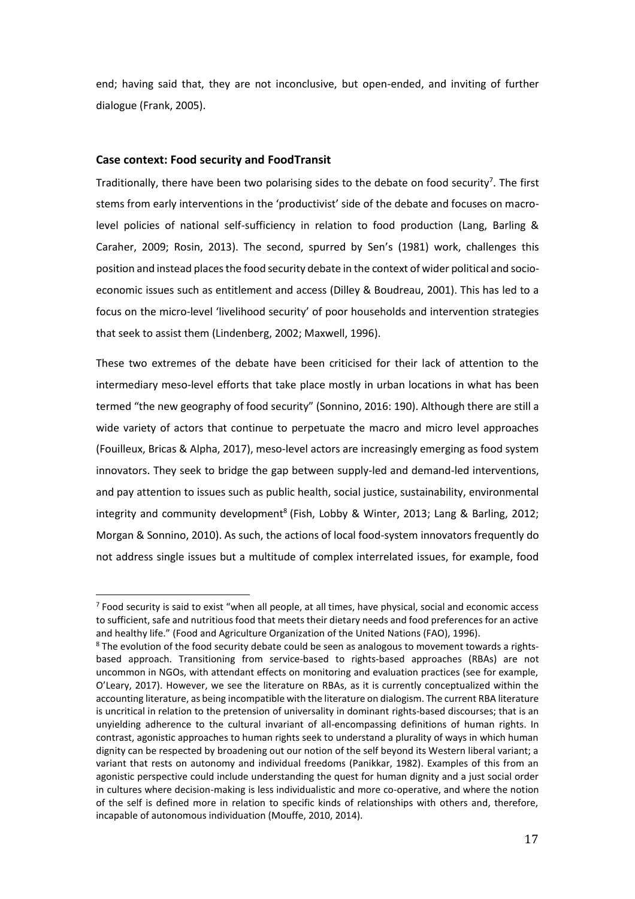end; having said that, they are not inconclusive, but open-ended, and inviting of further dialogue (Frank, 2005).

### Case context: Food security and FoodTransit

Traditionally, there have been two polarising sides to the debate on food security[7]. The first stems from early interventions in the 'productivist' side of the debate and focuses on macro-level policies of national self-sufficiency in relation to food production (Lang, Barling & Caraher, 2009; Rosin, 2013). The second, spurred by Sen's (1981) work, challenges this position and instead places the food security debate in the context of wider political and socio-economic issues such as entitlement and access (Dilley & Boudreau, 2001). This has led to a focus on the micro-level 'livelihood security' of poor households and intervention strategies that seek to assist them (Lindenberg, 2002; Maxwell, 1996).

These two extremes of the debate have been criticised for their lack of attention to the intermediary meso-level efforts that take place mostly in urban locations in what has been termed "the new geography of food security" (Sonnino, 2016: 190). Although there are still a wide variety of actors that continue to perpetuate the macro and micro level approaches (Fouilleux, Bricas & Alpha, 2017), meso-level actors are increasingly emerging as food system innovators. They seek to bridge the gap between supply-led and demand-led interventions, and pay attention to issues such as public health, social justice, sustainability, environmental integrity and community development[8] (Fish, Lobby & Winter, 2013; Lang & Barling, 2012; Morgan & Sonnino, 2010). As such, the actions of local food-system innovators frequently do not address single issues but a multitude of complex interrelated issues, for example, food

---

[7] Food security is said to exist "when all people, at all times, have physical, social and economic access to sufficient, safe and nutritious food that meets their dietary needs and food preferences for an active and healthy life." (Food and Agriculture Organization of the United Nations (FAO), 1996).

[8] The evolution of the food security debate could be seen as analogous to movement towards a rights-based approach. Transitioning from service-based to rights-based approaches (RBAs) are not uncommon in NGOs, with attendant effects on monitoring and evaluation practices (see for example, O'Leary, 2017). However, we see the literature on RBAs, as it is currently conceptualized within the accounting literature, as being incompatible with the literature on dialogism. The current RBA literature is uncritical in relation to the pretension of universality in dominant rights-based discourses; that is an unyielding adherence to the cultural invariant of all-encompassing definitions of human rights. In contrast, agonistic approaches to human rights seek to understand a plurality of ways in which human dignity can be respected by broadening out our notion of the self beyond its Western liberal variant; a variant that rests on autonomy and individual freedoms (Panikkar, 1982). Examples of this from an agonistic perspective could include understanding the quest for human dignity and a just social order in cultures where decision-making is less individualistic and more co-operative, and where the notion of the self is defined more in relation to specific kinds of relationships with others and, therefore, incapable of autonomous individuation (Mouffe, 2010, 2014).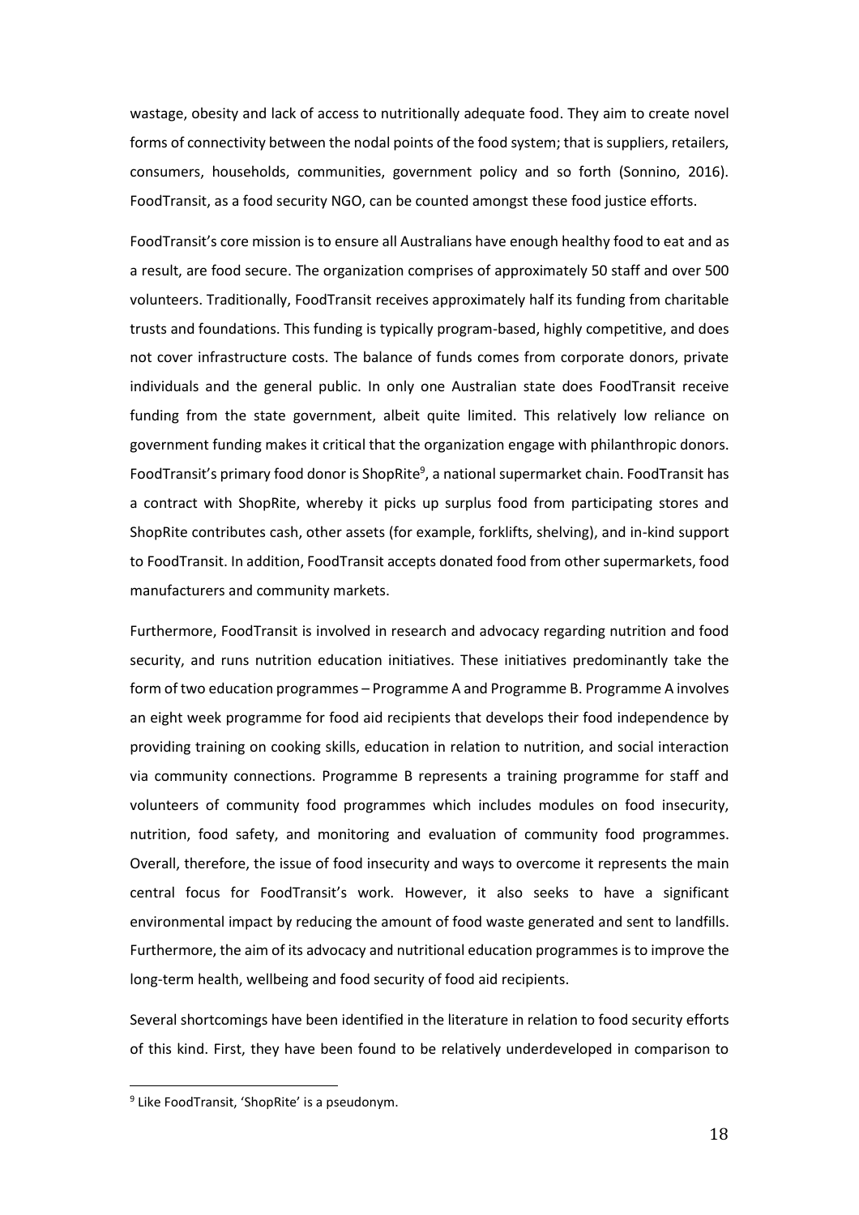wastage, obesity and lack of access to nutritionally adequate food. They aim to create novel forms of connectivity between the nodal points of the food system; that is suppliers, retailers, consumers, households, communities, government policy and so forth (Sonnino, 2016). FoodTransit, as a food security NGO, can be counted amongst these food justice efforts.

FoodTransit's core mission is to ensure all Australians have enough healthy food to eat and as a result, are food secure. The organization comprises of approximately 50 staff and over 500 volunteers. Traditionally, FoodTransit receives approximately half its funding from charitable trusts and foundations. This funding is typically program-based, highly competitive, and does not cover infrastructure costs. The balance of funds comes from corporate donors, private individuals and the general public. In only one Australian state does FoodTransit receive funding from the state government, albeit quite limited. This relatively low reliance on government funding makes it critical that the organization engage with philanthropic donors. FoodTransit's primary food donor is ShopRite[9], a national supermarket chain. FoodTransit has a contract with ShopRite, whereby it picks up surplus food from participating stores and ShopRite contributes cash, other assets (for example, forklifts, shelving), and in-kind support to FoodTransit. In addition, FoodTransit accepts donated food from other supermarkets, food manufacturers and community markets.

Furthermore, FoodTransit is involved in research and advocacy regarding nutrition and food security, and runs nutrition education initiatives. These initiatives predominantly take the form of two education programmes – Programme A and Programme B. Programme A involves an eight week programme for food aid recipients that develops their food independence by providing training on cooking skills, education in relation to nutrition, and social interaction via community connections. Programme B represents a training programme for staff and volunteers of community food programmes which includes modules on food insecurity, nutrition, food safety, and monitoring and evaluation of community food programmes. Overall, therefore, the issue of food insecurity and ways to overcome it represents the main central focus for FoodTransit's work. However, it also seeks to have a significant environmental impact by reducing the amount of food waste generated and sent to landfills. Furthermore, the aim of its advocacy and nutritional education programmes is to improve the long-term health, wellbeing and food security of food aid recipients.

Several shortcomings have been identified in the literature in relation to food security efforts of this kind. First, they have been found to be relatively underdeveloped in comparison to

[9] Like FoodTransit, 'ShopRite' is a pseudonym.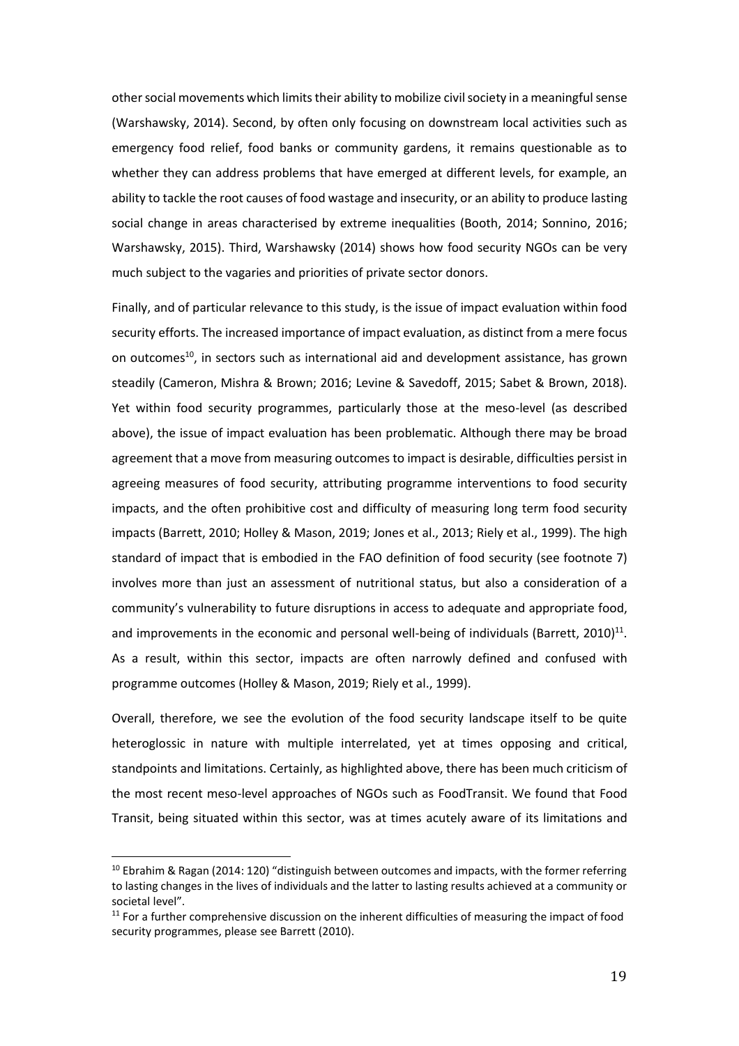other social movements which limits their ability to mobilize civil society in a meaningful sense (Warshawsky, 2014). Second, by often only focusing on downstream local activities such as emergency food relief, food banks or community gardens, it remains questionable as to whether they can address problems that have emerged at different levels, for example, an ability to tackle the root causes of food wastage and insecurity, or an ability to produce lasting social change in areas characterised by extreme inequalities (Booth, 2014; Sonnino, 2016; Warshawsky, 2015). Third, Warshawsky (2014) shows how food security NGOs can be very much subject to the vagaries and priorities of private sector donors.

Finally, and of particular relevance to this study, is the issue of impact evaluation within food security efforts. The increased importance of impact evaluation, as distinct from a mere focus on outcomes[10], in sectors such as international aid and development assistance, has grown steadily (Cameron, Mishra & Brown; 2016; Levine & Savedoff, 2015; Sabet & Brown, 2018). Yet within food security programmes, particularly those at the meso-level (as described above), the issue of impact evaluation has been problematic. Although there may be broad agreement that a move from measuring outcomes to impact is desirable, difficulties persist in agreeing measures of food security, attributing programme interventions to food security impacts, and the often prohibitive cost and difficulty of measuring long term food security impacts (Barrett, 2010; Holley & Mason, 2019; Jones et al., 2013; Riely et al., 1999). The high standard of impact that is embodied in the FAO definition of food security (see footnote 7) involves more than just an assessment of nutritional status, but also a consideration of a community's vulnerability to future disruptions in access to adequate and appropriate food, and improvements in the economic and personal well-being of individuals (Barrett, 2010)[11]. As a result, within this sector, impacts are often narrowly defined and confused with programme outcomes (Holley & Mason, 2019; Riely et al., 1999).

Overall, therefore, we see the evolution of the food security landscape itself to be quite heteroglossic in nature with multiple interrelated, yet at times opposing and critical, standpoints and limitations. Certainly, as highlighted above, there has been much criticism of the most recent meso-level approaches of NGOs such as FoodTransit. We found that Food Transit, being situated within this sector, was at times acutely aware of its limitations and

[10] Ebrahim & Ragan (2014: 120) "distinguish between outcomes and impacts, with the former referring to lasting changes in the lives of individuals and the latter to lasting results achieved at a community or societal level".

[11] For a further comprehensive discussion on the inherent difficulties of measuring the impact of food security programmes, please see Barrett (2010).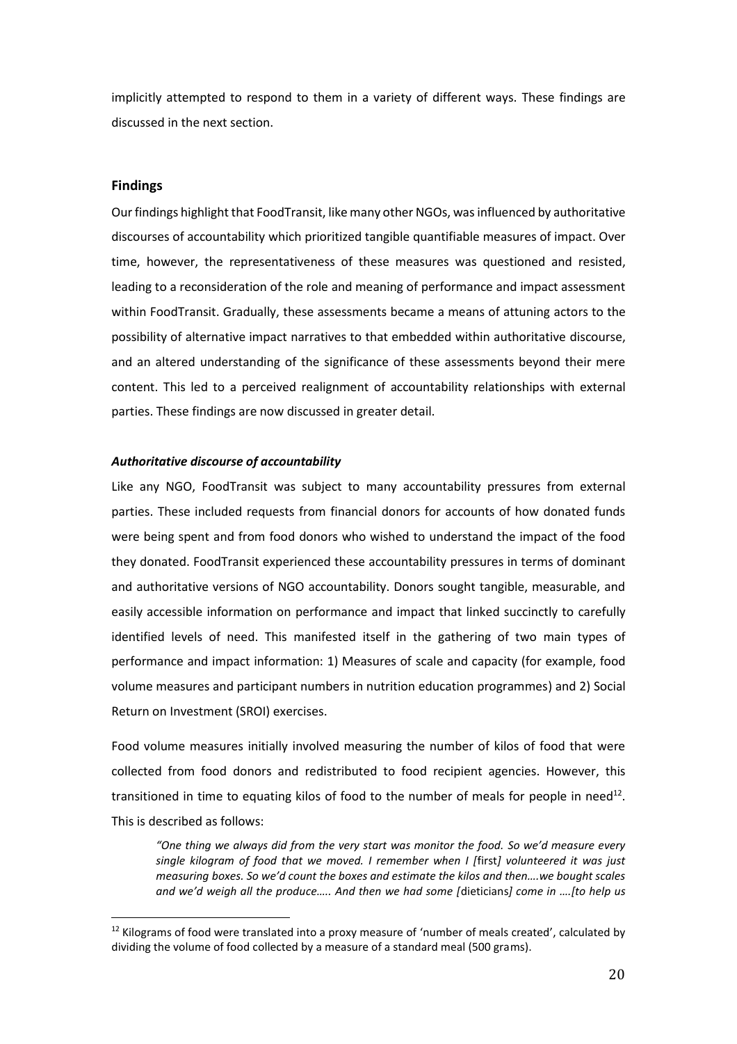implicitly attempted to respond to them in a variety of different ways. These findings are discussed in the next section.

## Findings

Our findings highlight that FoodTransit, like many other NGOs, was influenced by authoritative discourses of accountability which prioritized tangible quantifiable measures of impact. Over time, however, the representativeness of these measures was questioned and resisted, leading to a reconsideration of the role and meaning of performance and impact assessment within FoodTransit. Gradually, these assessments became a means of attuning actors to the possibility of alternative impact narratives to that embedded within authoritative discourse, and an altered understanding of the significance of these assessments beyond their mere content. This led to a perceived realignment of accountability relationships with external parties. These findings are now discussed in greater detail.

### *Authoritative discourse of accountability*

Like any NGO, FoodTransit was subject to many accountability pressures from external parties. These included requests from financial donors for accounts of how donated funds were being spent and from food donors who wished to understand the impact of the food they donated. FoodTransit experienced these accountability pressures in terms of dominant and authoritative versions of NGO accountability. Donors sought tangible, measurable, and easily accessible information on performance and impact that linked succinctly to carefully identified levels of need. This manifested itself in the gathering of two main types of performance and impact information: 1) Measures of scale and capacity (for example, food volume measures and participant numbers in nutrition education programmes) and 2) Social Return on Investment (SROI) exercises.

Food volume measures initially involved measuring the number of kilos of food that were collected from food donors and redistributed to food recipient agencies. However, this transitioned in time to equating kilos of food to the number of meals for people in need[12]. This is described as follows:

> *"One thing we always did from the very start was monitor the food. So we'd measure every single kilogram of food that we moved. I remember when I [*first*] volunteered it was just measuring boxes. So we'd count the boxes and estimate the kilos and then….we bought scales and we'd weigh all the produce….. And then we had some [*dieticians*] come in ….[to help us*

[12] Kilograms of food were translated into a proxy measure of 'number of meals created', calculated by dividing the volume of food collected by a measure of a standard meal (500 grams).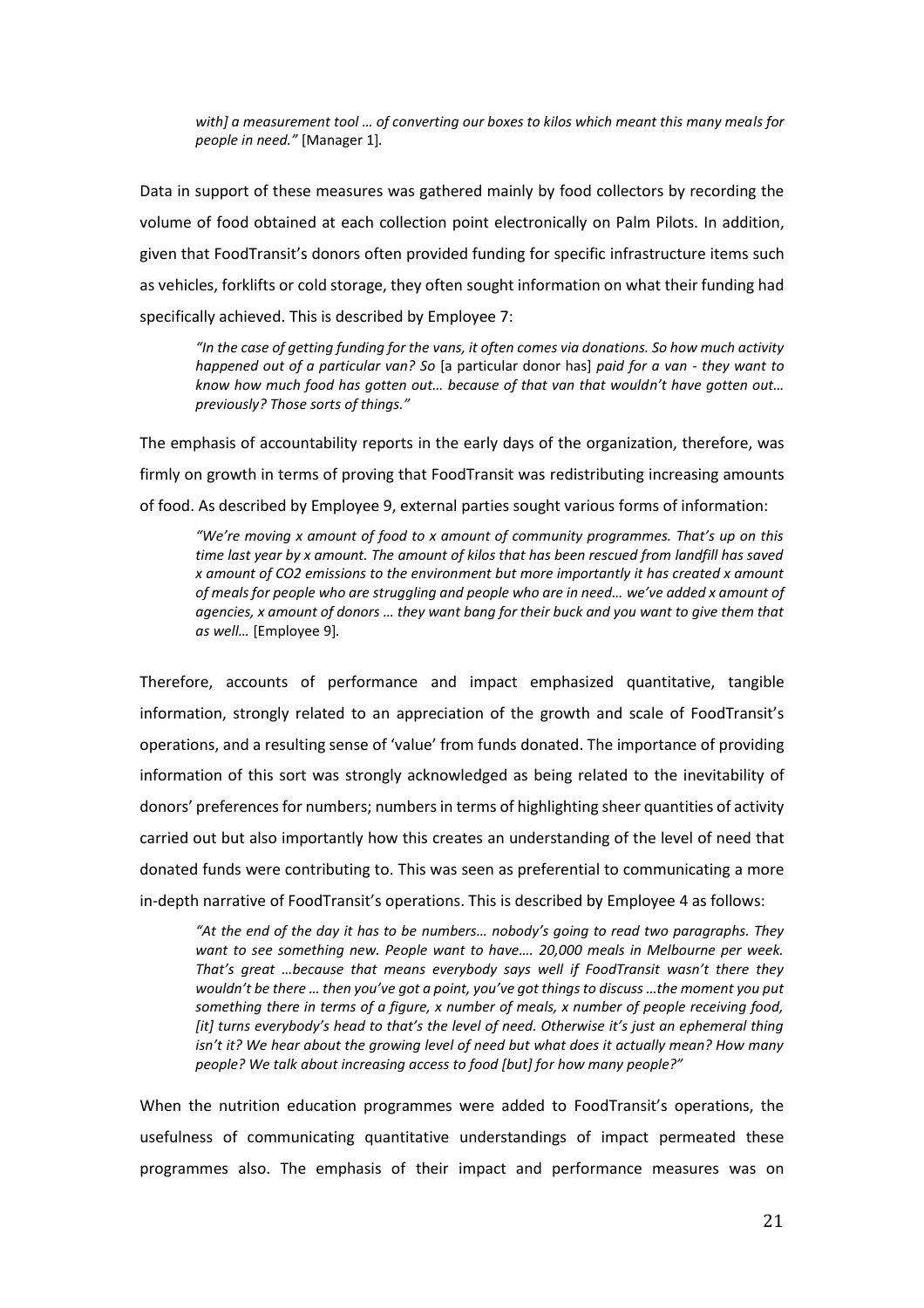*with] a measurement tool … of converting our boxes to kilos which meant this many meals for people in need."* [Manager 1].

Data in support of these measures was gathered mainly by food collectors by recording the volume of food obtained at each collection point electronically on Palm Pilots. In addition, given that FoodTransit's donors often provided funding for specific infrastructure items such as vehicles, forklifts or cold storage, they often sought information on what their funding had specifically achieved. This is described by Employee 7:

> *"In the case of getting funding for the vans, it often comes via donations. So how much activity happened out of a particular van? So* [a particular donor has] *paid for a van - they want to know how much food has gotten out… because of that van that wouldn't have gotten out… previously? Those sorts of things."*

The emphasis of accountability reports in the early days of the organization, therefore, was firmly on growth in terms of proving that FoodTransit was redistributing increasing amounts of food. As described by Employee 9, external parties sought various forms of information:

> *"We're moving x amount of food to x amount of community programmes. That's up on this time last year by x amount. The amount of kilos that has been rescued from landfill has saved x amount of CO2 emissions to the environment but more importantly it has created x amount of meals for people who are struggling and people who are in need… we've added x amount of agencies, x amount of donors … they want bang for their buck and you want to give them that as well…* [Employee 9].

Therefore, accounts of performance and impact emphasized quantitative, tangible information, strongly related to an appreciation of the growth and scale of FoodTransit's operations, and a resulting sense of 'value' from funds donated. The importance of providing information of this sort was strongly acknowledged as being related to the inevitability of donors' preferences for numbers; numbers in terms of highlighting sheer quantities of activity carried out but also importantly how this creates an understanding of the level of need that donated funds were contributing to. This was seen as preferential to communicating a more in-depth narrative of FoodTransit's operations. This is described by Employee 4 as follows:

> *"At the end of the day it has to be numbers… nobody's going to read two paragraphs. They want to see something new. People want to have…. 20,000 meals in Melbourne per week. That's great …because that means everybody says well if FoodTransit wasn't there they wouldn't be there … then you've got a point, you've got things to discuss …the moment you put something there in terms of a figure, x number of meals, x number of people receiving food, [it] turns everybody's head to that's the level of need. Otherwise it's just an ephemeral thing isn't it? We hear about the growing level of need but what does it actually mean? How many people? We talk about increasing access to food [but] for how many people?"*

When the nutrition education programmes were added to FoodTransit's operations, the usefulness of communicating quantitative understandings of impact permeated these programmes also. The emphasis of their impact and performance measures was on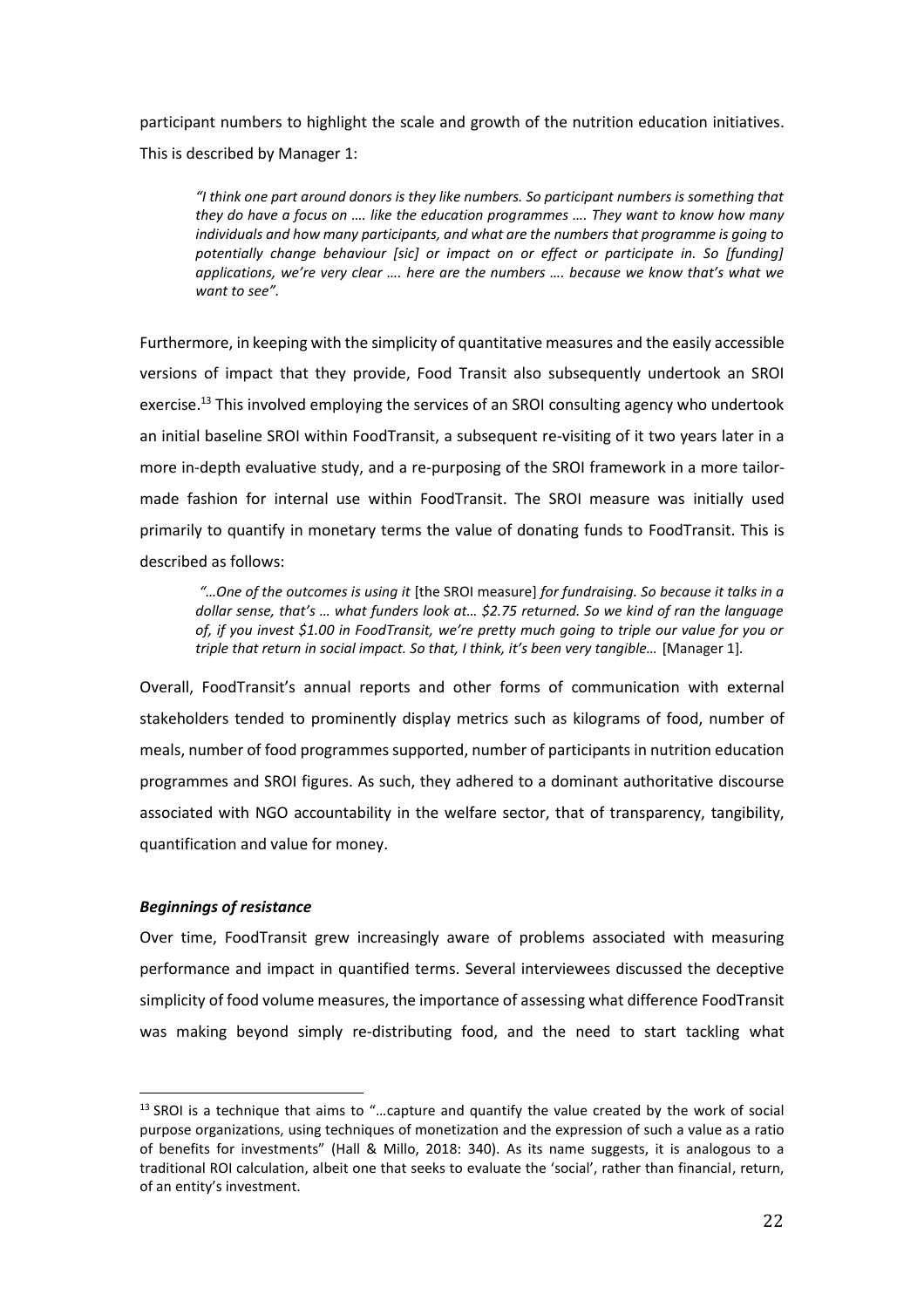participant numbers to highlight the scale and growth of the nutrition education initiatives. This is described by Manager 1:

> *"I think one part around donors is they like numbers. So participant numbers is something that they do have a focus on …. like the education programmes …. They want to know how many individuals and how many participants, and what are the numbers that programme is going to potentially change behaviour [sic] or impact on or effect or participate in. So [funding] applications, we're very clear …. here are the numbers …. because we know that's what we want to see".*

Furthermore, in keeping with the simplicity of quantitative measures and the easily accessible versions of impact that they provide, Food Transit also subsequently undertook an SROI exercise.[13] This involved employing the services of an SROI consulting agency who undertook an initial baseline SROI within FoodTransit, a subsequent re-visiting of it two years later in a more in-depth evaluative study, and a re-purposing of the SROI framework in a more tailor-made fashion for internal use within FoodTransit. The SROI measure was initially used primarily to quantify in monetary terms the value of donating funds to FoodTransit. This is described as follows:

> *"…One of the outcomes is using it* [the SROI measure] *for fundraising. So because it talks in a dollar sense, that's … what funders look at… $2.75 returned. So we kind of ran the language of, if you invest $1.00 in FoodTransit, we're pretty much going to triple our value for you or triple that return in social impact. So that, I think, it's been very tangible…* [Manager 1].

Overall, FoodTransit's annual reports and other forms of communication with external stakeholders tended to prominently display metrics such as kilograms of food, number of meals, number of food programmes supported, number of participants in nutrition education programmes and SROI figures. As such, they adhered to a dominant authoritative discourse associated with NGO accountability in the welfare sector, that of transparency, tangibility, quantification and value for money.

***Beginnings of resistance***

Over time, FoodTransit grew increasingly aware of problems associated with measuring performance and impact in quantified terms. Several interviewees discussed the deceptive simplicity of food volume measures, the importance of assessing what difference FoodTransit was making beyond simply re-distributing food, and the need to start tackling what

[13] SROI is a technique that aims to "…capture and quantify the value created by the work of social purpose organizations, using techniques of monetization and the expression of such a value as a ratio of benefits for investments" (Hall & Millo, 2018: 340). As its name suggests, it is analogous to a traditional ROI calculation, albeit one that seeks to evaluate the 'social', rather than financial, return, of an entity's investment.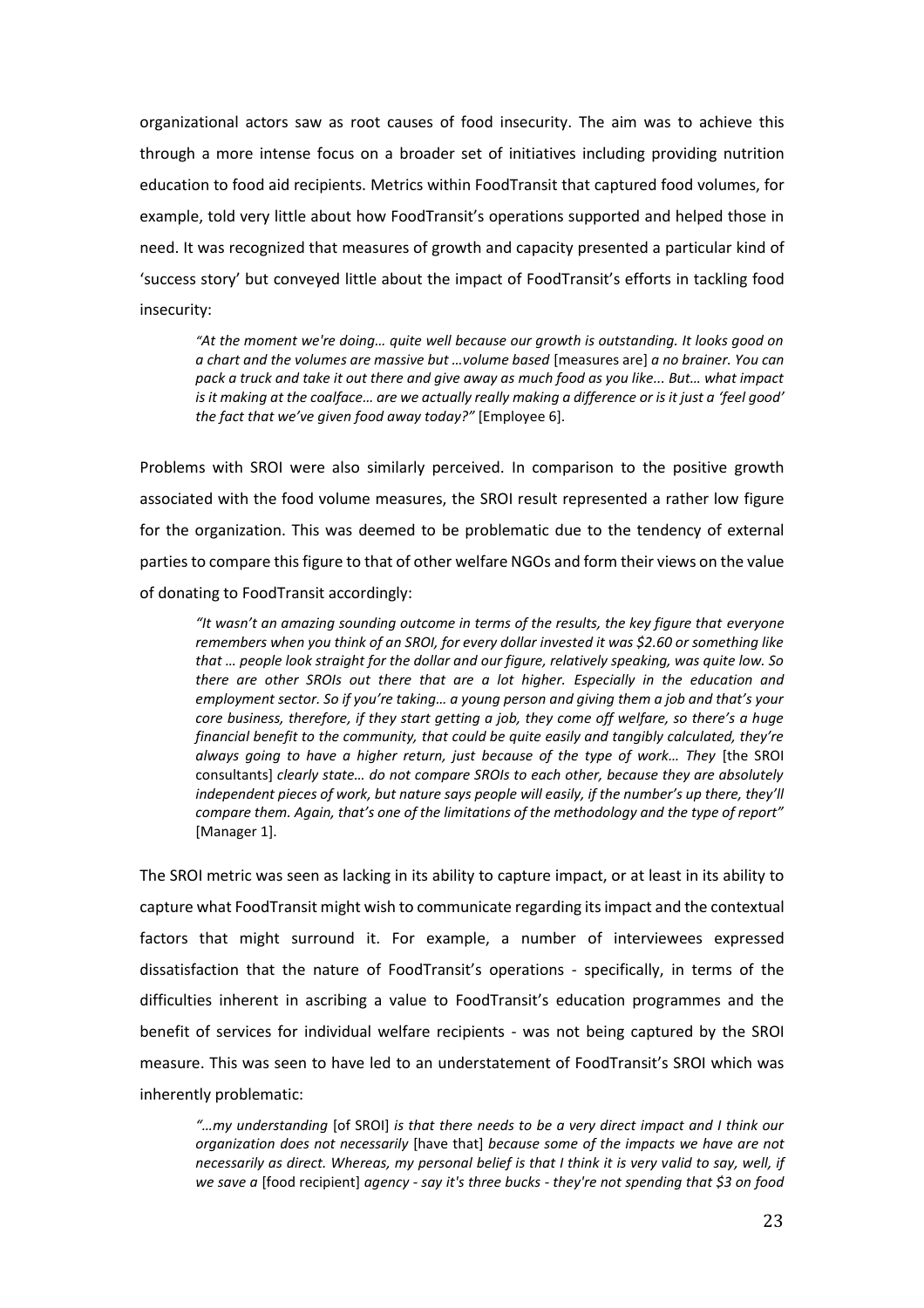organizational actors saw as root causes of food insecurity. The aim was to achieve this through a more intense focus on a broader set of initiatives including providing nutrition education to food aid recipients. Metrics within FoodTransit that captured food volumes, for example, told very little about how FoodTransit's operations supported and helped those in need. It was recognized that measures of growth and capacity presented a particular kind of 'success story' but conveyed little about the impact of FoodTransit's efforts in tackling food insecurity:

> *"At the moment we're doing… quite well because our growth is outstanding. It looks good on a chart and the volumes are massive but …volume based* [measures are] *a no brainer. You can pack a truck and take it out there and give away as much food as you like... But… what impact is it making at the coalface… are we actually really making a difference or is it just a 'feel good' the fact that we've given food away today?"* [Employee 6].

Problems with SROI were also similarly perceived. In comparison to the positive growth associated with the food volume measures, the SROI result represented a rather low figure for the organization. This was deemed to be problematic due to the tendency of external parties to compare this figure to that of other welfare NGOs and form their views on the value of donating to FoodTransit accordingly:

> *"It wasn't an amazing sounding outcome in terms of the results, the key figure that everyone remembers when you think of an SROI, for every dollar invested it was $2.60 or something like that … people look straight for the dollar and our figure, relatively speaking, was quite low. So there are other SROIs out there that are a lot higher. Especially in the education and employment sector. So if you're taking… a young person and giving them a job and that's your core business, therefore, if they start getting a job, they come off welfare, so there's a huge financial benefit to the community, that could be quite easily and tangibly calculated, they're always going to have a higher return, just because of the type of work… They* [the SROI consultants] *clearly state… do not compare SROIs to each other, because they are absolutely independent pieces of work, but nature says people will easily, if the number's up there, they'll compare them. Again, that's one of the limitations of the methodology and the type of report"* [Manager 1].

The SROI metric was seen as lacking in its ability to capture impact, or at least in its ability to capture what FoodTransit might wish to communicate regarding its impact and the contextual factors that might surround it. For example, a number of interviewees expressed dissatisfaction that the nature of FoodTransit's operations - specifically, in terms of the difficulties inherent in ascribing a value to FoodTransit's education programmes and the benefit of services for individual welfare recipients - was not being captured by the SROI measure. This was seen to have led to an understatement of FoodTransit's SROI which was inherently problematic:

> *"…my understanding* [of SROI] *is that there needs to be a very direct impact and I think our organization does not necessarily* [have that] *because some of the impacts we have are not necessarily as direct. Whereas, my personal belief is that I think it is very valid to say, well, if we save a* [food recipient] *agency - say it's three bucks - they're not spending that $3 on food*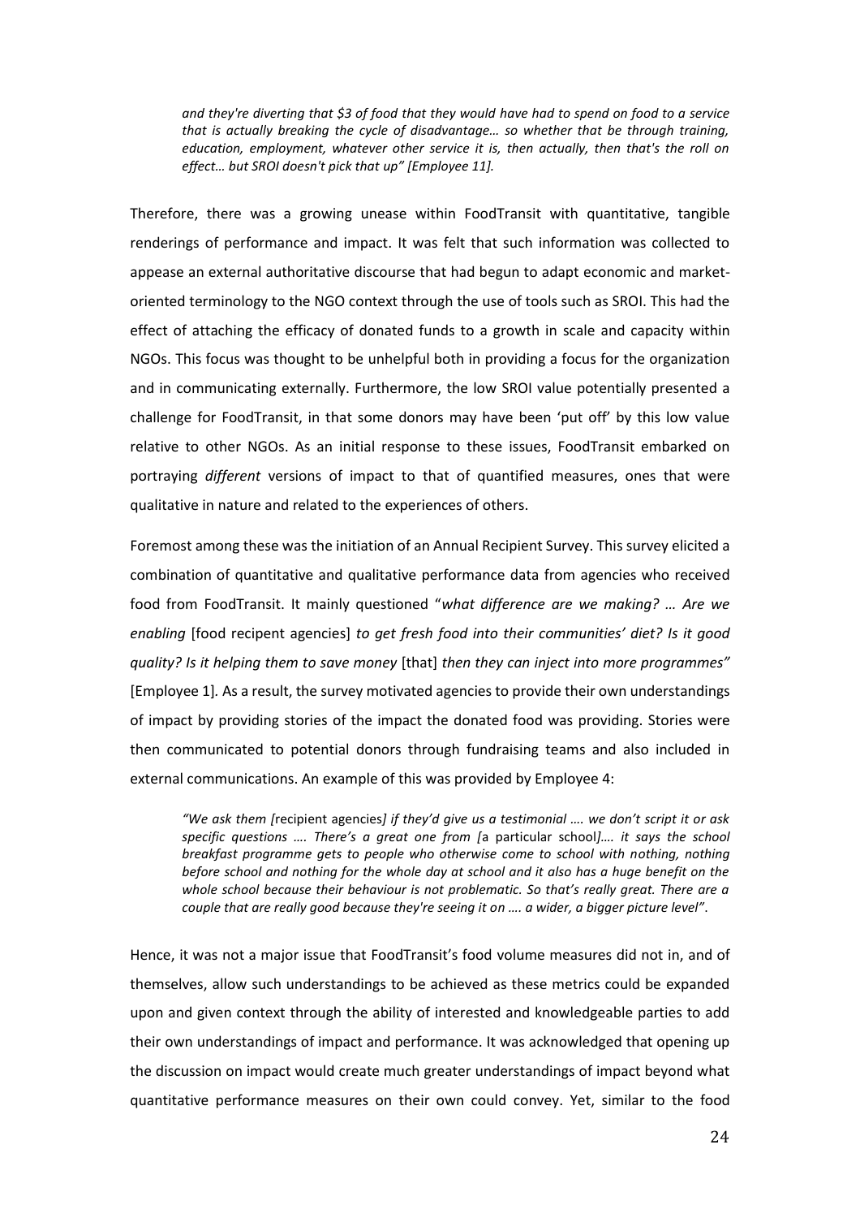> *and they're diverting that $3 of food that they would have had to spend on food to a service that is actually breaking the cycle of disadvantage… so whether that be through training, education, employment, whatever other service it is, then actually, then that's the roll on effect… but SROI doesn't pick that up" [Employee 11].*

Therefore, there was a growing unease within FoodTransit with quantitative, tangible renderings of performance and impact. It was felt that such information was collected to appease an external authoritative discourse that had begun to adapt economic and market-oriented terminology to the NGO context through the use of tools such as SROI. This had the effect of attaching the efficacy of donated funds to a growth in scale and capacity within NGOs. This focus was thought to be unhelpful both in providing a focus for the organization and in communicating externally. Furthermore, the low SROI value potentially presented a challenge for FoodTransit, in that some donors may have been 'put off' by this low value relative to other NGOs. As an initial response to these issues, FoodTransit embarked on portraying *different* versions of impact to that of quantified measures, ones that were qualitative in nature and related to the experiences of others.

Foremost among these was the initiation of an Annual Recipient Survey. This survey elicited a combination of quantitative and qualitative performance data from agencies who received food from FoodTransit. It mainly questioned "*what difference are we making? … Are we enabling* [food recipient agencies] *to get fresh food into their communities' diet? Is it good quality? Is it helping them to save money* [that] *then they can inject into more programmes"* [Employee 1]. As a result, the survey motivated agencies to provide their own understandings of impact by providing stories of the impact the donated food was providing. Stories were then communicated to potential donors through fundraising teams and also included in external communications. An example of this was provided by Employee 4:

> *"We ask them [*recipient agencies*] if they'd give us a testimonial …. we don't script it or ask specific questions …. There's a great one from [*a particular school*]…. it says the school breakfast programme gets to people who otherwise come to school with nothing, nothing before school and nothing for the whole day at school and it also has a huge benefit on the whole school because their behaviour is not problematic. So that's really great. There are a couple that are really good because they're seeing it on …. a wider, a bigger picture level"*.

Hence, it was not a major issue that FoodTransit's food volume measures did not in, and of themselves, allow such understandings to be achieved as these metrics could be expanded upon and given context through the ability of interested and knowledgeable parties to add their own understandings of impact and performance. It was acknowledged that opening up the discussion on impact would create much greater understandings of impact beyond what quantitative performance measures on their own could convey. Yet, similar to the food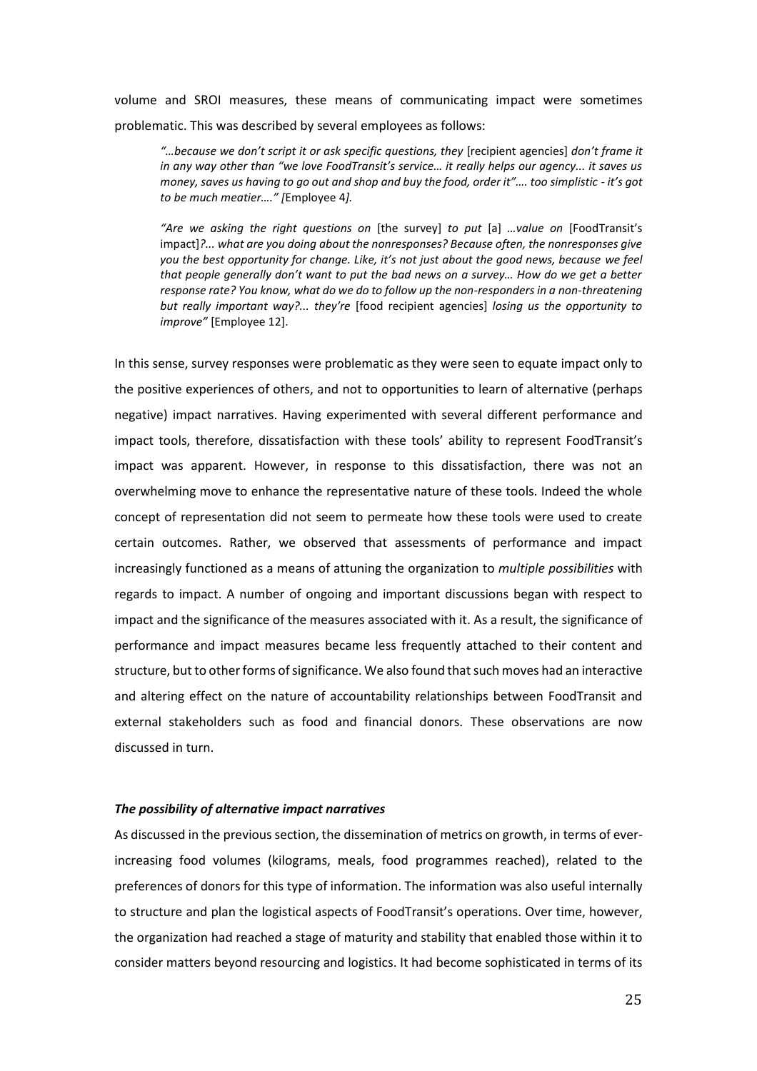volume and SROI measures, these means of communicating impact were sometimes problematic. This was described by several employees as follows:

> *"…because we don't script it or ask specific questions, they* [recipient agencies] *don't frame it in any way other than "we love FoodTransit's service… it really helps our agency... it saves us money, saves us having to go out and shop and buy the food, order it"…. too simplistic - it's got to be much meatier…." [*Employee 4*].*
>
> *"Are we asking the right questions on* [the survey] *to put* [a] *…value on* [FoodTransit's impact]*?... what are you doing about the nonresponses? Because often, the nonresponses give you the best opportunity for change. Like, it's not just about the good news, because we feel that people generally don't want to put the bad news on a survey… How do we get a better response rate? You know, what do we do to follow up the non-responders in a non-threatening but really important way?... they're* [food recipient agencies] *losing us the opportunity to improve"* [Employee 12].

In this sense, survey responses were problematic as they were seen to equate impact only to the positive experiences of others, and not to opportunities to learn of alternative (perhaps negative) impact narratives. Having experimented with several different performance and impact tools, therefore, dissatisfaction with these tools' ability to represent FoodTransit's impact was apparent. However, in response to this dissatisfaction, there was not an overwhelming move to enhance the representative nature of these tools. Indeed the whole concept of representation did not seem to permeate how these tools were used to create certain outcomes. Rather, we observed that assessments of performance and impact increasingly functioned as a means of attuning the organization to *multiple possibilities* with regards to impact. A number of ongoing and important discussions began with respect to impact and the significance of the measures associated with it. As a result, the significance of performance and impact measures became less frequently attached to their content and structure, but to other forms of significance. We also found that such moves had an interactive and altering effect on the nature of accountability relationships between FoodTransit and external stakeholders such as food and financial donors. These observations are now discussed in turn.

### *The possibility of alternative impact narratives*

As discussed in the previous section, the dissemination of metrics on growth, in terms of ever-increasing food volumes (kilograms, meals, food programmes reached), related to the preferences of donors for this type of information. The information was also useful internally to structure and plan the logistical aspects of FoodTransit's operations. Over time, however, the organization had reached a stage of maturity and stability that enabled those within it to consider matters beyond resourcing and logistics. It had become sophisticated in terms of its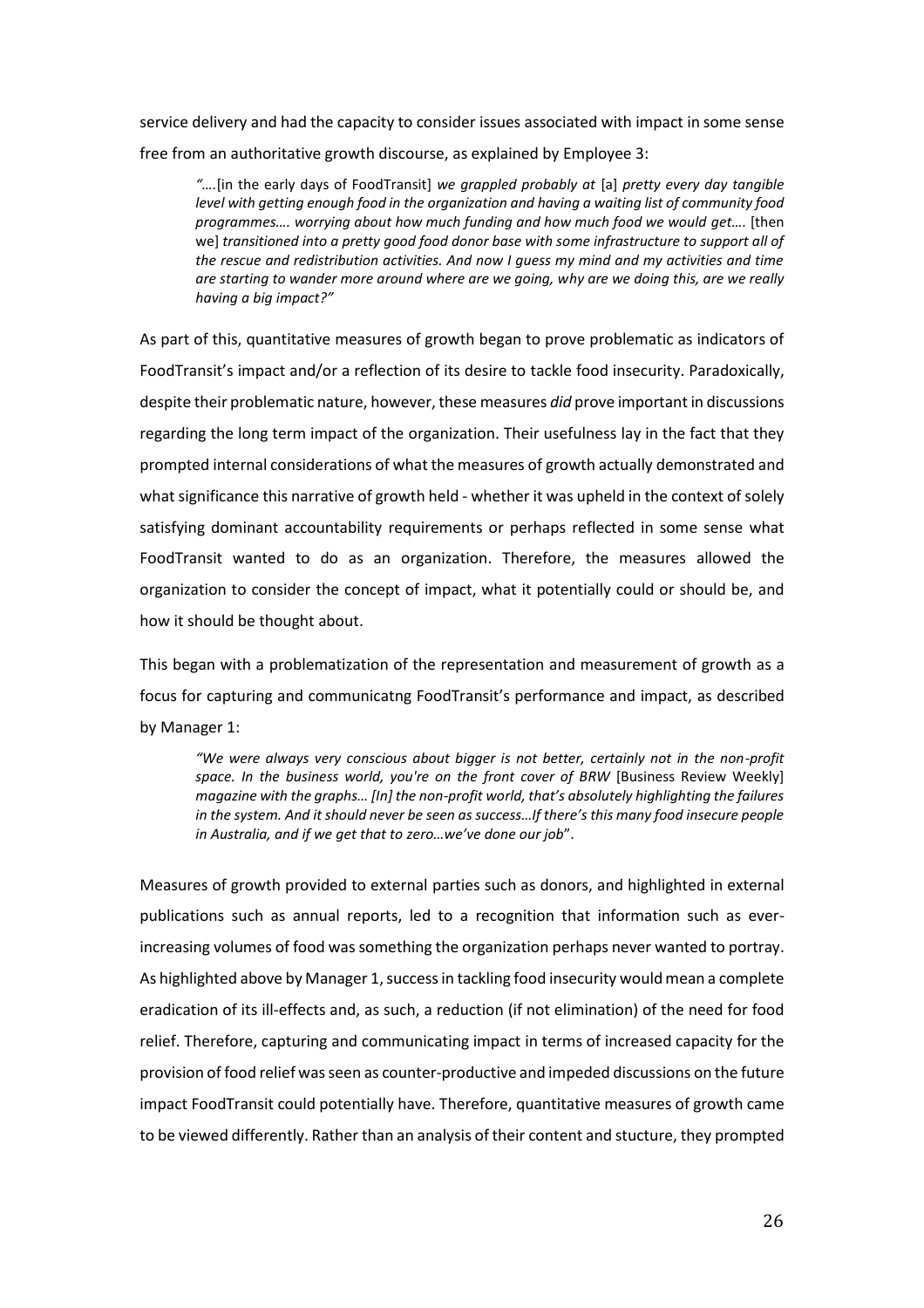service delivery and had the capacity to consider issues associated with impact in some sense free from an authoritative growth discourse, as explained by Employee 3:

> *"….*[in the early days of FoodTransit] *we grappled probably at* [a] *pretty every day tangible level with getting enough food in the organization and having a waiting list of community food programmes…. worrying about how much funding and how much food we would get….* [then we] *transitioned into a pretty good food donor base with some infrastructure to support all of the rescue and redistribution activities. And now I guess my mind and my activities and time are starting to wander more around where are we going, why are we doing this, are we really having a big impact?"*

As part of this, quantitative measures of growth began to prove problematic as indicators of FoodTransit's impact and/or a reflection of its desire to tackle food insecurity. Paradoxically, despite their problematic nature, however, these measures *did* prove important in discussions regarding the long term impact of the organization. Their usefulness lay in the fact that they prompted internal considerations of what the measures of growth actually demonstrated and what significance this narrative of growth held - whether it was upheld in the context of solely satisfying dominant accountability requirements or perhaps reflected in some sense what FoodTransit wanted to do as an organization. Therefore, the measures allowed the organization to consider the concept of impact, what it potentially could or should be, and how it should be thought about.

This began with a problematization of the representation and measurement of growth as a focus for capturing and communicatng FoodTransit's performance and impact, as described by Manager 1:

> *"We were always very conscious about bigger is not better, certainly not in the non-profit space. In the business world, you're on the front cover of BRW* [Business Review Weekly] *magazine with the graphs… [In] the non-profit world, that's absolutely highlighting the failures in the system. And it should never be seen as success…If there's this many food insecure people in Australia, and if we get that to zero…we've done our job*".

Measures of growth provided to external parties such as donors, and highlighted in external publications such as annual reports, led to a recognition that information such as ever-increasing volumes of food was something the organization perhaps never wanted to portray. As highlighted above by Manager 1, success in tackling food insecurity would mean a complete eradication of its ill-effects and, as such, a reduction (if not elimination) of the need for food relief. Therefore, capturing and communicating impact in terms of increased capacity for the provision of food relief was seen as counter-productive and impeded discussions on the future impact FoodTransit could potentially have. Therefore, quantitative measures of growth came to be viewed differently. Rather than an analysis of their content and stucture, they prompted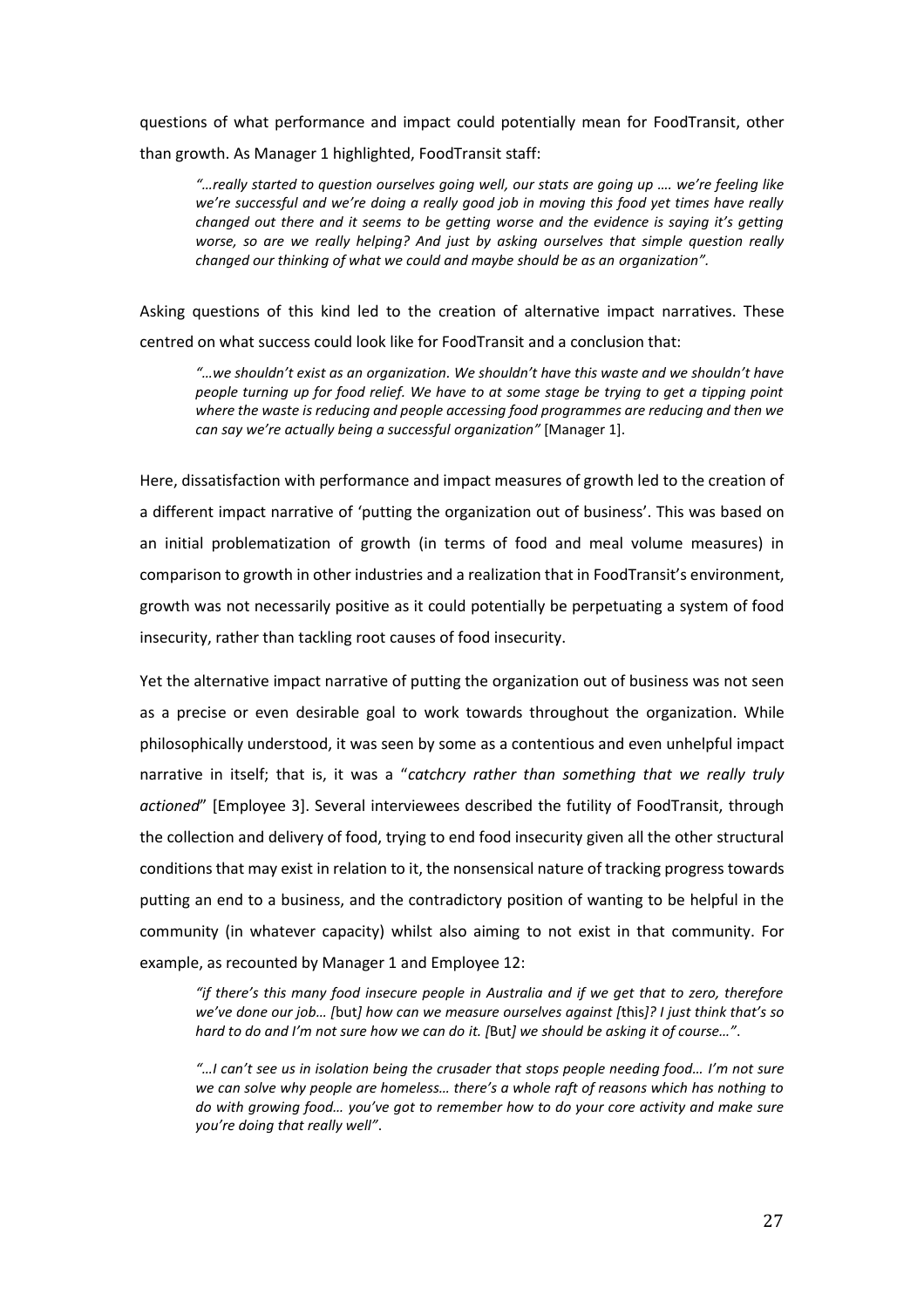questions of what performance and impact could potentially mean for FoodTransit, other than growth. As Manager 1 highlighted, FoodTransit staff:

> *"…really started to question ourselves going well, our stats are going up …. we're feeling like we're successful and we're doing a really good job in moving this food yet times have really changed out there and it seems to be getting worse and the evidence is saying it's getting worse, so are we really helping? And just by asking ourselves that simple question really changed our thinking of what we could and maybe should be as an organization".*

Asking questions of this kind led to the creation of alternative impact narratives. These centred on what success could look like for FoodTransit and a conclusion that:

> *"…we shouldn't exist as an organization. We shouldn't have this waste and we shouldn't have people turning up for food relief. We have to at some stage be trying to get a tipping point where the waste is reducing and people accessing food programmes are reducing and then we can say we're actually being a successful organization"* [Manager 1].

Here, dissatisfaction with performance and impact measures of growth led to the creation of a different impact narrative of 'putting the organization out of business'. This was based on an initial problematization of growth (in terms of food and meal volume measures) in comparison to growth in other industries and a realization that in FoodTransit's environment, growth was not necessarily positive as it could potentially be perpetuating a system of food insecurity, rather than tackling root causes of food insecurity.

Yet the alternative impact narrative of putting the organization out of business was not seen as a precise or even desirable goal to work towards throughout the organization. While philosophically understood, it was seen by some as a contentious and even unhelpful impact narrative in itself; that is, it was a "*catchcry rather than something that we really truly actioned*" [Employee 3]. Several interviewees described the futility of FoodTransit, through the collection and delivery of food, trying to end food insecurity given all the other structural conditions that may exist in relation to it, the nonsensical nature of tracking progress towards putting an end to a business, and the contradictory position of wanting to be helpful in the community (in whatever capacity) whilst also aiming to not exist in that community. For example, as recounted by Manager 1 and Employee 12:

> *"if there's this many food insecure people in Australia and if we get that to zero, therefore we've done our job… [*but*] how can we measure ourselves against [*this*]? I just think that's so hard to do and I'm not sure how we can do it. [*But*] we should be asking it of course…".*

> *"…I can't see us in isolation being the crusader that stops people needing food… I'm not sure we can solve why people are homeless… there's a whole raft of reasons which has nothing to do with growing food… you've got to remember how to do your core activity and make sure you're doing that really well".*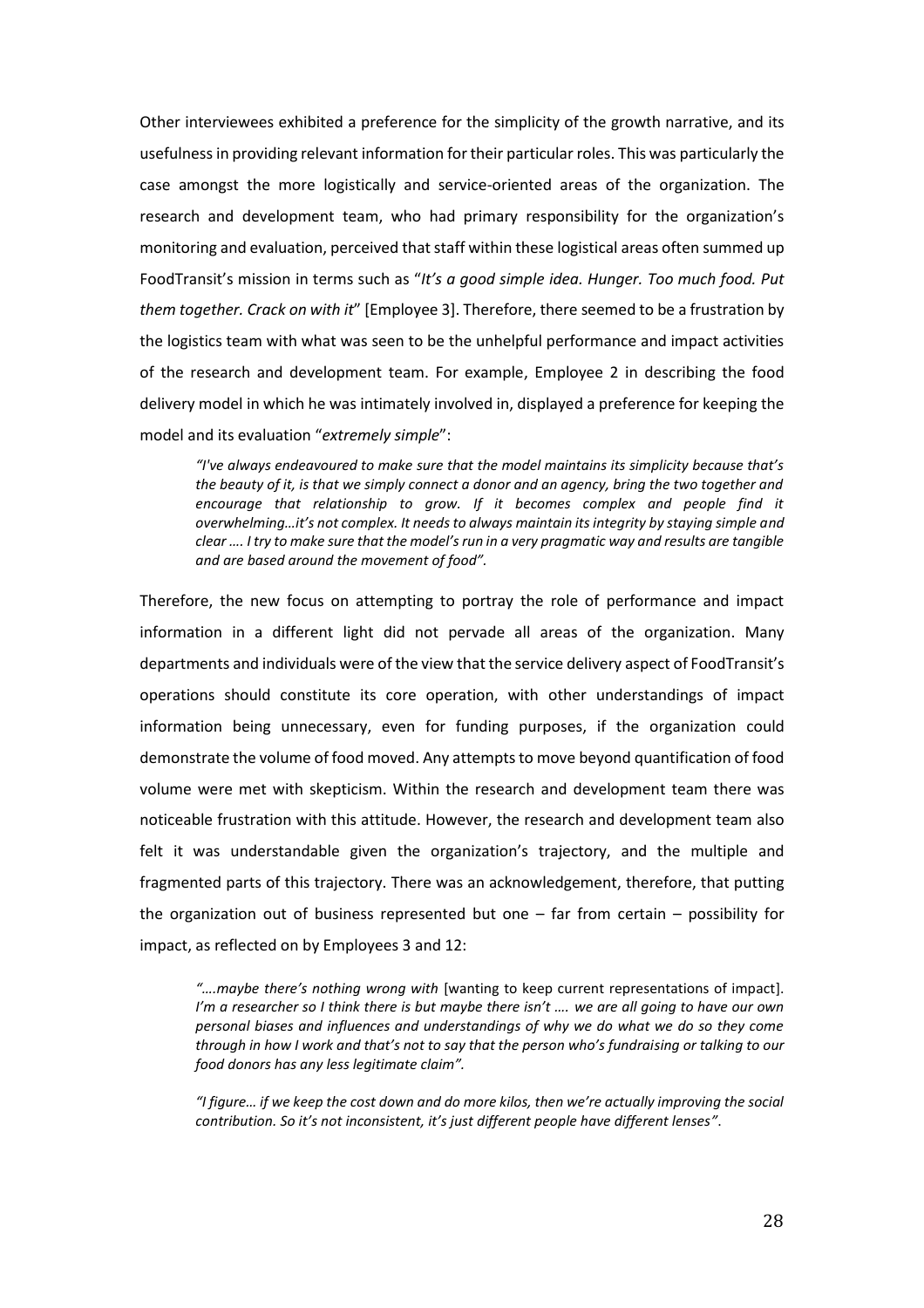Other interviewees exhibited a preference for the simplicity of the growth narrative, and its usefulness in providing relevant information for their particular roles. This was particularly the case amongst the more logistically and service-oriented areas of the organization. The research and development team, who had primary responsibility for the organization's monitoring and evaluation, perceived that staff within these logistical areas often summed up FoodTransit's mission in terms such as "*It's a good simple idea. Hunger. Too much food. Put them together. Crack on with it*" [Employee 3]. Therefore, there seemed to be a frustration by the logistics team with what was seen to be the unhelpful performance and impact activities of the research and development team. For example, Employee 2 in describing the food delivery model in which he was intimately involved in, displayed a preference for keeping the model and its evaluation "*extremely simple*":

> *"I've always endeavoured to make sure that the model maintains its simplicity because that's the beauty of it, is that we simply connect a donor and an agency, bring the two together and encourage that relationship to grow. If it becomes complex and people find it overwhelming…it's not complex. It needs to always maintain its integrity by staying simple and clear …. I try to make sure that the model's run in a very pragmatic way and results are tangible and are based around the movement of food".*

Therefore, the new focus on attempting to portray the role of performance and impact information in a different light did not pervade all areas of the organization. Many departments and individuals were of the view that the service delivery aspect of FoodTransit's operations should constitute its core operation, with other understandings of impact information being unnecessary, even for funding purposes, if the organization could demonstrate the volume of food moved. Any attempts to move beyond quantification of food volume were met with skepticism. Within the research and development team there was noticeable frustration with this attitude. However, the research and development team also felt it was understandable given the organization's trajectory, and the multiple and fragmented parts of this trajectory. There was an acknowledgement, therefore, that putting the organization out of business represented but one – far from certain – possibility for impact, as reflected on by Employees 3 and 12:

> *"….maybe there's nothing wrong with* [wanting to keep current representations of impact]. *I'm a researcher so I think there is but maybe there isn't …. we are all going to have our own personal biases and influences and understandings of why we do what we do so they come through in how I work and that's not to say that the person who's fundraising or talking to our food donors has any less legitimate claim".*

> *"I figure… if we keep the cost down and do more kilos, then we're actually improving the social contribution. So it's not inconsistent, it's just different people have different lenses".*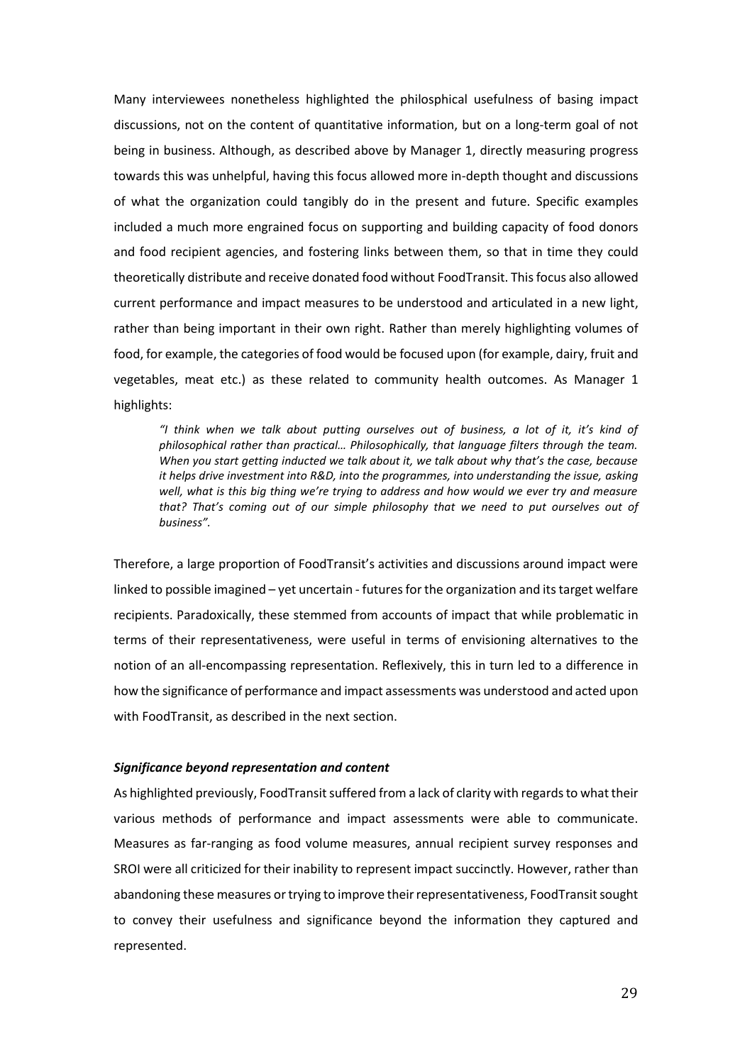Many interviewees nonetheless highlighted the philosphical usefulness of basing impact discussions, not on the content of quantitative information, but on a long-term goal of not being in business. Although, as described above by Manager 1, directly measuring progress towards this was unhelpful, having this focus allowed more in-depth thought and discussions of what the organization could tangibly do in the present and future. Specific examples included a much more engrained focus on supporting and building capacity of food donors and food recipient agencies, and fostering links between them, so that in time they could theoretically distribute and receive donated food without FoodTransit. This focus also allowed current performance and impact measures to be understood and articulated in a new light, rather than being important in their own right. Rather than merely highlighting volumes of food, for example, the categories of food would be focused upon (for example, dairy, fruit and vegetables, meat etc.) as these related to community health outcomes. As Manager 1 highlights:

> *"I think when we talk about putting ourselves out of business, a lot of it, it's kind of philosophical rather than practical… Philosophically, that language filters through the team. When you start getting inducted we talk about it, we talk about why that's the case, because it helps drive investment into R&D, into the programmes, into understanding the issue, asking well, what is this big thing we're trying to address and how would we ever try and measure that? That's coming out of our simple philosophy that we need to put ourselves out of business".*

Therefore, a large proportion of FoodTransit's activities and discussions around impact were linked to possible imagined – yet uncertain - futures for the organization and its target welfare recipients. Paradoxically, these stemmed from accounts of impact that while problematic in terms of their representativeness, were useful in terms of envisioning alternatives to the notion of an all-encompassing representation. Reflexively, this in turn led to a difference in how the significance of performance and impact assessments was understood and acted upon with FoodTransit, as described in the next section.

#### ***Significance beyond representation and content***

As highlighted previously, FoodTransit suffered from a lack of clarity with regards to what their various methods of performance and impact assessments were able to communicate. Measures as far-ranging as food volume measures, annual recipient survey responses and SROI were all criticized for their inability to represent impact succinctly. However, rather than abandoning these measures or trying to improve their representativeness, FoodTransit sought to convey their usefulness and significance beyond the information they captured and represented.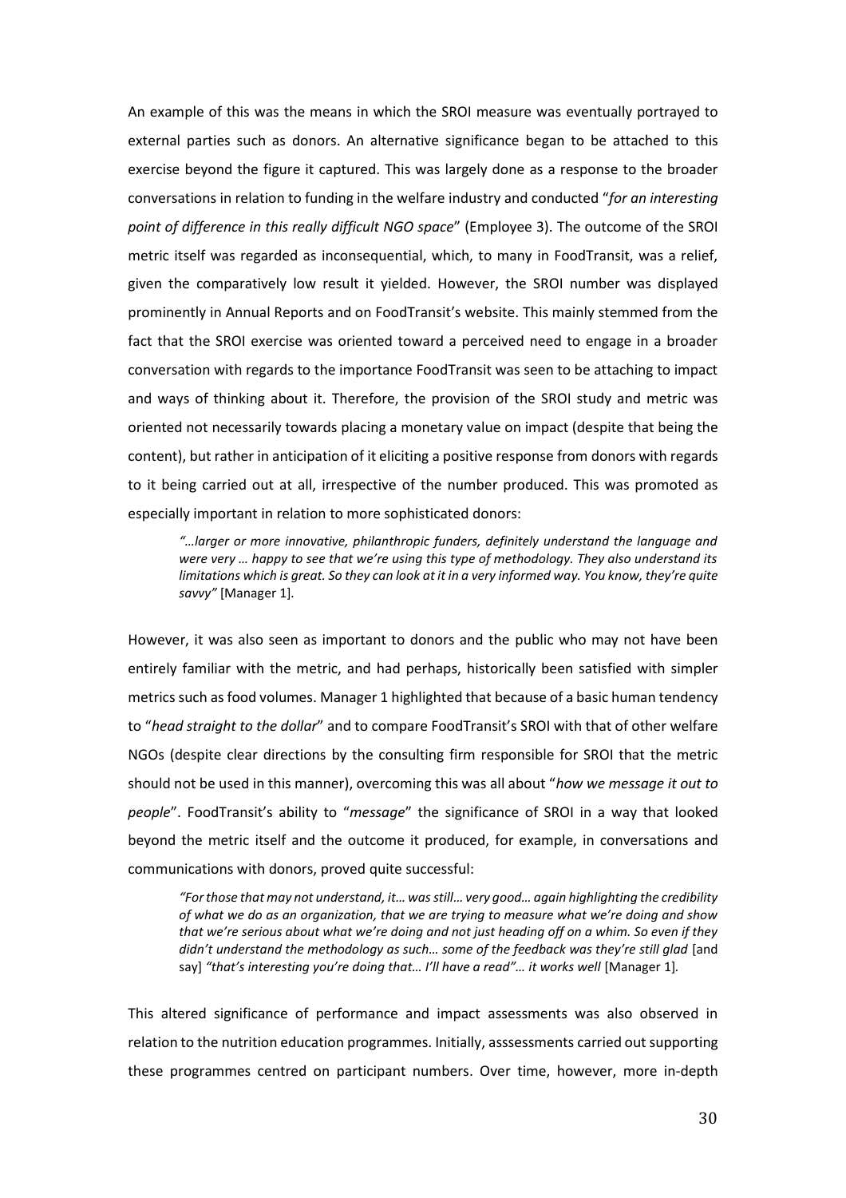An example of this was the means in which the SROI measure was eventually portrayed to external parties such as donors. An alternative significance began to be attached to this exercise beyond the figure it captured. This was largely done as a response to the broader conversations in relation to funding in the welfare industry and conducted "*for an interesting point of difference in this really difficult NGO space*" (Employee 3). The outcome of the SROI metric itself was regarded as inconsequential, which, to many in FoodTransit, was a relief, given the comparatively low result it yielded. However, the SROI number was displayed prominently in Annual Reports and on FoodTransit's website. This mainly stemmed from the fact that the SROI exercise was oriented toward a perceived need to engage in a broader conversation with regards to the importance FoodTransit was seen to be attaching to impact and ways of thinking about it. Therefore, the provision of the SROI study and metric was oriented not necessarily towards placing a monetary value on impact (despite that being the content), but rather in anticipation of it eliciting a positive response from donors with regards to it being carried out at all, irrespective of the number produced. This was promoted as especially important in relation to more sophisticated donors:

> *"…larger or more innovative, philanthropic funders, definitely understand the language and were very … happy to see that we're using this type of methodology. They also understand its limitations which is great. So they can look at it in a very informed way. You know, they're quite savvy"* [Manager 1].

However, it was also seen as important to donors and the public who may not have been entirely familiar with the metric, and had perhaps, historically been satisfied with simpler metrics such as food volumes. Manager 1 highlighted that because of a basic human tendency to "*head straight to the dollar*" and to compare FoodTransit's SROI with that of other welfare NGOs (despite clear directions by the consulting firm responsible for SROI that the metric should not be used in this manner), overcoming this was all about "*how we message it out to people*". FoodTransit's ability to "*message*" the significance of SROI in a way that looked beyond the metric itself and the outcome it produced, for example, in conversations and communications with donors, proved quite successful:

> *"For those that may not understand, it… was still… very good… again highlighting the credibility of what we do as an organization, that we are trying to measure what we're doing and show that we're serious about what we're doing and not just heading off on a whim. So even if they didn't understand the methodology as such… some of the feedback was they're still glad* [and say] *"that's interesting you're doing that… I'll have a read"… it works well* [Manager 1].

This altered significance of performance and impact assessments was also observed in relation to the nutrition education programmes. Initially, asssessments carried out supporting these programmes centred on participant numbers. Over time, however, more in-depth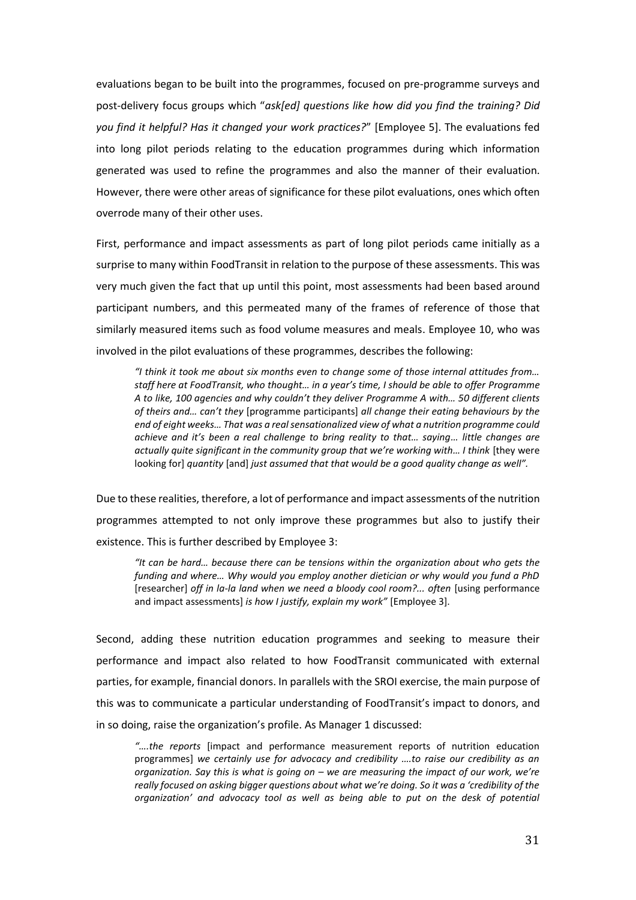evaluations began to be built into the programmes, focused on pre-programme surveys and post-delivery focus groups which "*ask[ed] questions like how did you find the training? Did you find it helpful? Has it changed your work practices?*" [Employee 5]. The evaluations fed into long pilot periods relating to the education programmes during which information generated was used to refine the programmes and also the manner of their evaluation. However, there were other areas of significance for these pilot evaluations, ones which often overrode many of their other uses.

First, performance and impact assessments as part of long pilot periods came initially as a surprise to many within FoodTransit in relation to the purpose of these assessments. This was very much given the fact that up until this point, most assessments had been based around participant numbers, and this permeated many of the frames of reference of those that similarly measured items such as food volume measures and meals. Employee 10, who was involved in the pilot evaluations of these programmes, describes the following:

> *"I think it took me about six months even to change some of those internal attitudes from… staff here at FoodTransit, who thought… in a year's time, I should be able to offer Programme A to like, 100 agencies and why couldn't they deliver Programme A with… 50 different clients of theirs and… can't they* [programme participants] *all change their eating behaviours by the end of eight weeks… That was a real sensationalized view of what a nutrition programme could achieve and it's been a real challenge to bring reality to that… saying… little changes are actually quite significant in the community group that we're working with… I think* [they were looking for] *quantity* [and] *just assumed that that would be a good quality change as well".*

Due to these realities, therefore, a lot of performance and impact assessments of the nutrition programmes attempted to not only improve these programmes but also to justify their existence. This is further described by Employee 3:

> *"It can be hard… because there can be tensions within the organization about who gets the funding and where… Why would you employ another dietician or why would you fund a PhD* [researcher] *off in la-la land when we need a bloody cool room?... often* [using performance and impact assessments] *is how I justify, explain my work"* [Employee 3].

Second, adding these nutrition education programmes and seeking to measure their performance and impact also related to how FoodTransit communicated with external parties, for example, financial donors. In parallels with the SROI exercise, the main purpose of this was to communicate a particular understanding of FoodTransit's impact to donors, and in so doing, raise the organization's profile. As Manager 1 discussed:

> *"….the reports* [impact and performance measurement reports of nutrition education programmes] *we certainly use for advocacy and credibility ….to raise our credibility as an organization. Say this is what is going on – we are measuring the impact of our work, we're really focused on asking bigger questions about what we're doing. So it was a 'credibility of the organization' and advocacy tool as well as being able to put on the desk of potential*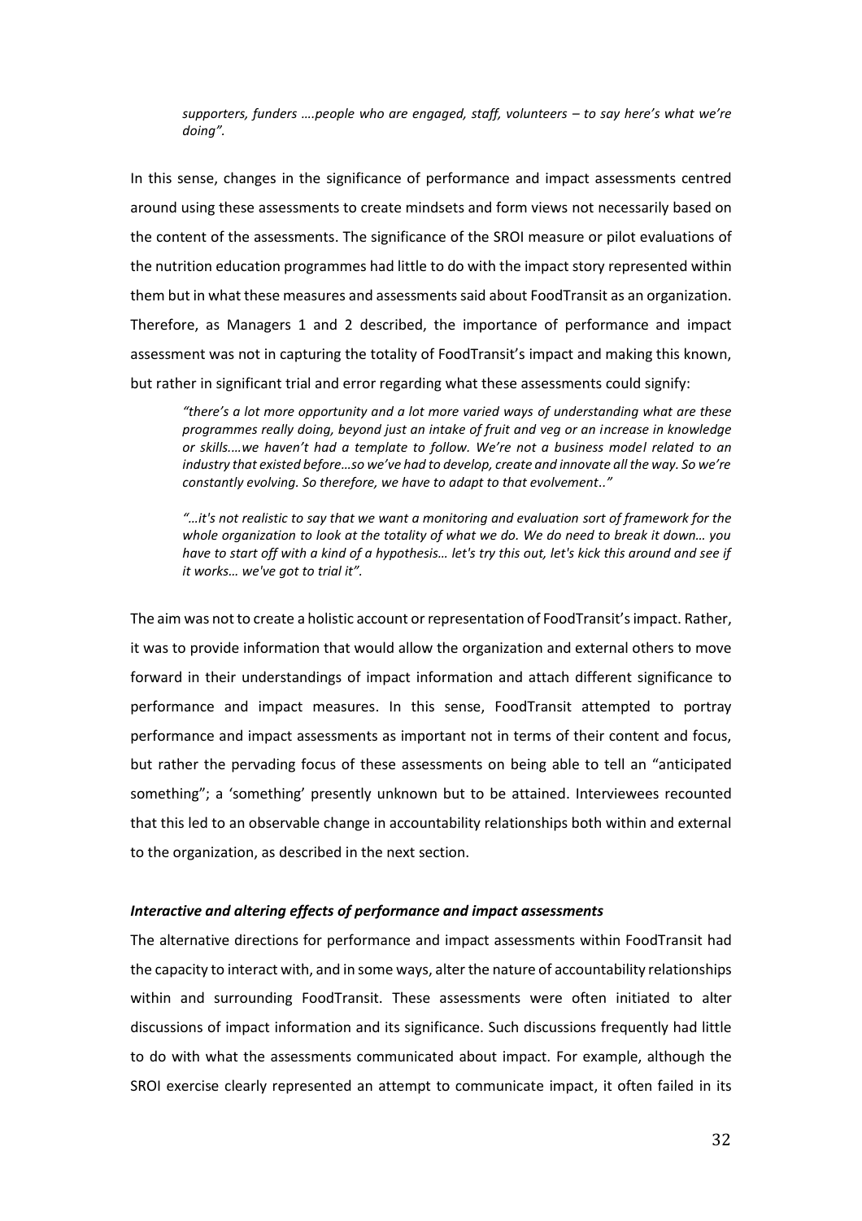*supporters, funders ….people who are engaged, staff, volunteers – to say here's what we're doing".*

In this sense, changes in the significance of performance and impact assessments centred around using these assessments to create mindsets and form views not necessarily based on the content of the assessments. The significance of the SROI measure or pilot evaluations of the nutrition education programmes had little to do with the impact story represented within them but in what these measures and assessments said about FoodTransit as an organization. Therefore, as Managers 1 and 2 described, the importance of performance and impact assessment was not in capturing the totality of FoodTransit's impact and making this known, but rather in significant trial and error regarding what these assessments could signify:

> *"there's a lot more opportunity and a lot more varied ways of understanding what are these programmes really doing, beyond just an intake of fruit and veg or an increase in knowledge or skills….we haven't had a template to follow. We're not a business model related to an industry that existed before…so we've had to develop, create and innovate all the way. So we're constantly evolving. So therefore, we have to adapt to that evolvement.."*

> *"…it's not realistic to say that we want a monitoring and evaluation sort of framework for the whole organization to look at the totality of what we do. We do need to break it down… you have to start off with a kind of a hypothesis… let's try this out, let's kick this around and see if it works… we've got to trial it".*

The aim was not to create a holistic account or representation of FoodTransit's impact. Rather, it was to provide information that would allow the organization and external others to move forward in their understandings of impact information and attach different significance to performance and impact measures. In this sense, FoodTransit attempted to portray performance and impact assessments as important not in terms of their content and focus, but rather the pervading focus of these assessments on being able to tell an "anticipated something"; a 'something' presently unknown but to be attained. Interviewees recounted that this led to an observable change in accountability relationships both within and external to the organization, as described in the next section.

### *Interactive and altering effects of performance and impact assessments*

The alternative directions for performance and impact assessments within FoodTransit had the capacity to interact with, and in some ways, alter the nature of accountability relationships within and surrounding FoodTransit. These assessments were often initiated to alter discussions of impact information and its significance. Such discussions frequently had little to do with what the assessments communicated about impact. For example, although the SROI exercise clearly represented an attempt to communicate impact, it often failed in its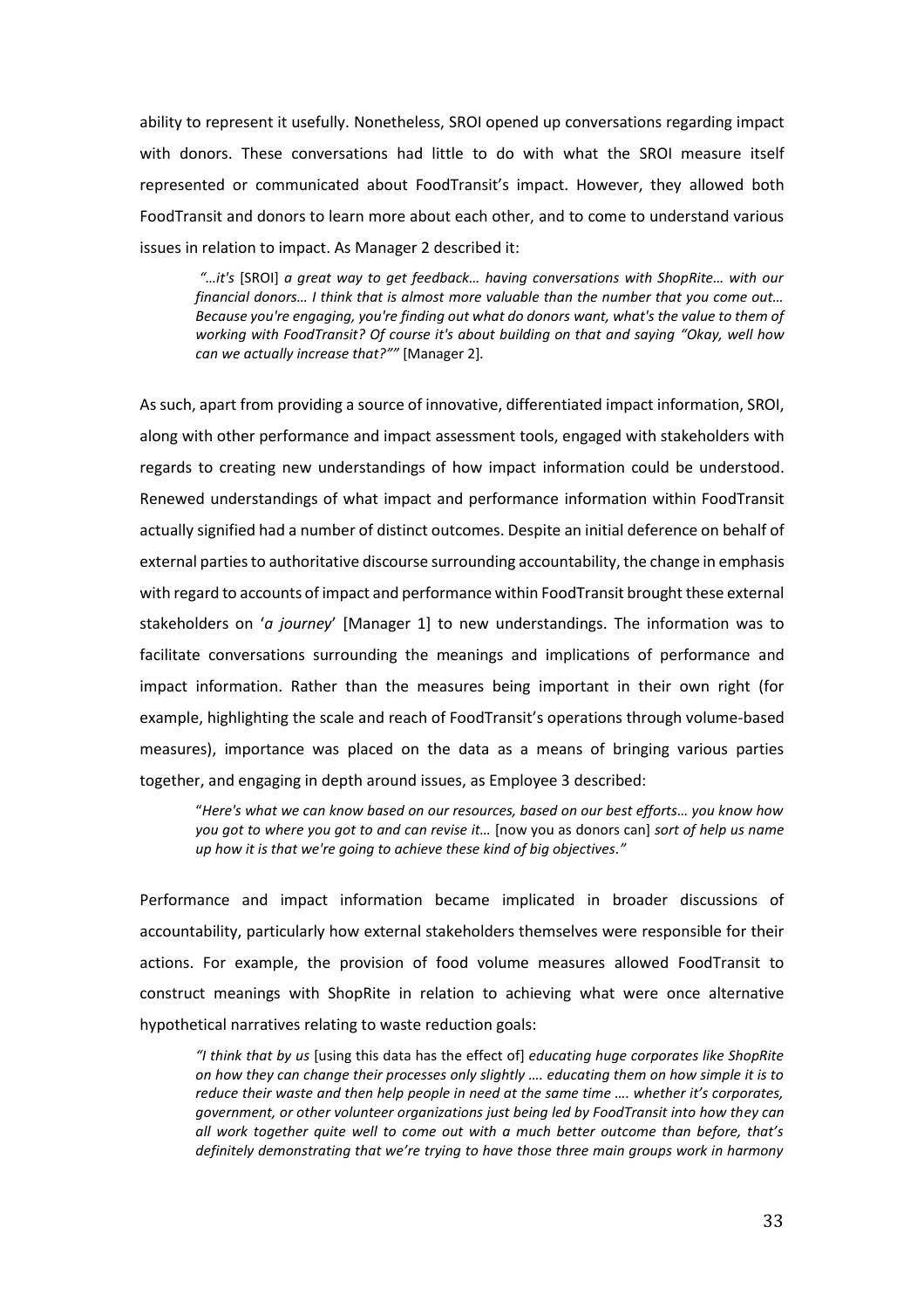ability to represent it usefully. Nonetheless, SROI opened up conversations regarding impact with donors. These conversations had little to do with what the SROI measure itself represented or communicated about FoodTransit's impact. However, they allowed both FoodTransit and donors to learn more about each other, and to come to understand various issues in relation to impact. As Manager 2 described it:

> *"…it's* [SROI] *a great way to get feedback… having conversations with ShopRite… with our financial donors… I think that is almost more valuable than the number that you come out… Because you're engaging, you're finding out what do donors want, what's the value to them of working with FoodTransit? Of course it's about building on that and saying "Okay, well how can we actually increase that?""* [Manager 2].

As such, apart from providing a source of innovative, differentiated impact information, SROI, along with other performance and impact assessment tools, engaged with stakeholders with regards to creating new understandings of how impact information could be understood. Renewed understandings of what impact and performance information within FoodTransit actually signified had a number of distinct outcomes. Despite an initial deference on behalf of external parties to authoritative discourse surrounding accountability, the change in emphasis with regard to accounts of impact and performance within FoodTransit brought these external stakeholders on '*a journey*' [Manager 1] to new understandings. The information was to facilitate conversations surrounding the meanings and implications of performance and impact information. Rather than the measures being important in their own right (for example, highlighting the scale and reach of FoodTransit's operations through volume-based measures), importance was placed on the data as a means of bringing various parties together, and engaging in depth around issues, as Employee 3 described:

> "*Here's what we can know based on our resources, based on our best efforts… you know how you got to where you got to and can revise it…* [now you as donors can] *sort of help us name up how it is that we're going to achieve these kind of big objectives."*

Performance and impact information became implicated in broader discussions of accountability, particularly how external stakeholders themselves were responsible for their actions. For example, the provision of food volume measures allowed FoodTransit to construct meanings with ShopRite in relation to achieving what were once alternative hypothetical narratives relating to waste reduction goals:

> *"I think that by us* [using this data has the effect of] *educating huge corporates like ShopRite on how they can change their processes only slightly …. educating them on how simple it is to reduce their waste and then help people in need at the same time …. whether it's corporates, government, or other volunteer organizations just being led by FoodTransit into how they can all work together quite well to come out with a much better outcome than before, that's definitely demonstrating that we're trying to have those three main groups work in harmony*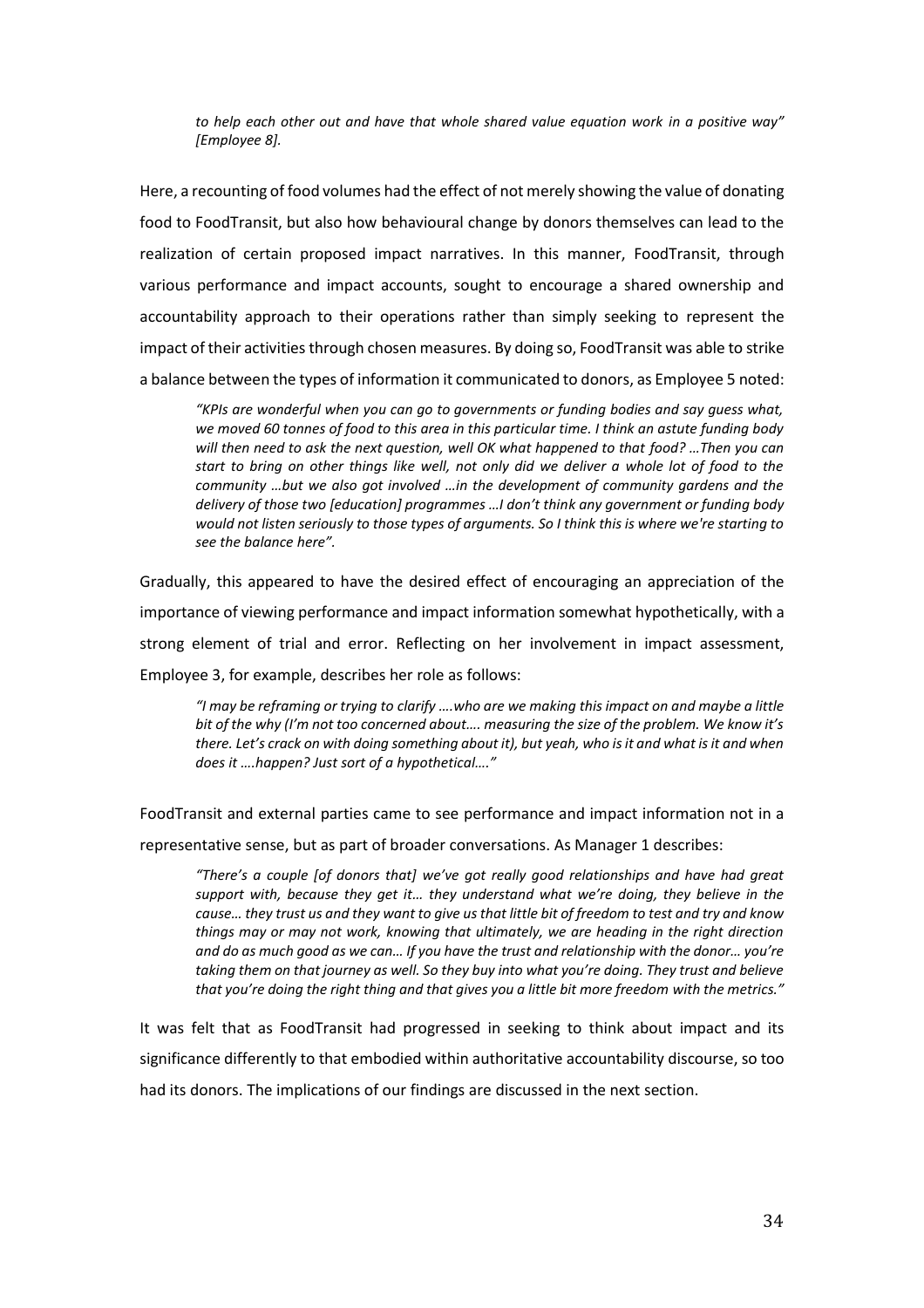*to help each other out and have that whole shared value equation work in a positive way" [Employee 8].*

Here, a recounting of food volumes had the effect of not merely showing the value of donating food to FoodTransit, but also how behavioural change by donors themselves can lead to the realization of certain proposed impact narratives. In this manner, FoodTransit, through various performance and impact accounts, sought to encourage a shared ownership and accountability approach to their operations rather than simply seeking to represent the impact of their activities through chosen measures. By doing so, FoodTransit was able to strike a balance between the types of information it communicated to donors, as Employee 5 noted:

> *"KPIs are wonderful when you can go to governments or funding bodies and say guess what, we moved 60 tonnes of food to this area in this particular time. I think an astute funding body will then need to ask the next question, well OK what happened to that food? …Then you can start to bring on other things like well, not only did we deliver a whole lot of food to the community …but we also got involved …in the development of community gardens and the delivery of those two [education] programmes …I don't think any government or funding body would not listen seriously to those types of arguments. So I think this is where we're starting to see the balance here".*

Gradually, this appeared to have the desired effect of encouraging an appreciation of the importance of viewing performance and impact information somewhat hypothetically, with a strong element of trial and error. Reflecting on her involvement in impact assessment, Employee 3, for example, describes her role as follows:

> *"I may be reframing or trying to clarify ….who are we making this impact on and maybe a little bit of the why (I'm not too concerned about…. measuring the size of the problem. We know it's there. Let's crack on with doing something about it), but yeah, who is it and what is it and when does it ….happen? Just sort of a hypothetical…."*

FoodTransit and external parties came to see performance and impact information not in a representative sense, but as part of broader conversations. As Manager 1 describes:

> *"There's a couple [of donors that] we've got really good relationships and have had great support with, because they get it… they understand what we're doing, they believe in the cause… they trust us and they want to give us that little bit of freedom to test and try and know things may or may not work, knowing that ultimately, we are heading in the right direction and do as much good as we can… If you have the trust and relationship with the donor… you're taking them on that journey as well. So they buy into what you're doing. They trust and believe that you're doing the right thing and that gives you a little bit more freedom with the metrics."*

It was felt that as FoodTransit had progressed in seeking to think about impact and its significance differently to that embodied within authoritative accountability discourse, so too had its donors. The implications of our findings are discussed in the next section.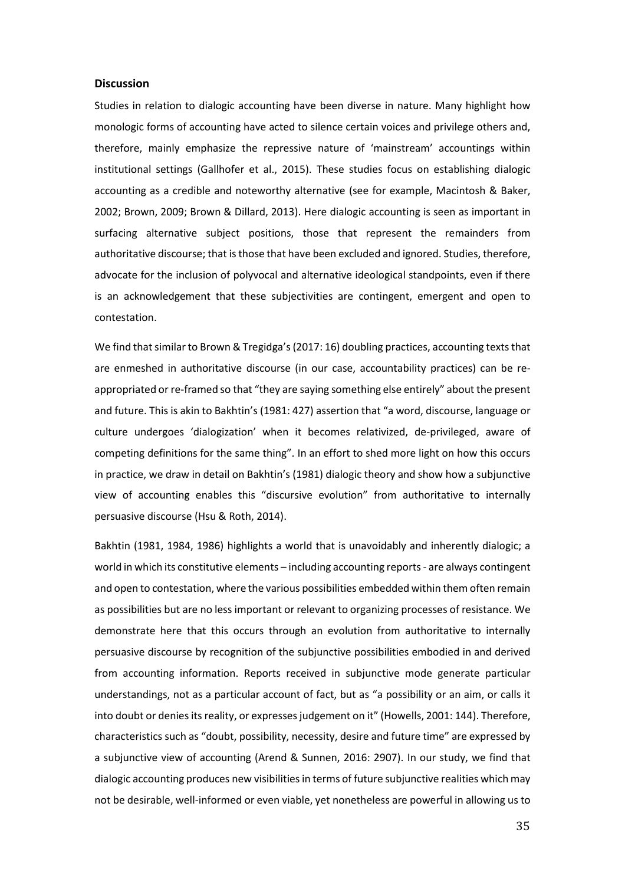## Discussion

Studies in relation to dialogic accounting have been diverse in nature. Many highlight how monologic forms of accounting have acted to silence certain voices and privilege others and, therefore, mainly emphasize the repressive nature of 'mainstream' accountings within institutional settings (Gallhofer et al., 2015). These studies focus on establishing dialogic accounting as a credible and noteworthy alternative (see for example, Macintosh & Baker, 2002; Brown, 2009; Brown & Dillard, 2013). Here dialogic accounting is seen as important in surfacing alternative subject positions, those that represent the remainders from authoritative discourse; that is those that have been excluded and ignored. Studies, therefore, advocate for the inclusion of polyvocal and alternative ideological standpoints, even if there is an acknowledgement that these subjectivities are contingent, emergent and open to contestation.

We find that similar to Brown & Tregidga's (2017: 16) doubling practices, accounting texts that are enmeshed in authoritative discourse (in our case, accountability practices) can be re-appropriated or re-framed so that "they are saying something else entirely" about the present and future. This is akin to Bakhtin's (1981: 427) assertion that "a word, discourse, language or culture undergoes 'dialogization' when it becomes relativized, de-privileged, aware of competing definitions for the same thing". In an effort to shed more light on how this occurs in practice, we draw in detail on Bakhtin's (1981) dialogic theory and show how a subjunctive view of accounting enables this "discursive evolution" from authoritative to internally persuasive discourse (Hsu & Roth, 2014).

Bakhtin (1981, 1984, 1986) highlights a world that is unavoidably and inherently dialogic; a world in which its constitutive elements – including accounting reports - are always contingent and open to contestation, where the various possibilities embedded within them often remain as possibilities but are no less important or relevant to organizing processes of resistance. We demonstrate here that this occurs through an evolution from authoritative to internally persuasive discourse by recognition of the subjunctive possibilities embodied in and derived from accounting information. Reports received in subjunctive mode generate particular understandings, not as a particular account of fact, but as "a possibility or an aim, or calls it into doubt or denies its reality, or expresses judgement on it" (Howells, 2001: 144). Therefore, characteristics such as "doubt, possibility, necessity, desire and future time" are expressed by a subjunctive view of accounting (Arend & Sunnen, 2016: 2907). In our study, we find that dialogic accounting produces new visibilities in terms of future subjunctive realities which may not be desirable, well-informed or even viable, yet nonetheless are powerful in allowing us to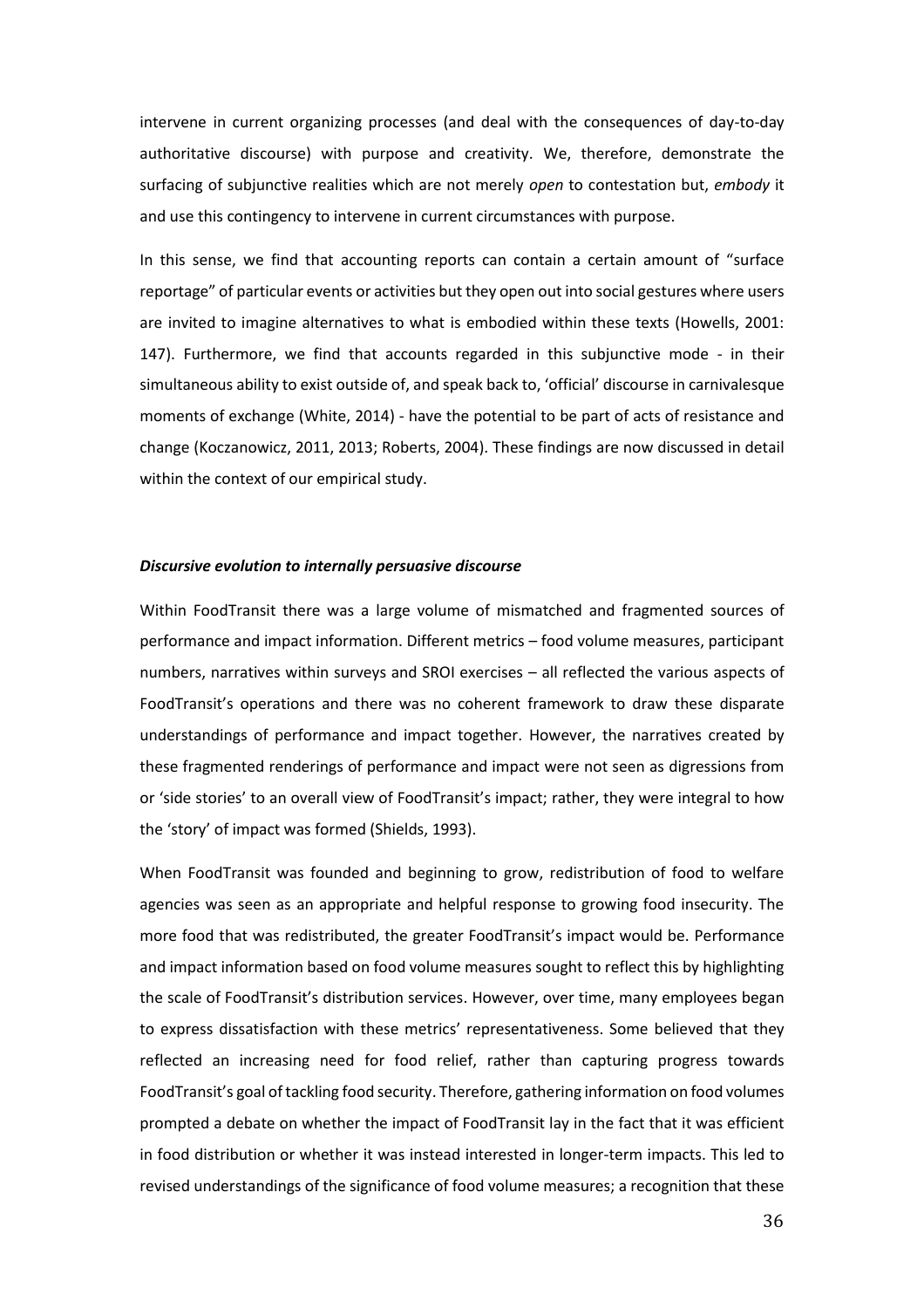intervene in current organizing processes (and deal with the consequences of day-to-day authoritative discourse) with purpose and creativity. We, therefore, demonstrate the surfacing of subjunctive realities which are not merely *open* to contestation but, *embody* it and use this contingency to intervene in current circumstances with purpose.

In this sense, we find that accounting reports can contain a certain amount of "surface reportage" of particular events or activities but they open out into social gestures where users are invited to imagine alternatives to what is embodied within these texts (Howells, 2001: 147). Furthermore, we find that accounts regarded in this subjunctive mode - in their simultaneous ability to exist outside of, and speak back to, 'official' discourse in carnivalesque moments of exchange (White, 2014) - have the potential to be part of acts of resistance and change (Koczanowicz, 2011, 2013; Roberts, 2004). These findings are now discussed in detail within the context of our empirical study.

***Discursive evolution to internally persuasive discourse***

Within FoodTransit there was a large volume of mismatched and fragmented sources of performance and impact information. Different metrics – food volume measures, participant numbers, narratives within surveys and SROI exercises – all reflected the various aspects of FoodTransit's operations and there was no coherent framework to draw these disparate understandings of performance and impact together. However, the narratives created by these fragmented renderings of performance and impact were not seen as digressions from or 'side stories' to an overall view of FoodTransit's impact; rather, they were integral to how the 'story' of impact was formed (Shields, 1993).

When FoodTransit was founded and beginning to grow, redistribution of food to welfare agencies was seen as an appropriate and helpful response to growing food insecurity. The more food that was redistributed, the greater FoodTransit's impact would be. Performance and impact information based on food volume measures sought to reflect this by highlighting the scale of FoodTransit's distribution services. However, over time, many employees began to express dissatisfaction with these metrics' representativeness. Some believed that they reflected an increasing need for food relief, rather than capturing progress towards FoodTransit's goal of tackling food security. Therefore, gathering information on food volumes prompted a debate on whether the impact of FoodTransit lay in the fact that it was efficient in food distribution or whether it was instead interested in longer-term impacts. This led to revised understandings of the significance of food volume measures; a recognition that these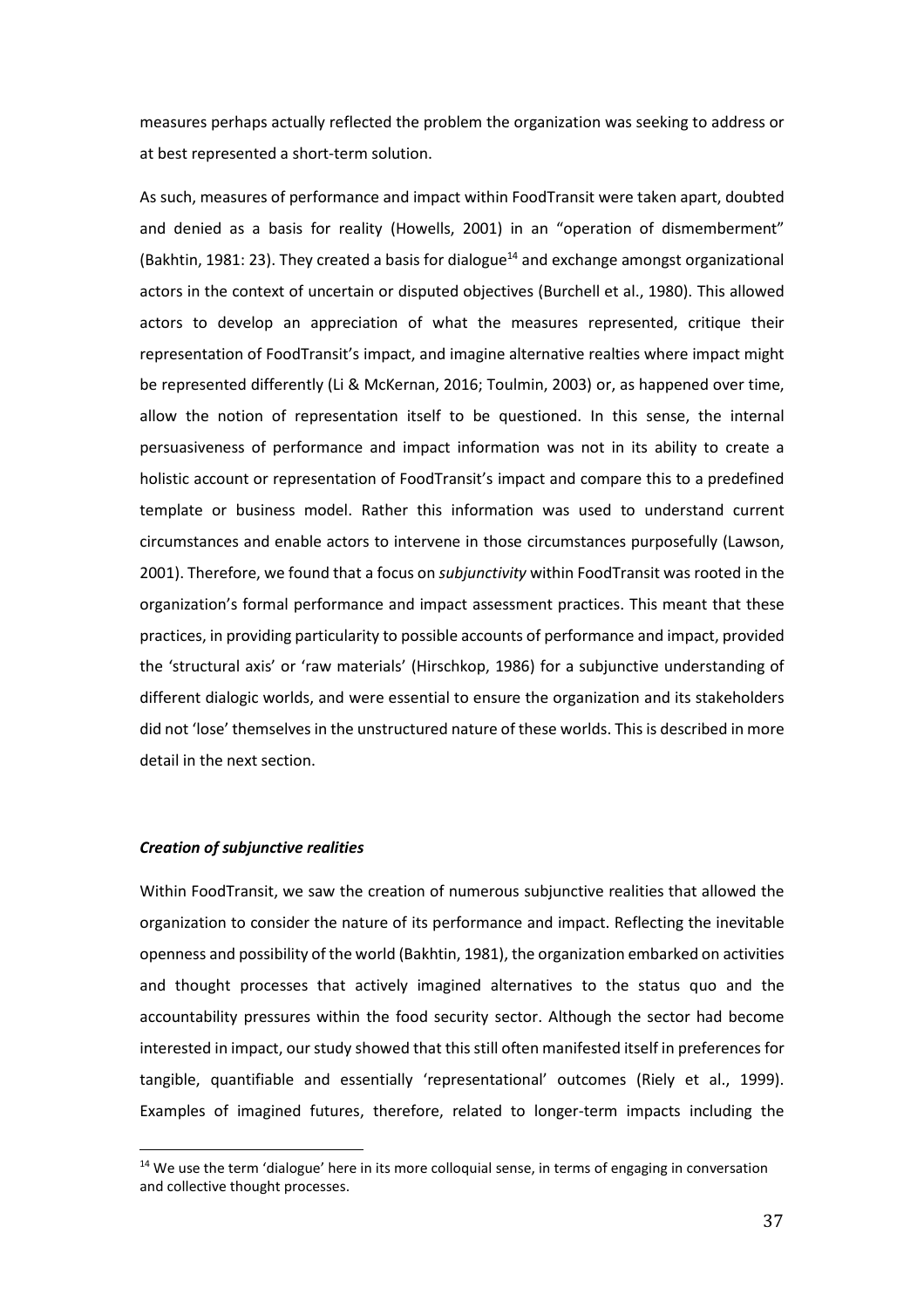measures perhaps actually reflected the problem the organization was seeking to address or at best represented a short-term solution.

As such, measures of performance and impact within FoodTransit were taken apart, doubted and denied as a basis for reality (Howells, 2001) in an "operation of dismemberment" (Bakhtin, 1981: 23). They created a basis for dialogue[14] and exchange amongst organizational actors in the context of uncertain or disputed objectives (Burchell et al., 1980). This allowed actors to develop an appreciation of what the measures represented, critique their representation of FoodTransit's impact, and imagine alternative realties where impact might be represented differently (Li & McKernan, 2016; Toulmin, 2003) or, as happened over time, allow the notion of representation itself to be questioned. In this sense, the internal persuasiveness of performance and impact information was not in its ability to create a holistic account or representation of FoodTransit's impact and compare this to a predefined template or business model. Rather this information was used to understand current circumstances and enable actors to intervene in those circumstances purposefully (Lawson, 2001). Therefore, we found that a focus on *subjunctivity* within FoodTransit was rooted in the organization's formal performance and impact assessment practices. This meant that these practices, in providing particularity to possible accounts of performance and impact, provided the 'structural axis' or 'raw materials' (Hirschkop, 1986) for a subjunctive understanding of different dialogic worlds, and were essential to ensure the organization and its stakeholders did not 'lose' themselves in the unstructured nature of these worlds. This is described in more detail in the next section.

### ***Creation of subjunctive realities***

Within FoodTransit, we saw the creation of numerous subjunctive realities that allowed the organization to consider the nature of its performance and impact. Reflecting the inevitable openness and possibility of the world (Bakhtin, 1981), the organization embarked on activities and thought processes that actively imagined alternatives to the status quo and the accountability pressures within the food security sector. Although the sector had become interested in impact, our study showed that this still often manifested itself in preferences for tangible, quantifiable and essentially 'representational' outcomes (Riely et al., 1999). Examples of imagined futures, therefore, related to longer-term impacts including the

[14] We use the term 'dialogue' here in its more colloquial sense, in terms of engaging in conversation and collective thought processes.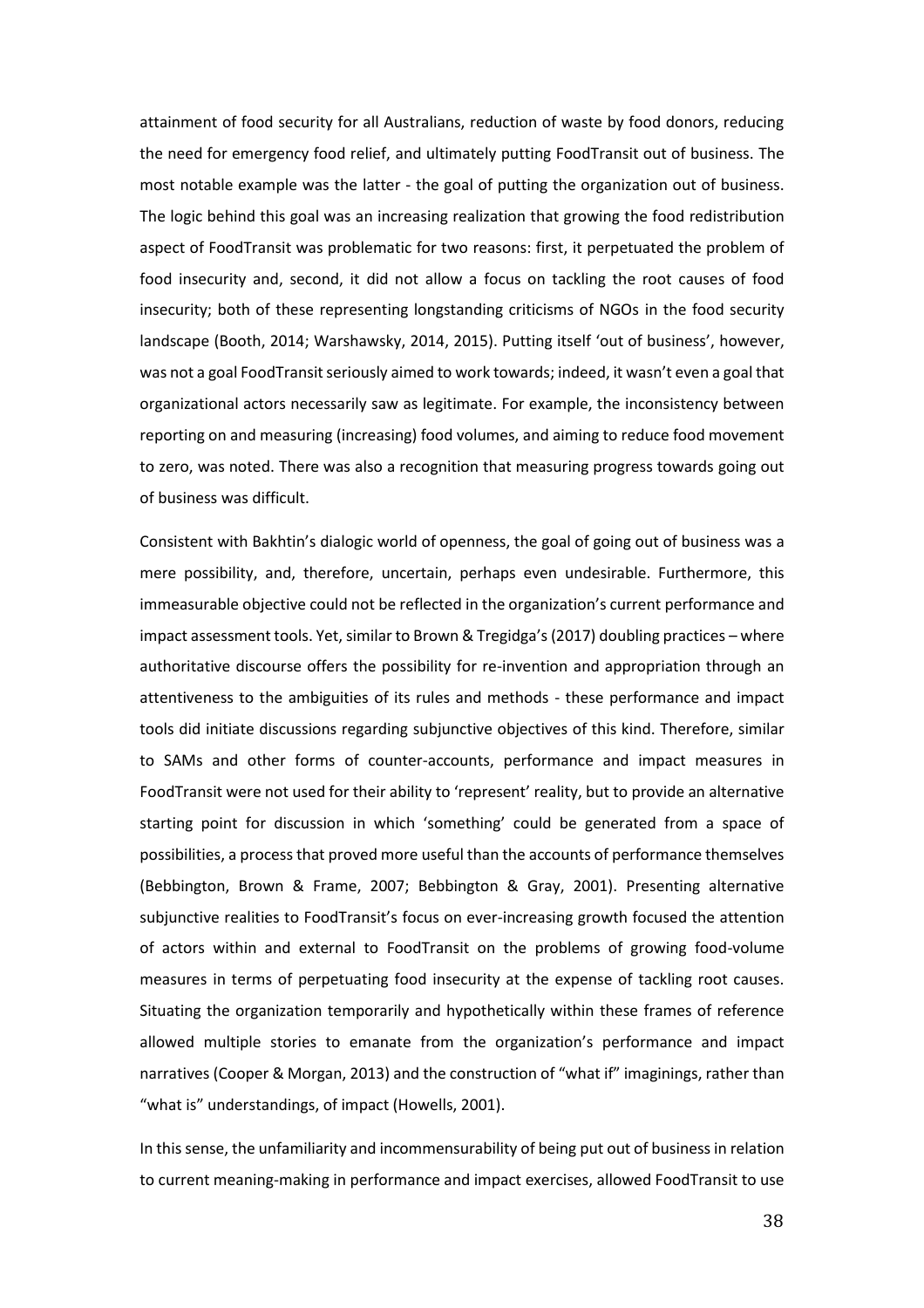attainment of food security for all Australians, reduction of waste by food donors, reducing the need for emergency food relief, and ultimately putting FoodTransit out of business. The most notable example was the latter - the goal of putting the organization out of business. The logic behind this goal was an increasing realization that growing the food redistribution aspect of FoodTransit was problematic for two reasons: first, it perpetuated the problem of food insecurity and, second, it did not allow a focus on tackling the root causes of food insecurity; both of these representing longstanding criticisms of NGOs in the food security landscape (Booth, 2014; Warshawsky, 2014, 2015). Putting itself 'out of business', however, was not a goal FoodTransit seriously aimed to work towards; indeed, it wasn't even a goal that organizational actors necessarily saw as legitimate. For example, the inconsistency between reporting on and measuring (increasing) food volumes, and aiming to reduce food movement to zero, was noted. There was also a recognition that measuring progress towards going out of business was difficult.

Consistent with Bakhtin's dialogic world of openness, the goal of going out of business was a mere possibility, and, therefore, uncertain, perhaps even undesirable. Furthermore, this immeasurable objective could not be reflected in the organization's current performance and impact assessment tools. Yet, similar to Brown & Tregidga's (2017) doubling practices – where authoritative discourse offers the possibility for re-invention and appropriation through an attentiveness to the ambiguities of its rules and methods - these performance and impact tools did initiate discussions regarding subjunctive objectives of this kind. Therefore, similar to SAMs and other forms of counter-accounts, performance and impact measures in FoodTransit were not used for their ability to 'represent' reality, but to provide an alternative starting point for discussion in which 'something' could be generated from a space of possibilities, a process that proved more useful than the accounts of performance themselves (Bebbington, Brown & Frame, 2007; Bebbington & Gray, 2001). Presenting alternative subjunctive realities to FoodTransit's focus on ever-increasing growth focused the attention of actors within and external to FoodTransit on the problems of growing food-volume measures in terms of perpetuating food insecurity at the expense of tackling root causes. Situating the organization temporarily and hypothetically within these frames of reference allowed multiple stories to emanate from the organization's performance and impact narratives (Cooper & Morgan, 2013) and the construction of "what if" imaginings, rather than "what is" understandings, of impact (Howells, 2001).

In this sense, the unfamiliarity and incommensurability of being put out of business in relation to current meaning-making in performance and impact exercises, allowed FoodTransit to use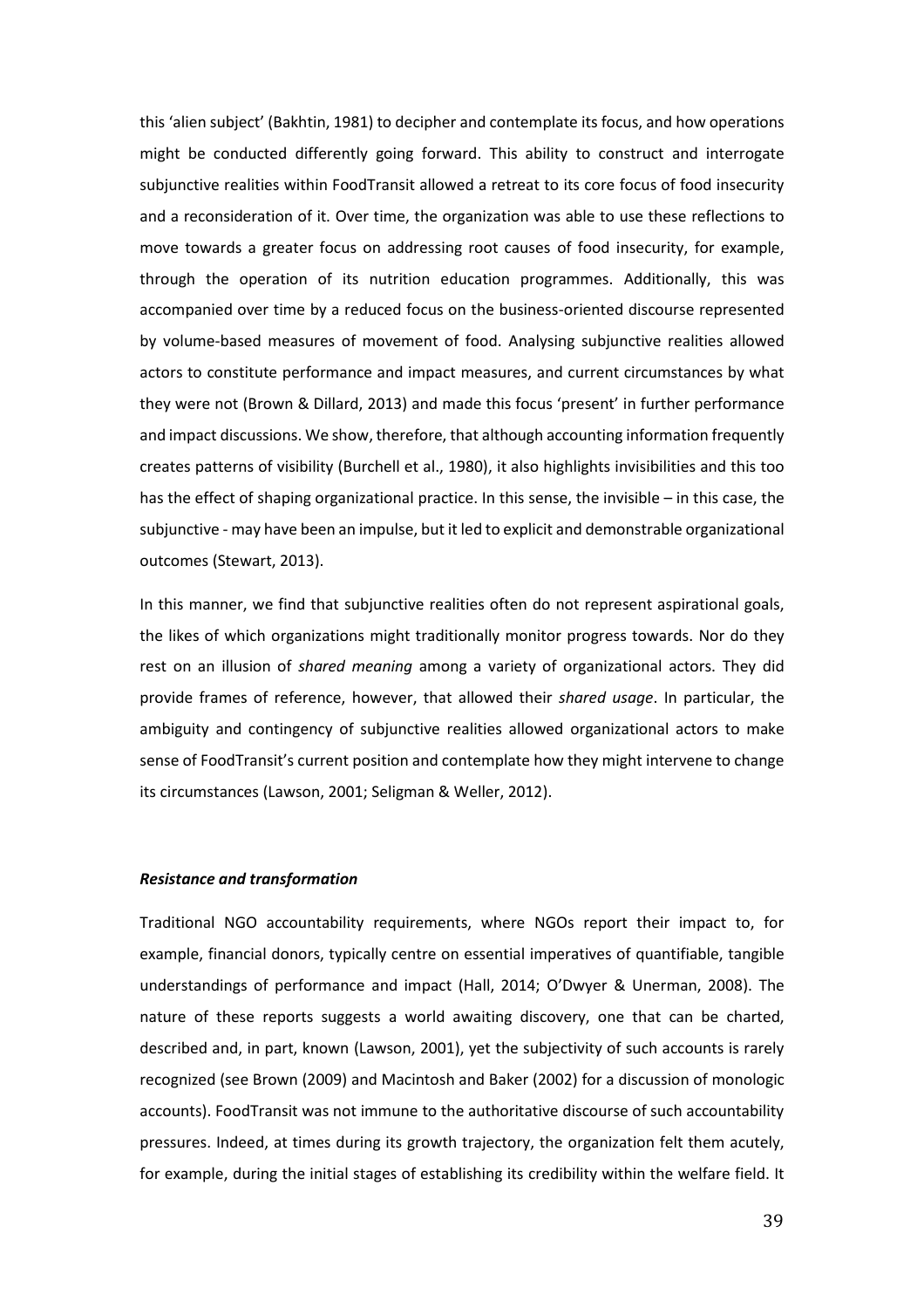this 'alien subject' (Bakhtin, 1981) to decipher and contemplate its focus, and how operations might be conducted differently going forward. This ability to construct and interrogate subjunctive realities within FoodTransit allowed a retreat to its core focus of food insecurity and a reconsideration of it. Over time, the organization was able to use these reflections to move towards a greater focus on addressing root causes of food insecurity, for example, through the operation of its nutrition education programmes. Additionally, this was accompanied over time by a reduced focus on the business-oriented discourse represented by volume-based measures of movement of food. Analysing subjunctive realities allowed actors to constitute performance and impact measures, and current circumstances by what they were not (Brown & Dillard, 2013) and made this focus 'present' in further performance and impact discussions. We show, therefore, that although accounting information frequently creates patterns of visibility (Burchell et al., 1980), it also highlights invisibilities and this too has the effect of shaping organizational practice. In this sense, the invisible – in this case, the subjunctive - may have been an impulse, but it led to explicit and demonstrable organizational outcomes (Stewart, 2013).

In this manner, we find that subjunctive realities often do not represent aspirational goals, the likes of which organizations might traditionally monitor progress towards. Nor do they rest on an illusion of *shared meaning* among a variety of organizational actors. They did provide frames of reference, however, that allowed their *shared usage*. In particular, the ambiguity and contingency of subjunctive realities allowed organizational actors to make sense of FoodTransit's current position and contemplate how they might intervene to change its circumstances (Lawson, 2001; Seligman & Weller, 2012).

### ***Resistance and transformation***

Traditional NGO accountability requirements, where NGOs report their impact to, for example, financial donors, typically centre on essential imperatives of quantifiable, tangible understandings of performance and impact (Hall, 2014; O'Dwyer & Unerman, 2008). The nature of these reports suggests a world awaiting discovery, one that can be charted, described and, in part, known (Lawson, 2001), yet the subjectivity of such accounts is rarely recognized (see Brown (2009) and Macintosh and Baker (2002) for a discussion of monologic accounts). FoodTransit was not immune to the authoritative discourse of such accountability pressures. Indeed, at times during its growth trajectory, the organization felt them acutely, for example, during the initial stages of establishing its credibility within the welfare field. It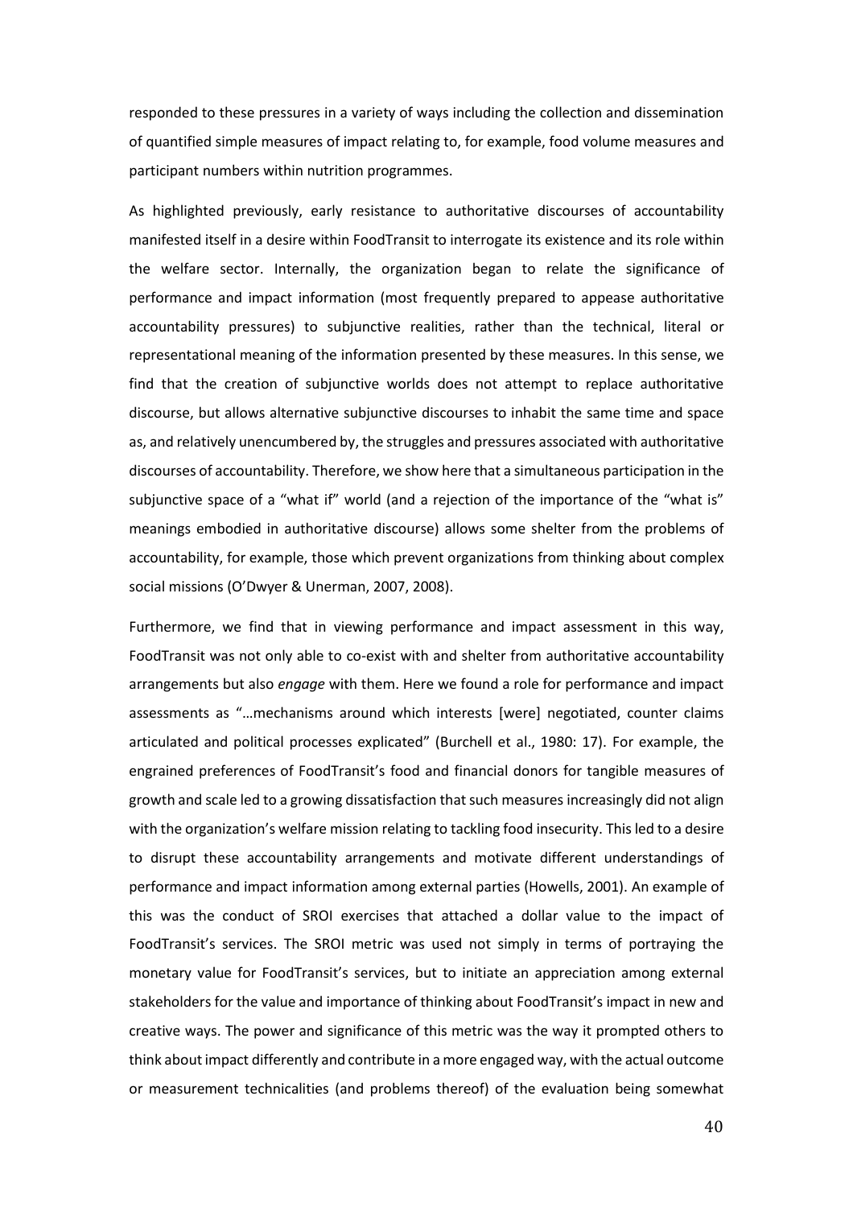responded to these pressures in a variety of ways including the collection and dissemination of quantified simple measures of impact relating to, for example, food volume measures and participant numbers within nutrition programmes.

As highlighted previously, early resistance to authoritative discourses of accountability manifested itself in a desire within FoodTransit to interrogate its existence and its role within the welfare sector. Internally, the organization began to relate the significance of performance and impact information (most frequently prepared to appease authoritative accountability pressures) to subjunctive realities, rather than the technical, literal or representational meaning of the information presented by these measures. In this sense, we find that the creation of subjunctive worlds does not attempt to replace authoritative discourse, but allows alternative subjunctive discourses to inhabit the same time and space as, and relatively unencumbered by, the struggles and pressures associated with authoritative discourses of accountability. Therefore, we show here that a simultaneous participation in the subjunctive space of a "what if" world (and a rejection of the importance of the "what is" meanings embodied in authoritative discourse) allows some shelter from the problems of accountability, for example, those which prevent organizations from thinking about complex social missions (O'Dwyer & Unerman, 2007, 2008).

Furthermore, we find that in viewing performance and impact assessment in this way, FoodTransit was not only able to co-exist with and shelter from authoritative accountability arrangements but also *engage* with them. Here we found a role for performance and impact assessments as "…mechanisms around which interests [were] negotiated, counter claims articulated and political processes explicated" (Burchell et al., 1980: 17). For example, the engrained preferences of FoodTransit's food and financial donors for tangible measures of growth and scale led to a growing dissatisfaction that such measures increasingly did not align with the organization's welfare mission relating to tackling food insecurity. This led to a desire to disrupt these accountability arrangements and motivate different understandings of performance and impact information among external parties (Howells, 2001). An example of this was the conduct of SROI exercises that attached a dollar value to the impact of FoodTransit's services. The SROI metric was used not simply in terms of portraying the monetary value for FoodTransit's services, but to initiate an appreciation among external stakeholders for the value and importance of thinking about FoodTransit's impact in new and creative ways. The power and significance of this metric was the way it prompted others to think about impact differently and contribute in a more engaged way, with the actual outcome or measurement technicalities (and problems thereof) of the evaluation being somewhat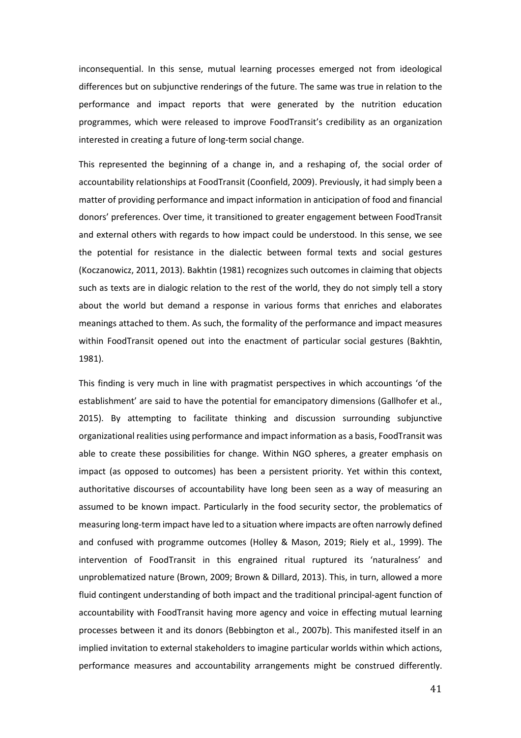inconsequential. In this sense, mutual learning processes emerged not from ideological differences but on subjunctive renderings of the future. The same was true in relation to the performance and impact reports that were generated by the nutrition education programmes, which were released to improve FoodTransit's credibility as an organization interested in creating a future of long-term social change.

This represented the beginning of a change in, and a reshaping of, the social order of accountability relationships at FoodTransit (Coonfield, 2009). Previously, it had simply been a matter of providing performance and impact information in anticipation of food and financial donors' preferences. Over time, it transitioned to greater engagement between FoodTransit and external others with regards to how impact could be understood. In this sense, we see the potential for resistance in the dialectic between formal texts and social gestures (Koczanowicz, 2011, 2013). Bakhtin (1981) recognizes such outcomes in claiming that objects such as texts are in dialogic relation to the rest of the world, they do not simply tell a story about the world but demand a response in various forms that enriches and elaborates meanings attached to them. As such, the formality of the performance and impact measures within FoodTransit opened out into the enactment of particular social gestures (Bakhtin, 1981).

This finding is very much in line with pragmatist perspectives in which accountings 'of the establishment' are said to have the potential for emancipatory dimensions (Gallhofer et al., 2015). By attempting to facilitate thinking and discussion surrounding subjunctive organizational realities using performance and impact information as a basis, FoodTransit was able to create these possibilities for change. Within NGO spheres, a greater emphasis on impact (as opposed to outcomes) has been a persistent priority. Yet within this context, authoritative discourses of accountability have long been seen as a way of measuring an assumed to be known impact. Particularly in the food security sector, the problematics of measuring long-term impact have led to a situation where impacts are often narrowly defined and confused with programme outcomes (Holley & Mason, 2019; Riely et al., 1999). The intervention of FoodTransit in this engrained ritual ruptured its 'naturalness' and unproblematized nature (Brown, 2009; Brown & Dillard, 2013). This, in turn, allowed a more fluid contingent understanding of both impact and the traditional principal-agent function of accountability with FoodTransit having more agency and voice in effecting mutual learning processes between it and its donors (Bebbington et al., 2007b). This manifested itself in an implied invitation to external stakeholders to imagine particular worlds within which actions, performance measures and accountability arrangements might be construed differently.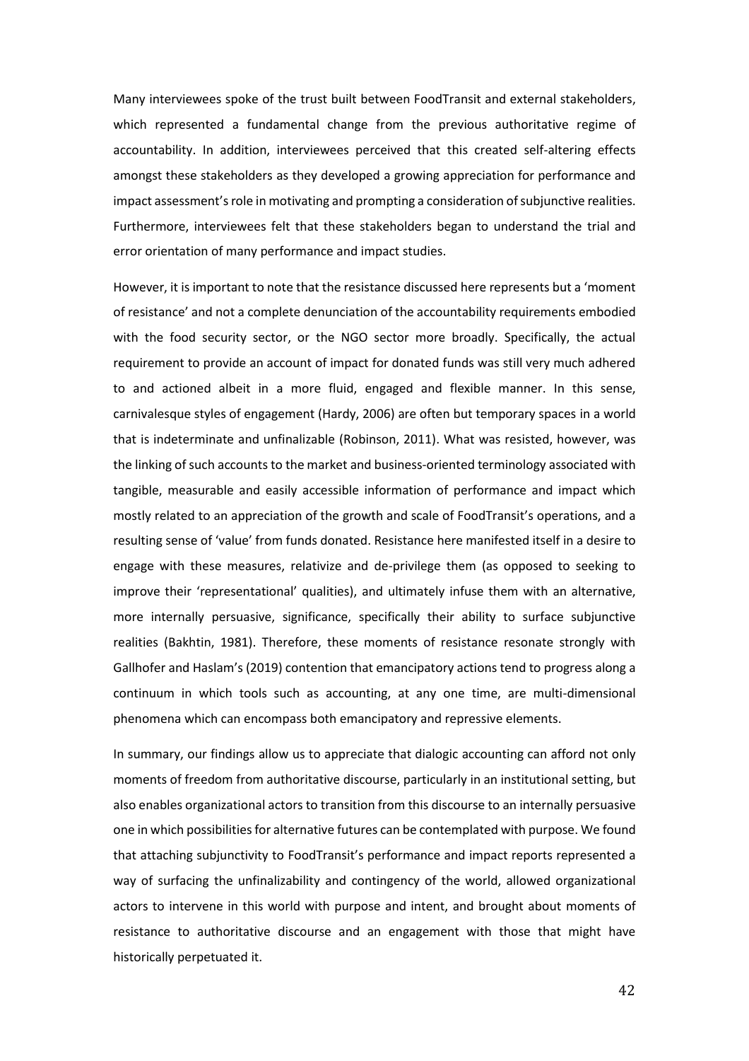Many interviewees spoke of the trust built between FoodTransit and external stakeholders, which represented a fundamental change from the previous authoritative regime of accountability. In addition, interviewees perceived that this created self-altering effects amongst these stakeholders as they developed a growing appreciation for performance and impact assessment's role in motivating and prompting a consideration of subjunctive realities. Furthermore, interviewees felt that these stakeholders began to understand the trial and error orientation of many performance and impact studies.

However, it is important to note that the resistance discussed here represents but a 'moment of resistance' and not a complete denunciation of the accountability requirements embodied with the food security sector, or the NGO sector more broadly. Specifically, the actual requirement to provide an account of impact for donated funds was still very much adhered to and actioned albeit in a more fluid, engaged and flexible manner. In this sense, carnivalesque styles of engagement (Hardy, 2006) are often but temporary spaces in a world that is indeterminate and unfinalizable (Robinson, 2011). What was resisted, however, was the linking of such accounts to the market and business-oriented terminology associated with tangible, measurable and easily accessible information of performance and impact which mostly related to an appreciation of the growth and scale of FoodTransit's operations, and a resulting sense of 'value' from funds donated. Resistance here manifested itself in a desire to engage with these measures, relativize and de-privilege them (as opposed to seeking to improve their 'representational' qualities), and ultimately infuse them with an alternative, more internally persuasive, significance, specifically their ability to surface subjunctive realities (Bakhtin, 1981). Therefore, these moments of resistance resonate strongly with Gallhofer and Haslam's (2019) contention that emancipatory actions tend to progress along a continuum in which tools such as accounting, at any one time, are multi-dimensional phenomena which can encompass both emancipatory and repressive elements.

In summary, our findings allow us to appreciate that dialogic accounting can afford not only moments of freedom from authoritative discourse, particularly in an institutional setting, but also enables organizational actors to transition from this discourse to an internally persuasive one in which possibilities for alternative futures can be contemplated with purpose. We found that attaching subjunctivity to FoodTransit's performance and impact reports represented a way of surfacing the unfinalizability and contingency of the world, allowed organizational actors to intervene in this world with purpose and intent, and brought about moments of resistance to authoritative discourse and an engagement with those that might have historically perpetuated it.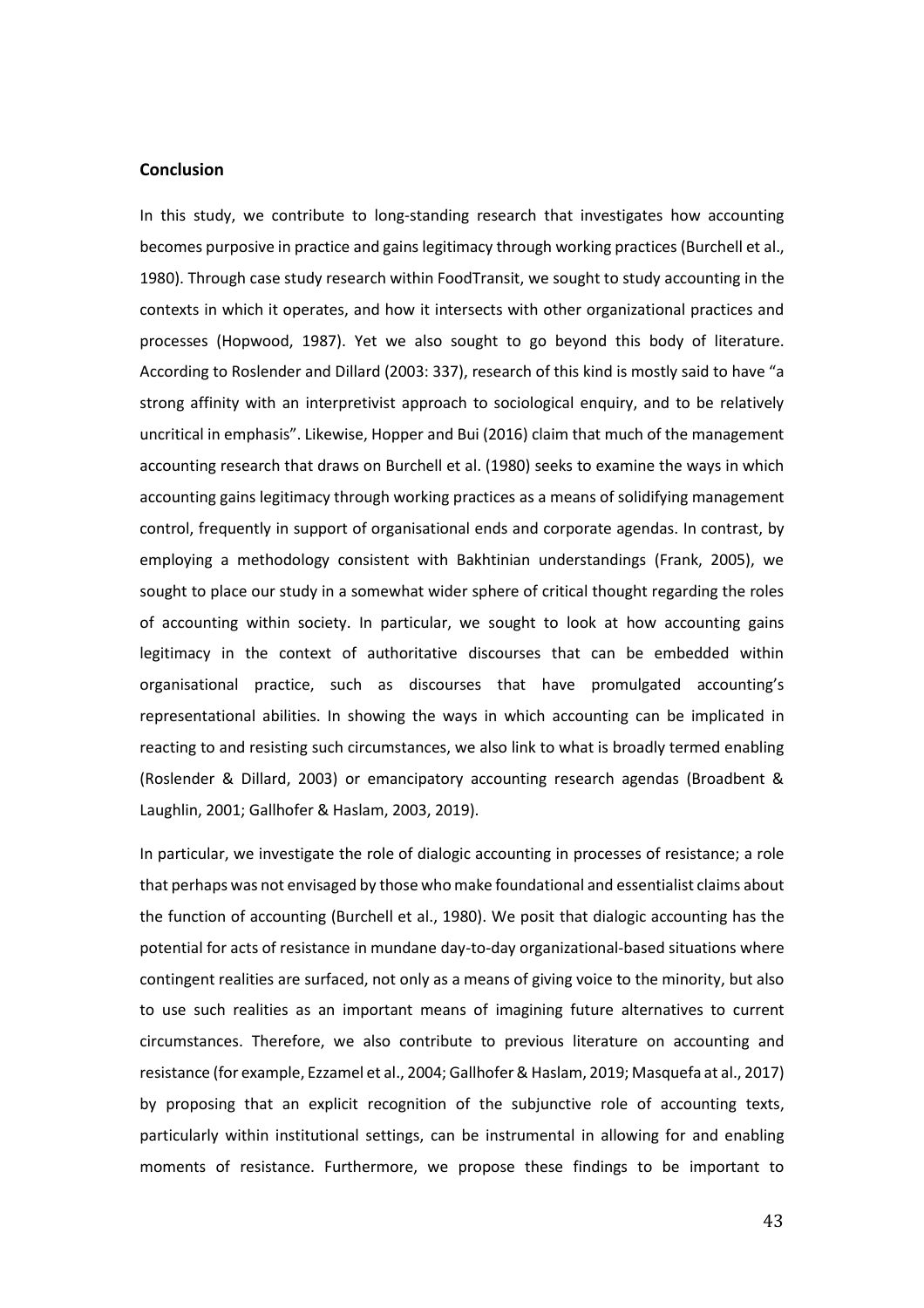## Conclusion

In this study, we contribute to long-standing research that investigates how accounting becomes purposive in practice and gains legitimacy through working practices (Burchell et al., 1980). Through case study research within FoodTransit, we sought to study accounting in the contexts in which it operates, and how it intersects with other organizational practices and processes (Hopwood, 1987). Yet we also sought to go beyond this body of literature. According to Roslender and Dillard (2003: 337), research of this kind is mostly said to have "a strong affinity with an interpretivist approach to sociological enquiry, and to be relatively uncritical in emphasis". Likewise, Hopper and Bui (2016) claim that much of the management accounting research that draws on Burchell et al. (1980) seeks to examine the ways in which accounting gains legitimacy through working practices as a means of solidifying management control, frequently in support of organisational ends and corporate agendas. In contrast, by employing a methodology consistent with Bakhtinian understandings (Frank, 2005), we sought to place our study in a somewhat wider sphere of critical thought regarding the roles of accounting within society. In particular, we sought to look at how accounting gains legitimacy in the context of authoritative discourses that can be embedded within organisational practice, such as discourses that have promulgated accounting's representational abilities. In showing the ways in which accounting can be implicated in reacting to and resisting such circumstances, we also link to what is broadly termed enabling (Roslender & Dillard, 2003) or emancipatory accounting research agendas (Broadbent & Laughlin, 2001; Gallhofer & Haslam, 2003, 2019).

In particular, we investigate the role of dialogic accounting in processes of resistance; a role that perhaps was not envisaged by those who make foundational and essentialist claims about the function of accounting (Burchell et al., 1980). We posit that dialogic accounting has the potential for acts of resistance in mundane day-to-day organizational-based situations where contingent realities are surfaced, not only as a means of giving voice to the minority, but also to use such realities as an important means of imagining future alternatives to current circumstances. Therefore, we also contribute to previous literature on accounting and resistance (for example, Ezzamel et al., 2004; Gallhofer & Haslam, 2019; Masquefa at al., 2017) by proposing that an explicit recognition of the subjunctive role of accounting texts, particularly within institutional settings, can be instrumental in allowing for and enabling moments of resistance. Furthermore, we propose these findings to be important to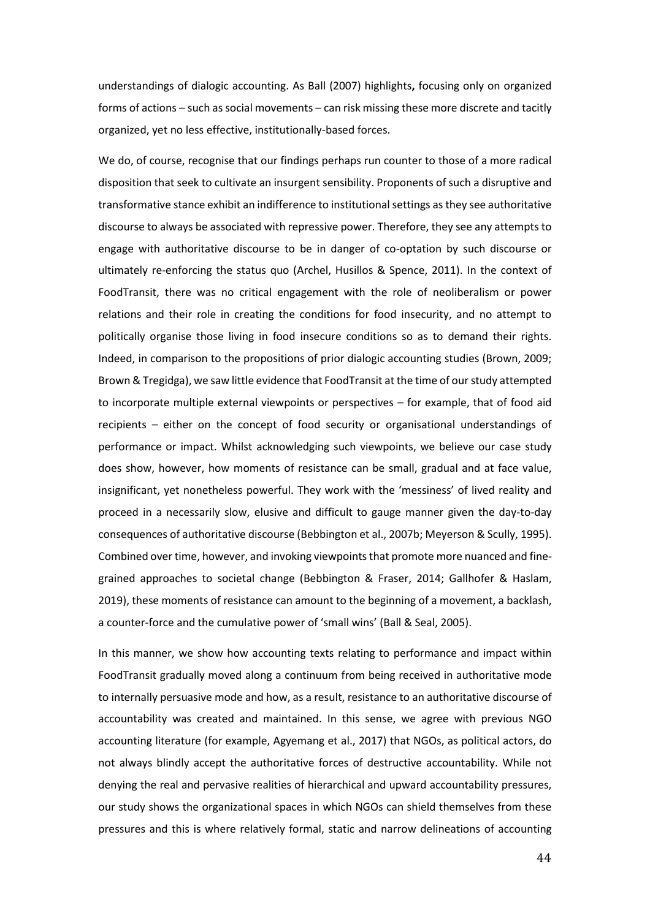understandings of dialogic accounting. As Ball (2007) highlights**,** focusing only on organized forms of actions – such as social movements – can risk missing these more discrete and tacitly organized, yet no less effective, institutionally-based forces.

We do, of course, recognise that our findings perhaps run counter to those of a more radical disposition that seek to cultivate an insurgent sensibility. Proponents of such a disruptive and transformative stance exhibit an indifference to institutional settings as they see authoritative discourse to always be associated with repressive power. Therefore, they see any attempts to engage with authoritative discourse to be in danger of co-optation by such discourse or ultimately re-enforcing the status quo (Archel, Husillos & Spence, 2011). In the context of FoodTransit, there was no critical engagement with the role of neoliberalism or power relations and their role in creating the conditions for food insecurity, and no attempt to politically organise those living in food insecure conditions so as to demand their rights. Indeed, in comparison to the propositions of prior dialogic accounting studies (Brown, 2009; Brown & Tregidga), we saw little evidence that FoodTransit at the time of our study attempted to incorporate multiple external viewpoints or perspectives – for example, that of food aid recipients – either on the concept of food security or organisational understandings of performance or impact. Whilst acknowledging such viewpoints, we believe our case study does show, however, how moments of resistance can be small, gradual and at face value, insignificant, yet nonetheless powerful. They work with the 'messiness' of lived reality and proceed in a necessarily slow, elusive and difficult to gauge manner given the day-to-day consequences of authoritative discourse (Bebbington et al., 2007b; Meyerson & Scully, 1995). Combined over time, however, and invoking viewpoints that promote more nuanced and fine-grained approaches to societal change (Bebbington & Fraser, 2014; Gallhofer & Haslam, 2019), these moments of resistance can amount to the beginning of a movement, a backlash, a counter-force and the cumulative power of 'small wins' (Ball & Seal, 2005).

In this manner, we show how accounting texts relating to performance and impact within FoodTransit gradually moved along a continuum from being received in authoritative mode to internally persuasive mode and how, as a result, resistance to an authoritative discourse of accountability was created and maintained. In this sense, we agree with previous NGO accounting literature (for example, Agyemang et al., 2017) that NGOs, as political actors, do not always blindly accept the authoritative forces of destructive accountability. While not denying the real and pervasive realities of hierarchical and upward accountability pressures, our study shows the organizational spaces in which NGOs can shield themselves from these pressures and this is where relatively formal, static and narrow delineations of accounting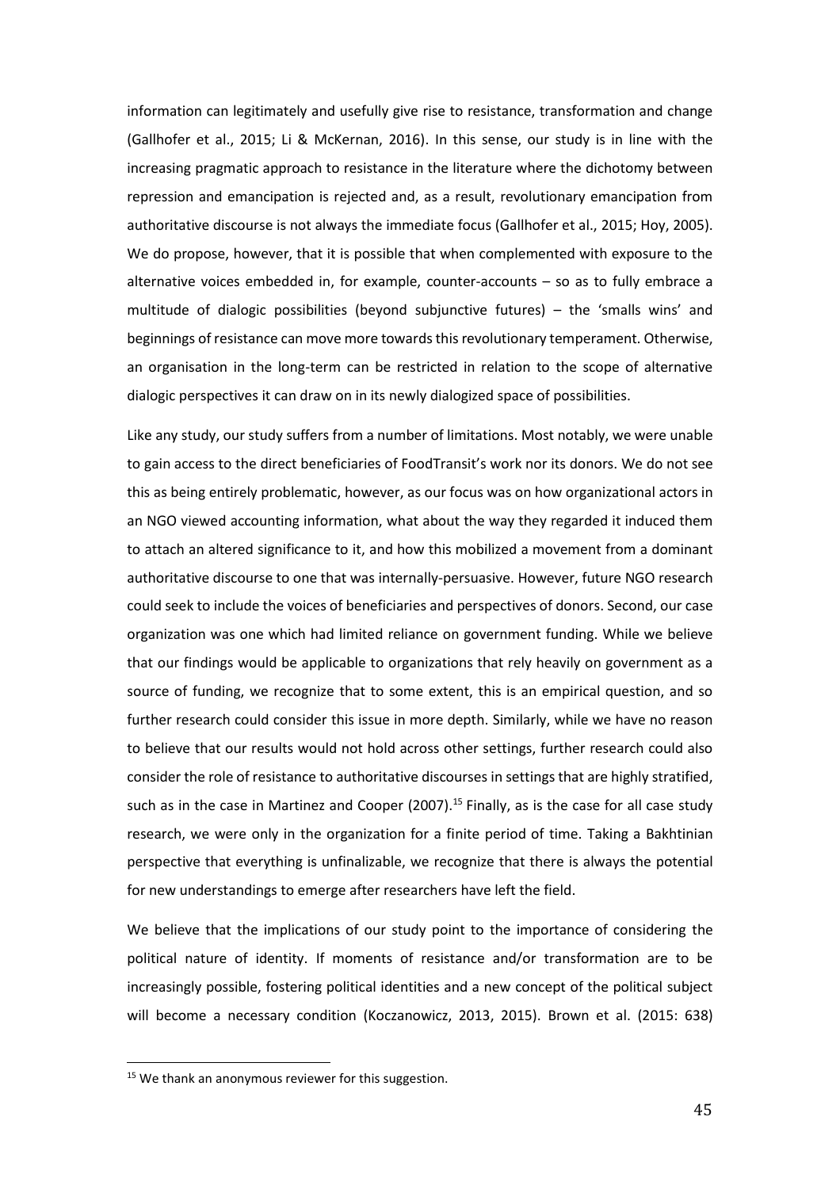information can legitimately and usefully give rise to resistance, transformation and change (Gallhofer et al., 2015; Li & McKernan, 2016). In this sense, our study is in line with the increasing pragmatic approach to resistance in the literature where the dichotomy between repression and emancipation is rejected and, as a result, revolutionary emancipation from authoritative discourse is not always the immediate focus (Gallhofer et al., 2015; Hoy, 2005). We do propose, however, that it is possible that when complemented with exposure to the alternative voices embedded in, for example, counter-accounts – so as to fully embrace a multitude of dialogic possibilities (beyond subjunctive futures) – the 'smalls wins' and beginnings of resistance can move more towards this revolutionary temperament. Otherwise, an organisation in the long-term can be restricted in relation to the scope of alternative dialogic perspectives it can draw on in its newly dialogized space of possibilities.

Like any study, our study suffers from a number of limitations. Most notably, we were unable to gain access to the direct beneficiaries of FoodTransit's work nor its donors. We do not see this as being entirely problematic, however, as our focus was on how organizational actors in an NGO viewed accounting information, what about the way they regarded it induced them to attach an altered significance to it, and how this mobilized a movement from a dominant authoritative discourse to one that was internally-persuasive. However, future NGO research could seek to include the voices of beneficiaries and perspectives of donors. Second, our case organization was one which had limited reliance on government funding. While we believe that our findings would be applicable to organizations that rely heavily on government as a source of funding, we recognize that to some extent, this is an empirical question, and so further research could consider this issue in more depth. Similarly, while we have no reason to believe that our results would not hold across other settings, further research could also consider the role of resistance to authoritative discourses in settings that are highly stratified, such as in the case in Martinez and Cooper (2007).[15] Finally, as is the case for all case study research, we were only in the organization for a finite period of time. Taking a Bakhtinian perspective that everything is unfinalizable, we recognize that there is always the potential for new understandings to emerge after researchers have left the field.

We believe that the implications of our study point to the importance of considering the political nature of identity. If moments of resistance and/or transformation are to be increasingly possible, fostering political identities and a new concept of the political subject will become a necessary condition (Koczanowicz, 2013, 2015). Brown et al. (2015: 638)

---

[15] We thank an anonymous reviewer for this suggestion.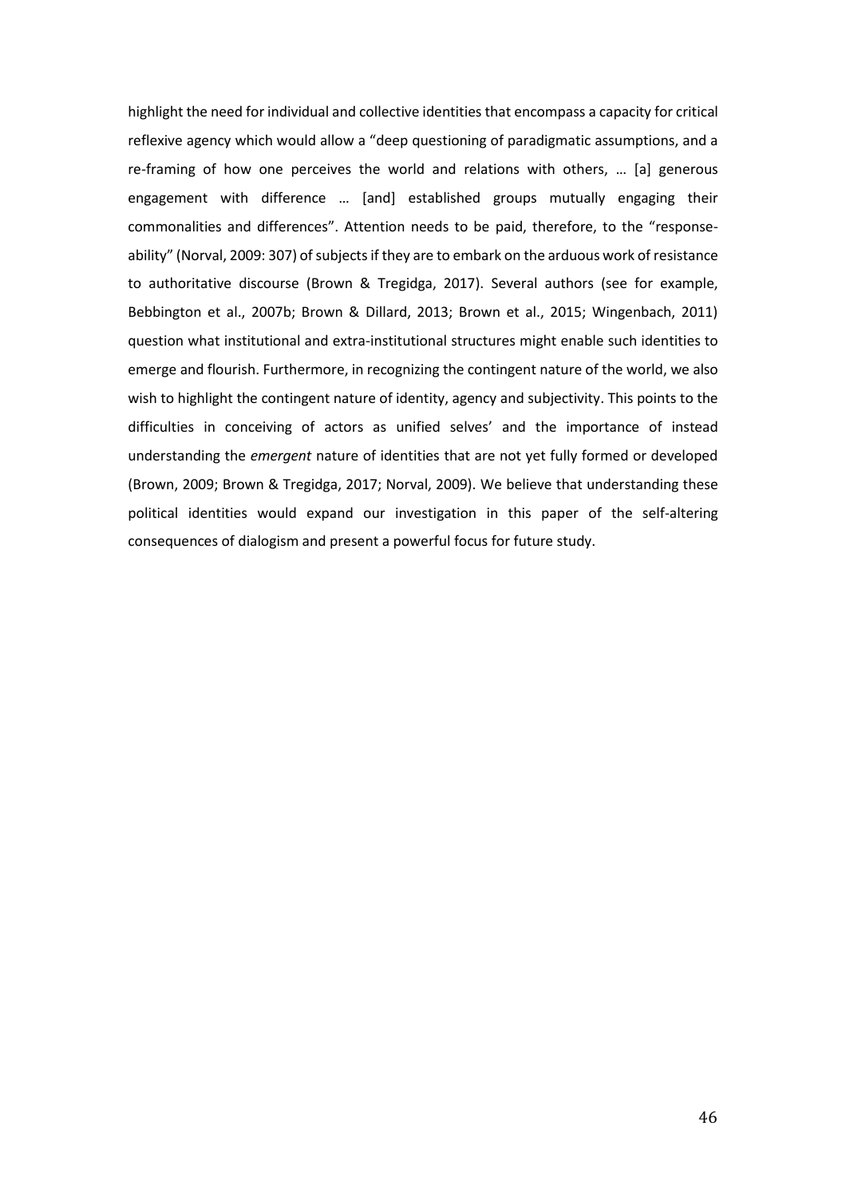highlight the need for individual and collective identities that encompass a capacity for critical reflexive agency which would allow a "deep questioning of paradigmatic assumptions, and a re-framing of how one perceives the world and relations with others, … [a] generous engagement with difference … [and] established groups mutually engaging their commonalities and differences". Attention needs to be paid, therefore, to the "response-ability" (Norval, 2009: 307) of subjects if they are to embark on the arduous work of resistance to authoritative discourse (Brown & Tregidga, 2017). Several authors (see for example, Bebbington et al., 2007b; Brown & Dillard, 2013; Brown et al., 2015; Wingenbach, 2011) question what institutional and extra-institutional structures might enable such identities to emerge and flourish. Furthermore, in recognizing the contingent nature of the world, we also wish to highlight the contingent nature of identity, agency and subjectivity. This points to the difficulties in conceiving of actors as unified selves' and the importance of instead understanding the *emergent* nature of identities that are not yet fully formed or developed (Brown, 2009; Brown & Tregidga, 2017; Norval, 2009). We believe that understanding these political identities would expand our investigation in this paper of the self-altering consequences of dialogism and present a powerful focus for future study.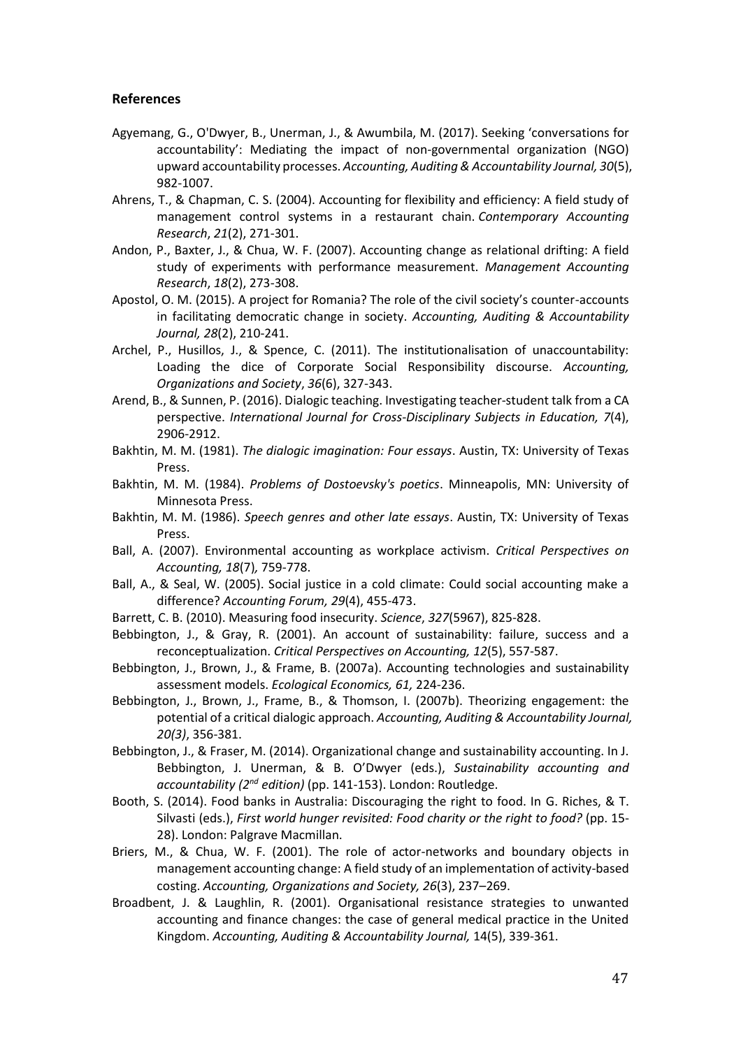## References

Agyemang, G., O'Dwyer, B., Unerman, J., & Awumbila, M. (2017). Seeking 'conversations for accountability': Mediating the impact of non-governmental organization (NGO) upward accountability processes. *Accounting, Auditing & Accountability Journal, 30*(5), 982-1007.

Ahrens, T., & Chapman, C. S. (2004). Accounting for flexibility and efficiency: A field study of management control systems in a restaurant chain. *Contemporary Accounting Research*, *21*(2), 271-301.

Andon, P., Baxter, J., & Chua, W. F. (2007). Accounting change as relational drifting: A field study of experiments with performance measurement. *Management Accounting Research*, *18*(2), 273-308.

Apostol, O. M. (2015). A project for Romania? The role of the civil society's counter-accounts in facilitating democratic change in society. *Accounting, Auditing & Accountability Journal, 28*(2), 210-241.

Archel, P., Husillos, J., & Spence, C. (2011). The institutionalisation of unaccountability: Loading the dice of Corporate Social Responsibility discourse. *Accounting, Organizations and Society*, *36*(6), 327-343.

Arend, B., & Sunnen, P. (2016). Dialogic teaching. Investigating teacher-student talk from a CA perspective. *International Journal for Cross-Disciplinary Subjects in Education, 7*(4), 2906-2912.

Bakhtin, M. M. (1981). *The dialogic imagination: Four essays*. Austin, TX: University of Texas Press.

Bakhtin, M. M. (1984). *Problems of Dostoevsky's poetics*. Minneapolis, MN: University of Minnesota Press.

Bakhtin, M. M. (1986). *Speech genres and other late essays*. Austin, TX: University of Texas Press.

Ball, A. (2007). Environmental accounting as workplace activism. *Critical Perspectives on Accounting, 18*(7)*,* 759-778.

Ball, A., & Seal, W. (2005). Social justice in a cold climate: Could social accounting make a difference? *Accounting Forum, 29*(4), 455-473.

Barrett, C. B. (2010). Measuring food insecurity. *Science*, *327*(5967), 825-828.

Bebbington, J., & Gray, R. (2001). An account of sustainability: failure, success and a reconceptualization. *Critical Perspectives on Accounting, 12*(5), 557-587.

Bebbington, J., Brown, J., & Frame, B. (2007a). Accounting technologies and sustainability assessment models. *Ecological Economics, 61,* 224-236.

Bebbington, J., Brown, J., Frame, B., & Thomson, I. (2007b). Theorizing engagement: the potential of a critical dialogic approach. *Accounting, Auditing & Accountability Journal, 20(3)*, 356-381.

Bebbington, J., & Fraser, M. (2014). Organizational change and sustainability accounting. In J. Bebbington, J. Unerman, & B. O'Dwyer (eds.), *Sustainability accounting and accountability (2nd edition)* (pp. 141-153). London: Routledge.

Booth, S. (2014). Food banks in Australia: Discouraging the right to food. In G. Riches, & T. Silvasti (eds.), *First world hunger revisited: Food charity or the right to food?* (pp. 15-28). London: Palgrave Macmillan.

Briers, M., & Chua, W. F. (2001). The role of actor-networks and boundary objects in management accounting change: A field study of an implementation of activity-based costing. *Accounting, Organizations and Society, 26*(3), 237–269.

Broadbent, J. & Laughlin, R. (2001). Organisational resistance strategies to unwanted accounting and finance changes: the case of general medical practice in the United Kingdom. *Accounting, Auditing & Accountability Journal,* 14(5), 339-361.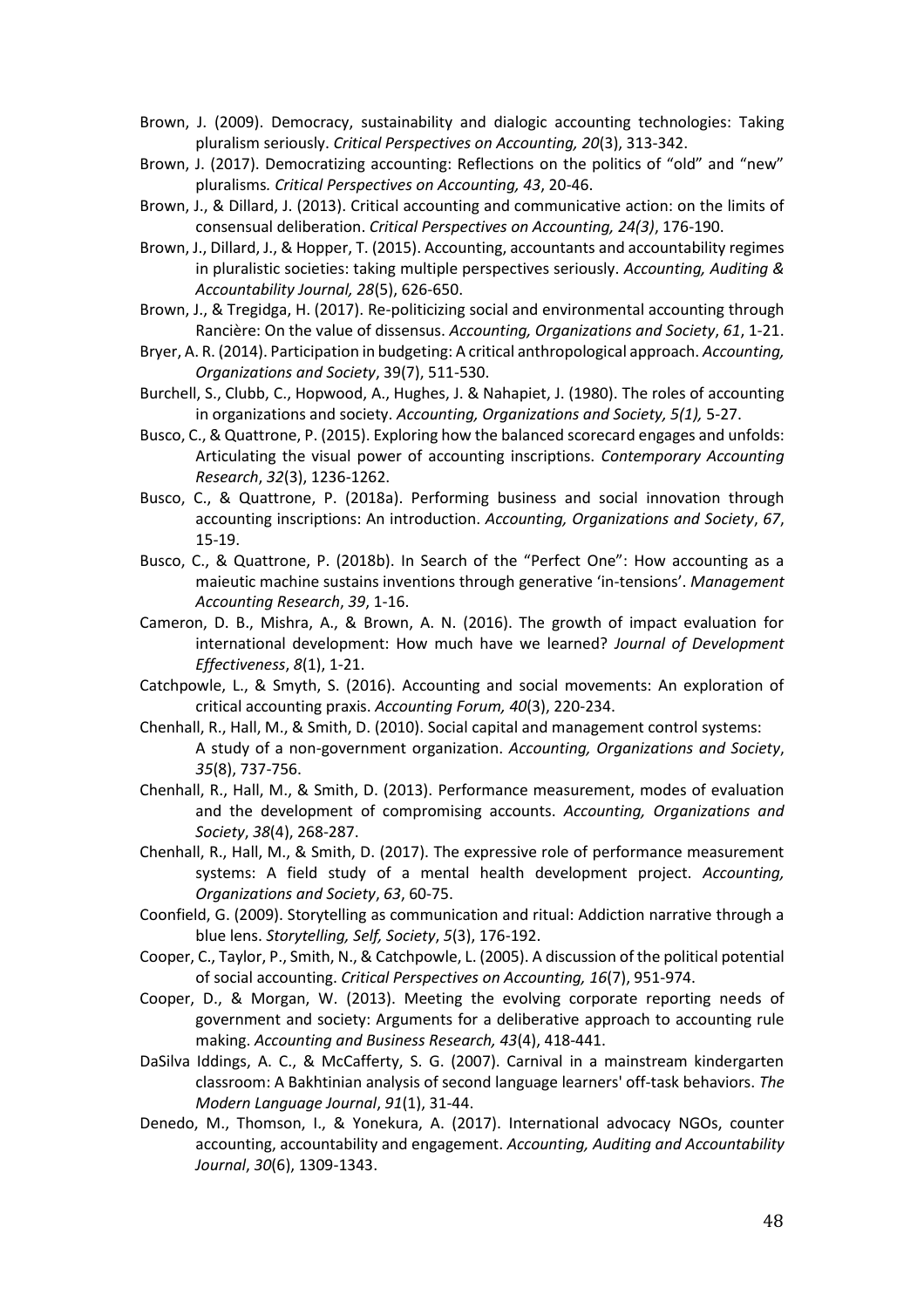Brown, J. (2009). Democracy, sustainability and dialogic accounting technologies: Taking pluralism seriously. *Critical Perspectives on Accounting, 20*(3), 313-342.

Brown, J. (2017). Democratizing accounting: Reflections on the politics of "old" and "new" pluralisms*. Critical Perspectives on Accounting, 43*, 20-46.

Brown, J., & Dillard, J. (2013). Critical accounting and communicative action: on the limits of consensual deliberation. *Critical Perspectives on Accounting, 24(3)*, 176-190.

Brown, J., Dillard, J., & Hopper, T. (2015). Accounting, accountants and accountability regimes in pluralistic societies: taking multiple perspectives seriously. *Accounting, Auditing & Accountability Journal, 28*(5), 626-650.

Brown, J., & Tregidga, H. (2017). Re-politicizing social and environmental accounting through Rancière: On the value of dissensus. *Accounting, Organizations and Society*, *61*, 1-21.

Bryer, A. R. (2014). Participation in budgeting: A critical anthropological approach. *Accounting, Organizations and Society*, 39(7), 511-530.

Burchell, S., Clubb, C., Hopwood, A., Hughes, J. & Nahapiet, J. (1980). The roles of accounting in organizations and society. *Accounting, Organizations and Society, 5(1),* 5-27.

Busco, C., & Quattrone, P. (2015). Exploring how the balanced scorecard engages and unfolds: Articulating the visual power of accounting inscriptions. *Contemporary Accounting Research*, *32*(3), 1236-1262.

Busco, C., & Quattrone, P. (2018a). Performing business and social innovation through accounting inscriptions: An introduction. *Accounting, Organizations and Society*, *67*, 15-19.

Busco, C., & Quattrone, P. (2018b). In Search of the "Perfect One": How accounting as a maieutic machine sustains inventions through generative 'in-tensions'. *Management Accounting Research*, *39*, 1-16.

Cameron, D. B., Mishra, A., & Brown, A. N. (2016). The growth of impact evaluation for international development: How much have we learned? *Journal of Development Effectiveness*, *8*(1), 1-21.

Catchpowle, L., & Smyth, S. (2016). Accounting and social movements: An exploration of critical accounting praxis. *Accounting Forum, 40*(3), 220-234.

Chenhall, R., Hall, M., & Smith, D. (2010). Social capital and management control systems: A study of a non-government organization. *Accounting, Organizations and Society*, *35*(8), 737-756.

Chenhall, R., Hall, M., & Smith, D. (2013). Performance measurement, modes of evaluation and the development of compromising accounts. *Accounting, Organizations and Society*, *38*(4), 268-287.

Chenhall, R., Hall, M., & Smith, D. (2017). The expressive role of performance measurement systems: A field study of a mental health development project. *Accounting, Organizations and Society*, *63*, 60-75.

Coonfield, G. (2009). Storytelling as communication and ritual: Addiction narrative through a blue lens. *Storytelling, Self, Society*, *5*(3), 176-192.

Cooper, C., Taylor, P., Smith, N., & Catchpowle, L. (2005). A discussion of the political potential of social accounting. *Critical Perspectives on Accounting, 16*(7), 951-974.

Cooper, D., & Morgan, W. (2013). Meeting the evolving corporate reporting needs of government and society: Arguments for a deliberative approach to accounting rule making. *Accounting and Business Research, 43*(4), 418-441.

DaSilva Iddings, A. C., & McCafferty, S. G. (2007). Carnival in a mainstream kindergarten classroom: A Bakhtinian analysis of second language learners' off-task behaviors. *The Modern Language Journal*, *91*(1), 31-44.

Denedo, M., Thomson, I., & Yonekura, A. (2017). International advocacy NGOs, counter accounting, accountability and engagement. *Accounting, Auditing and Accountability Journal*, *30*(6), 1309-1343.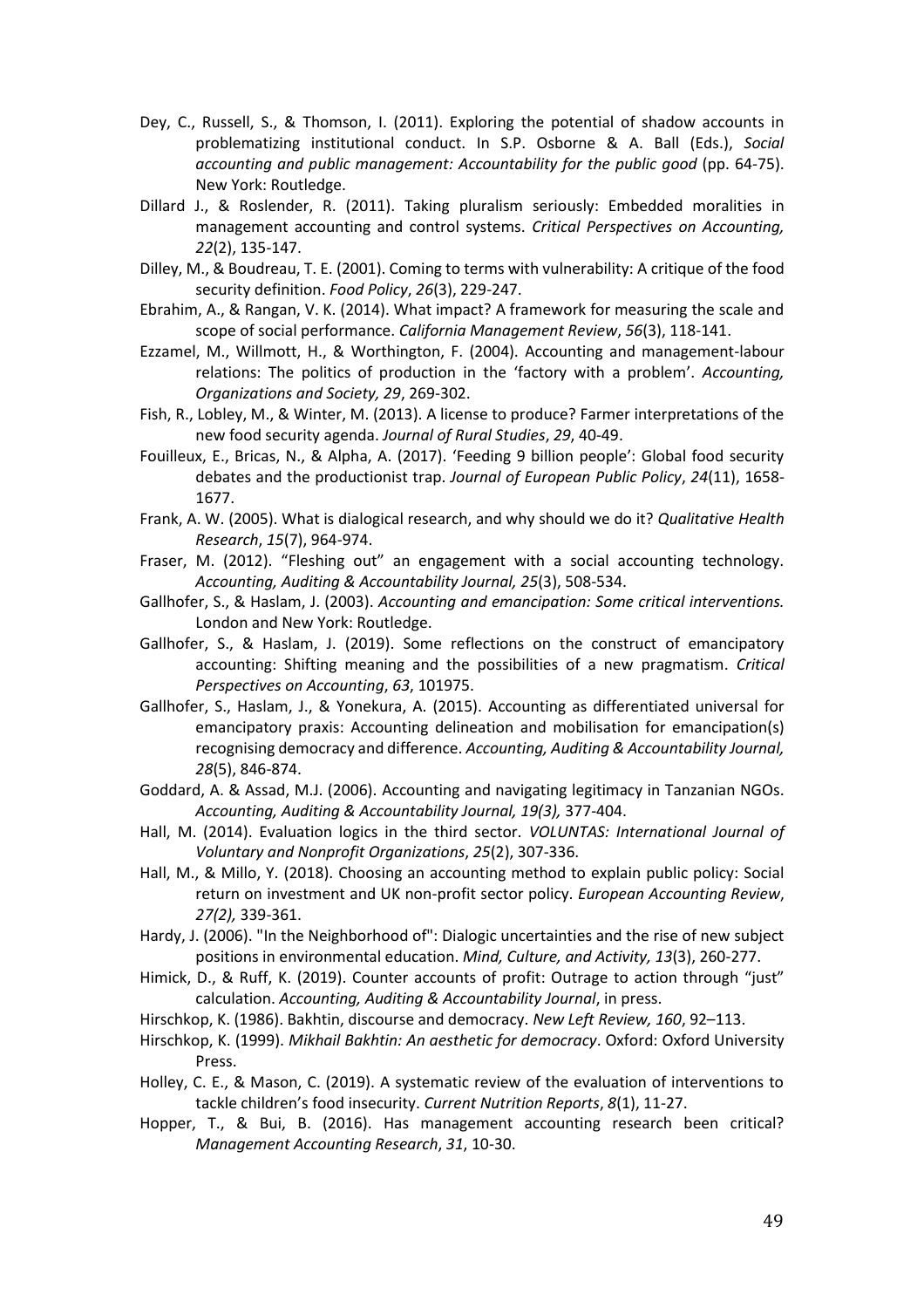Dey, C., Russell, S., & Thomson, I. (2011). Exploring the potential of shadow accounts in problematizing institutional conduct. In S.P. Osborne & A. Ball (Eds.), *Social accounting and public management: Accountability for the public good* (pp. 64-75). New York: Routledge.

Dillard J., & Roslender, R. (2011). Taking pluralism seriously: Embedded moralities in management accounting and control systems. *Critical Perspectives on Accounting, 22*(2), 135-147.

Dilley, M., & Boudreau, T. E. (2001). Coming to terms with vulnerability: A critique of the food security definition. *Food Policy*, *26*(3), 229-247.

Ebrahim, A., & Rangan, V. K. (2014). What impact? A framework for measuring the scale and scope of social performance. *California Management Review*, *56*(3), 118-141.

Ezzamel, M., Willmott, H., & Worthington, F. (2004). Accounting and management-labour relations: The politics of production in the 'factory with a problem'. *Accounting, Organizations and Society, 29*, 269-302.

Fish, R., Lobley, M., & Winter, M. (2013). A license to produce? Farmer interpretations of the new food security agenda. *Journal of Rural Studies*, *29*, 40-49.

Fouilleux, E., Bricas, N., & Alpha, A. (2017). 'Feeding 9 billion people': Global food security debates and the productionist trap. *Journal of European Public Policy*, *24*(11), 1658-1677.

Frank, A. W. (2005). What is dialogical research, and why should we do it? *Qualitative Health Research*, *15*(7), 964-974.

Fraser, M. (2012). "Fleshing out" an engagement with a social accounting technology. *Accounting, Auditing & Accountability Journal, 25*(3), 508-534.

Gallhofer, S., & Haslam, J. (2003). *Accounting and emancipation: Some critical interventions.* London and New York: Routledge.

Gallhofer, S., & Haslam, J. (2019). Some reflections on the construct of emancipatory accounting: Shifting meaning and the possibilities of a new pragmatism. *Critical Perspectives on Accounting*, *63*, 101975.

Gallhofer, S., Haslam, J., & Yonekura, A. (2015). Accounting as differentiated universal for emancipatory praxis: Accounting delineation and mobilisation for emancipation(s) recognising democracy and difference. *Accounting, Auditing & Accountability Journal, 28*(5), 846-874.

Goddard, A. & Assad, M.J. (2006). Accounting and navigating legitimacy in Tanzanian NGOs. *Accounting, Auditing & Accountability Journal, 19(3),* 377-404.

Hall, M. (2014). Evaluation logics in the third sector. *VOLUNTAS: International Journal of Voluntary and Nonprofit Organizations*, *25*(2), 307-336.

Hall, M., & Millo, Y. (2018). Choosing an accounting method to explain public policy: Social return on investment and UK non-profit sector policy. *European Accounting Review*, *27(2),* 339-361.

Hardy, J. (2006). "In the Neighborhood of": Dialogic uncertainties and the rise of new subject positions in environmental education. *Mind, Culture, and Activity, 13*(3), 260-277.

Himick, D., & Ruff, K. (2019). Counter accounts of profit: Outrage to action through "just" calculation. *Accounting, Auditing & Accountability Journal*, in press.

Hirschkop, K. (1986). Bakhtin, discourse and democracy. *New Left Review, 160*, 92–113.

Hirschkop, K. (1999). *Mikhail Bakhtin: An aesthetic for democracy*. Oxford: Oxford University Press.

Holley, C. E., & Mason, C. (2019). A systematic review of the evaluation of interventions to tackle children's food insecurity. *Current Nutrition Reports*, *8*(1), 11-27.

Hopper, T., & Bui, B. (2016). Has management accounting research been critical? *Management Accounting Research*, *31*, 10-30.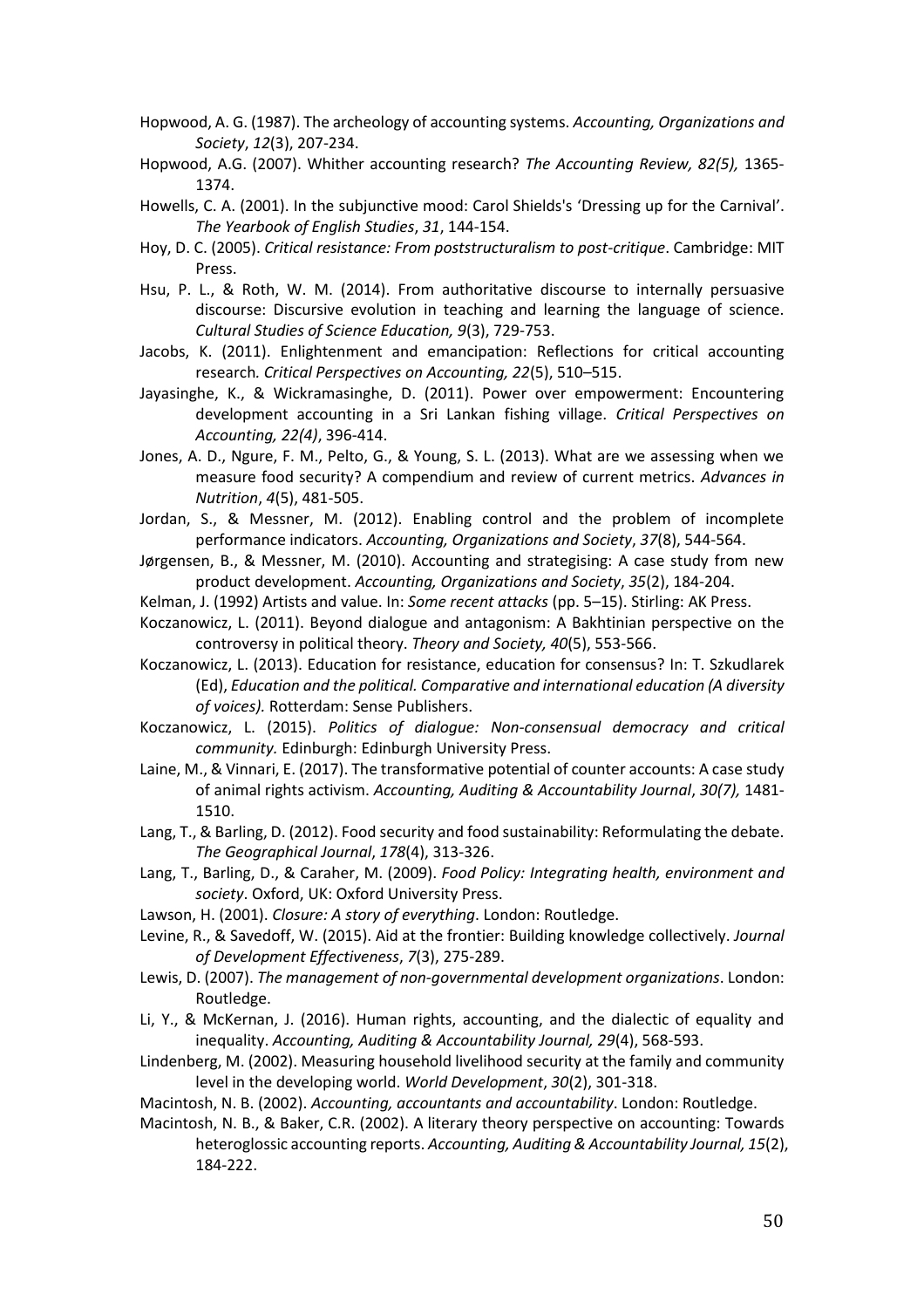Hopwood, A. G. (1987). The archeology of accounting systems. *Accounting, Organizations and Society*, *12*(3), 207-234.

Hopwood, A.G. (2007). Whither accounting research? *The Accounting Review, 82(5),* 1365-1374.

Howells, C. A. (2001). In the subjunctive mood: Carol Shields's 'Dressing up for the Carnival'. *The Yearbook of English Studies*, *31*, 144-154.

Hoy, D. C. (2005). *Critical resistance: From poststructuralism to post-critique*. Cambridge: MIT Press.

Hsu, P. L., & Roth, W. M. (2014). From authoritative discourse to internally persuasive discourse: Discursive evolution in teaching and learning the language of science. *Cultural Studies of Science Education, 9*(3), 729-753.

Jacobs, K. (2011). Enlightenment and emancipation: Reflections for critical accounting research*. Critical Perspectives on Accounting, 22*(5), 510–515.

Jayasinghe, K., & Wickramasinghe, D. (2011). Power over empowerment: Encountering development accounting in a Sri Lankan fishing village. *Critical Perspectives on Accounting, 22(4)*, 396-414.

Jones, A. D., Ngure, F. M., Pelto, G., & Young, S. L. (2013). What are we assessing when we measure food security? A compendium and review of current metrics. *Advances in Nutrition*, *4*(5), 481-505.

Jordan, S., & Messner, M. (2012). Enabling control and the problem of incomplete performance indicators. *Accounting, Organizations and Society*, *37*(8), 544-564.

Jørgensen, B., & Messner, M. (2010). Accounting and strategising: A case study from new product development. *Accounting, Organizations and Society*, *35*(2), 184-204.

Kelman, J. (1992) Artists and value. In: *Some recent attacks* (pp. 5–15). Stirling: AK Press.

Koczanowicz, L. (2011). Beyond dialogue and antagonism: A Bakhtinian perspective on the controversy in political theory. *Theory and Society, 40*(5), 553-566.

Koczanowicz, L. (2013). Education for resistance, education for consensus? In: T. Szkudlarek (Ed), *Education and the political. Comparative and international education (A diversity of voices).* Rotterdam: Sense Publishers.

Koczanowicz, L. (2015). *Politics of dialogue: Non-consensual democracy and critical community.* Edinburgh: Edinburgh University Press.

Laine, M., & Vinnari, E. (2017). The transformative potential of counter accounts: A case study of animal rights activism. *Accounting, Auditing & Accountability Journal*, *30(7),* 1481-1510.

Lang, T., & Barling, D. (2012). Food security and food sustainability: Reformulating the debate. *The Geographical Journal*, *178*(4), 313-326.

Lang, T., Barling, D., & Caraher, M. (2009). *Food Policy: Integrating health, environment and society*. Oxford, UK: Oxford University Press.

Lawson, H. (2001). *Closure: A story of everything*. London: Routledge.

Levine, R., & Savedoff, W. (2015). Aid at the frontier: Building knowledge collectively. *Journal of Development Effectiveness*, *7*(3), 275-289.

Lewis, D. (2007). *The management of non-governmental development organizations*. London: Routledge.

Li, Y., & McKernan, J. (2016). Human rights, accounting, and the dialectic of equality and inequality. *Accounting, Auditing & Accountability Journal, 29*(4), 568-593.

Lindenberg, M. (2002). Measuring household livelihood security at the family and community level in the developing world. *World Development*, *30*(2), 301-318.

Macintosh, N. B. (2002). *Accounting, accountants and accountability*. London: Routledge.

Macintosh, N. B., & Baker, C.R. (2002). A literary theory perspective on accounting: Towards heteroglossic accounting reports. *Accounting, Auditing & Accountability Journal, 15*(2), 184-222.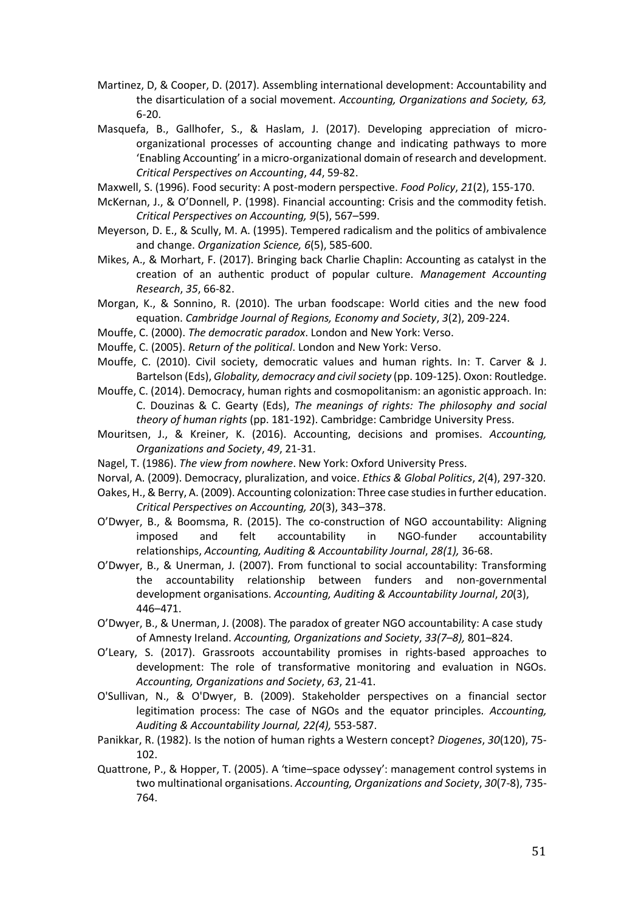Martinez, D, & Cooper, D. (2017). Assembling international development: Accountability and the disarticulation of a social movement. *Accounting, Organizations and Society, 63,* 6-20.

Masquefa, B., Gallhofer, S., & Haslam, J. (2017). Developing appreciation of micro-organizational processes of accounting change and indicating pathways to more 'Enabling Accounting' in a micro-organizational domain of research and development. *Critical Perspectives on Accounting*, *44*, 59-82.

Maxwell, S. (1996). Food security: A post-modern perspective. *Food Policy*, *21*(2), 155-170.

McKernan, J., & O'Donnell, P. (1998). Financial accounting: Crisis and the commodity fetish. *Critical Perspectives on Accounting, 9*(5), 567–599.

Meyerson, D. E., & Scully, M. A. (1995). Tempered radicalism and the politics of ambivalence and change. *Organization Science, 6*(5), 585-600.

Mikes, A., & Morhart, F. (2017). Bringing back Charlie Chaplin: Accounting as catalyst in the creation of an authentic product of popular culture. *Management Accounting Research*, *35*, 66-82.

Morgan, K., & Sonnino, R. (2010). The urban foodscape: World cities and the new food equation. *Cambridge Journal of Regions, Economy and Society*, *3*(2), 209-224.

Mouffe, C. (2000). *The democratic paradox*. London and New York: Verso.

Mouffe, C. (2005). *Return of the political*. London and New York: Verso.

Mouffe, C. (2010). Civil society, democratic values and human rights. In: T. Carver & J. Bartelson (Eds), *Globality, democracy and civil society* (pp. 109-125). Oxon: Routledge.

Mouffe, C. (2014). Democracy, human rights and cosmopolitanism: an agonistic approach. In: C. Douzinas & C. Gearty (Eds), *The meanings of rights: The philosophy and social theory of human rights* (pp. 181-192). Cambridge: Cambridge University Press.

Mouritsen, J., & Kreiner, K. (2016). Accounting, decisions and promises. *Accounting, Organizations and Society*, *49*, 21-31.

Nagel, T. (1986). *The view from nowhere*. New York: Oxford University Press.

Norval, A. (2009). Democracy, pluralization, and voice. *Ethics & Global Politics*, *2*(4), 297-320.

Oakes, H., & Berry, A. (2009). Accounting colonization: Three case studies in further education. *Critical Perspectives on Accounting, 20*(3), 343–378.

O'Dwyer, B., & Boomsma, R. (2015). The co-construction of NGO accountability: Aligning imposed and felt accountability in NGO-funder accountability relationships, *Accounting, Auditing & Accountability Journal*, *28(1),* 36-68.

O'Dwyer, B., & Unerman, J. (2007). From functional to social accountability: Transforming the accountability relationship between funders and non-governmental development organisations. *Accounting, Auditing & Accountability Journal*, *20*(3), 446–471.

O'Dwyer, B., & Unerman, J. (2008). The paradox of greater NGO accountability: A case study of Amnesty Ireland. *Accounting, Organizations and Society*, *33(7–8),* 801–824.

O'Leary, S. (2017). Grassroots accountability promises in rights-based approaches to development: The role of transformative monitoring and evaluation in NGOs. *Accounting, Organizations and Society*, *63*, 21-41.

O'Sullivan, N., & O'Dwyer, B. (2009). Stakeholder perspectives on a financial sector legitimation process: The case of NGOs and the equator principles. *Accounting, Auditing & Accountability Journal, 22(4),* 553-587.

Panikkar, R. (1982). Is the notion of human rights a Western concept? *Diogenes*, *30*(120), 75-102.

Quattrone, P., & Hopper, T. (2005). A 'time–space odyssey': management control systems in two multinational organisations. *Accounting, Organizations and Society*, *30*(7-8), 735-764.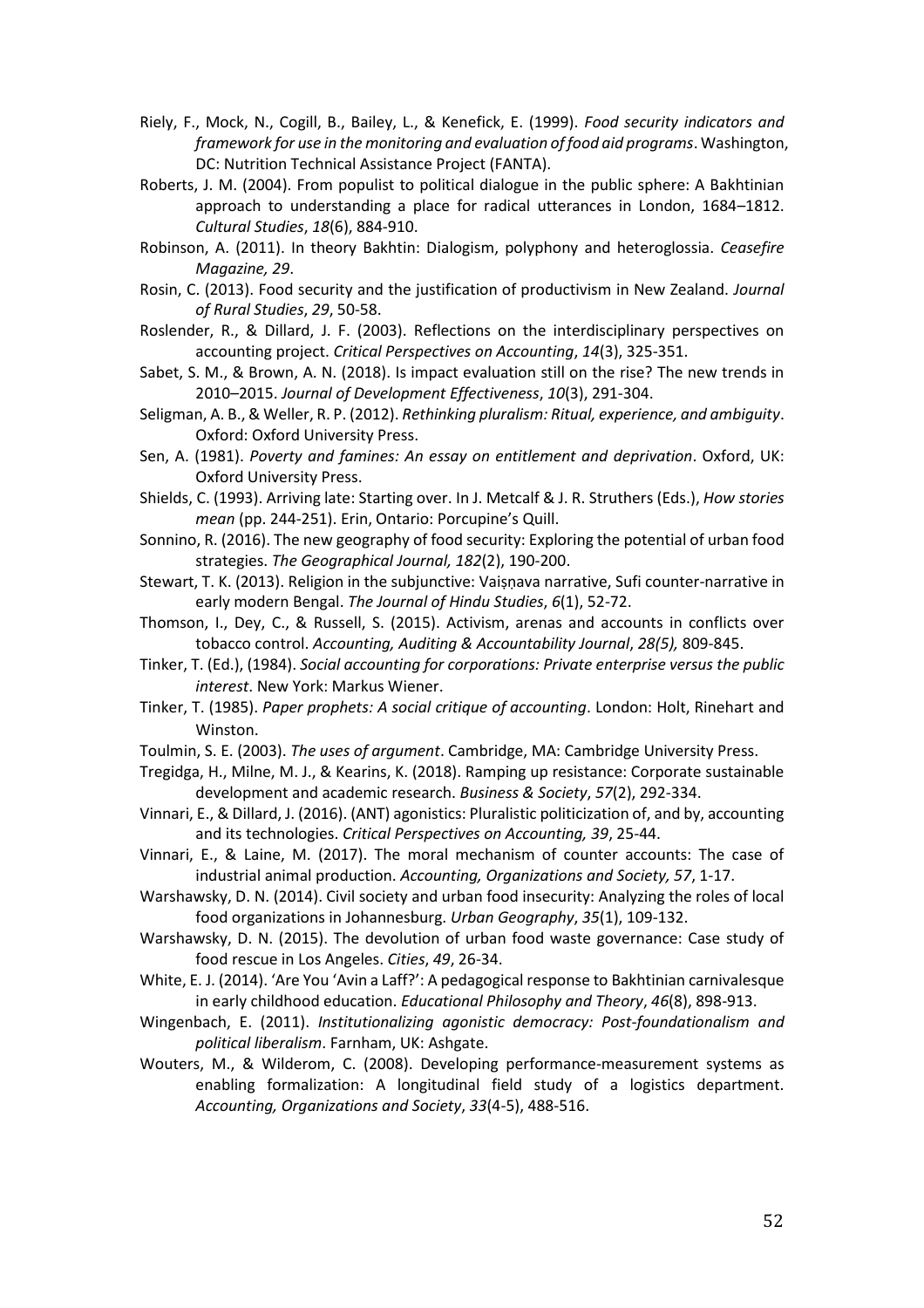Riely, F., Mock, N., Cogill, B., Bailey, L., & Kenefick, E. (1999). *Food security indicators and framework for use in the monitoring and evaluation of food aid programs*. Washington, DC: Nutrition Technical Assistance Project (FANTA).

Roberts, J. M. (2004). From populist to political dialogue in the public sphere: A Bakhtinian approach to understanding a place for radical utterances in London, 1684–1812. *Cultural Studies*, *18*(6), 884-910.

Robinson, A. (2011). In theory Bakhtin: Dialogism, polyphony and heteroglossia. *Ceasefire Magazine, 29*.

Rosin, C. (2013). Food security and the justification of productivism in New Zealand. *Journal of Rural Studies*, *29*, 50-58.

Roslender, R., & Dillard, J. F. (2003). Reflections on the interdisciplinary perspectives on accounting project. *Critical Perspectives on Accounting*, *14*(3), 325-351.

Sabet, S. M., & Brown, A. N. (2018). Is impact evaluation still on the rise? The new trends in 2010–2015. *Journal of Development Effectiveness*, *10*(3), 291-304.

Seligman, A. B., & Weller, R. P. (2012). *Rethinking pluralism: Ritual, experience, and ambiguity*. Oxford: Oxford University Press.

Sen, A. (1981). *Poverty and famines: An essay on entitlement and deprivation*. Oxford, UK: Oxford University Press.

Shields, C. (1993). Arriving late: Starting over. In J. Metcalf & J. R. Struthers (Eds.), *How stories mean* (pp. 244-251). Erin, Ontario: Porcupine's Quill.

Sonnino, R. (2016). The new geography of food security: Exploring the potential of urban food strategies. *The Geographical Journal, 182*(2), 190-200.

Stewart, T. K. (2013). Religion in the subjunctive: Vaiṣṇava narrative, Sufi counter-narrative in early modern Bengal. *The Journal of Hindu Studies*, *6*(1), 52-72.

Thomson, I., Dey, C., & Russell, S. (2015). Activism, arenas and accounts in conflicts over tobacco control. *Accounting, Auditing & Accountability Journal*, *28(5),* 809-845.

Tinker, T. (Ed.), (1984). *Social accounting for corporations: Private enterprise versus the public interest*. New York: Markus Wiener.

Tinker, T. (1985). *Paper prophets: A social critique of accounting*. London: Holt, Rinehart and Winston.

Toulmin, S. E. (2003). *The uses of argument*. Cambridge, MA: Cambridge University Press.

Tregidga, H., Milne, M. J., & Kearins, K. (2018). Ramping up resistance: Corporate sustainable development and academic research. *Business & Society*, *57*(2), 292-334.

Vinnari, E., & Dillard, J. (2016). (ANT) agonistics: Pluralistic politicization of, and by, accounting and its technologies. *Critical Perspectives on Accounting, 39*, 25-44.

Vinnari, E., & Laine, M. (2017). The moral mechanism of counter accounts: The case of industrial animal production. *Accounting, Organizations and Society, 57*, 1-17.

Warshawsky, D. N. (2014). Civil society and urban food insecurity: Analyzing the roles of local food organizations in Johannesburg. *Urban Geography*, *35*(1), 109-132.

Warshawsky, D. N. (2015). The devolution of urban food waste governance: Case study of food rescue in Los Angeles. *Cities*, *49*, 26-34.

White, E. J. (2014). 'Are You 'Avin a Laff?': A pedagogical response to Bakhtinian carnivalesque in early childhood education. *Educational Philosophy and Theory*, *46*(8), 898-913.

Wingenbach, E. (2011). *Institutionalizing agonistic democracy: Post-foundationalism and political liberalism*. Farnham, UK: Ashgate.

Wouters, M., & Wilderom, C. (2008). Developing performance-measurement systems as enabling formalization: A longitudinal field study of a logistics department. *Accounting, Organizations and Society*, *33*(4-5), 488-516.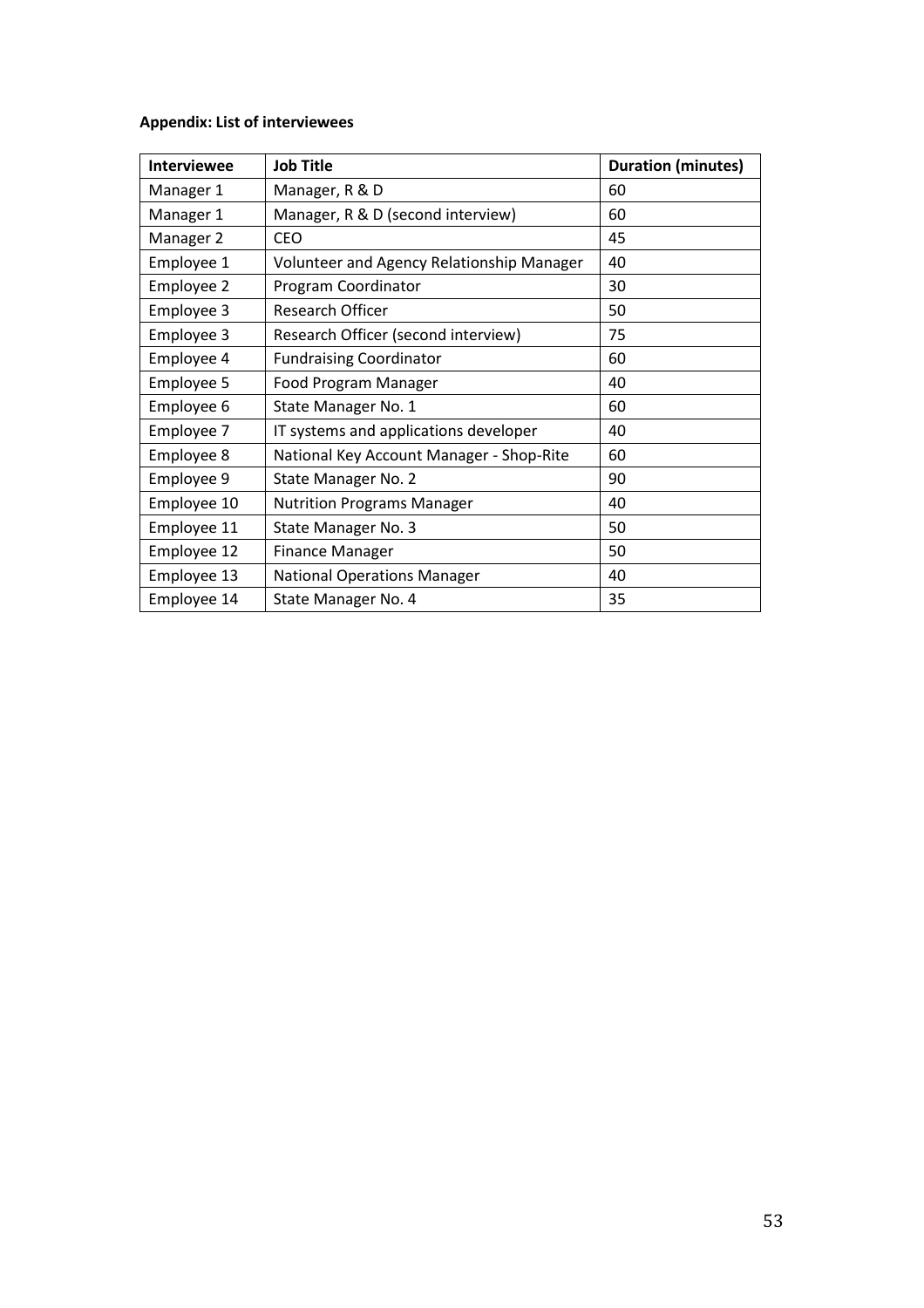**Appendix: List of interviewees**

| Interviewee | Job Title | Duration (minutes) |
|---|---|---|
| Manager 1 | Manager, R & D | 60 |
| Manager 1 | Manager, R & D (second interview) | 60 |
| Manager 2 | CEO | 45 |
| Employee 1 | Volunteer and Agency Relationship Manager | 40 |
| Employee 2 | Program Coordinator | 30 |
| Employee 3 | Research Officer | 50 |
| Employee 3 | Research Officer (second interview) | 75 |
| Employee 4 | Fundraising Coordinator | 60 |
| Employee 5 | Food Program Manager | 40 |
| Employee 6 | State Manager No. 1 | 60 |
| Employee 7 | IT systems and applications developer | 40 |
| Employee 8 | National Key Account Manager - Shop-Rite | 60 |
| Employee 9 | State Manager No. 2 | 90 |
| Employee 10 | Nutrition Programs Manager | 40 |
| Employee 11 | State Manager No. 3 | 50 |
| Employee 12 | Finance Manager | 50 |
| Employee 13 | National Operations Manager | 40 |
| Employee 14 | State Manager No. 4 | 35 |